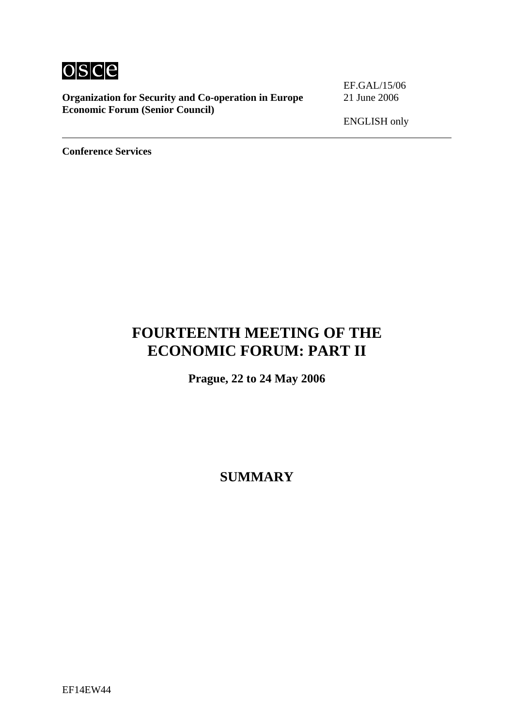osce

**Organization for Security and Co-operation in Europe**
**Economic Forum (Senior Council)**

EF.GAL/15/06
21 June 2006

ENGLISH only

---

**Conference Services**

# FOURTEENTH MEETING OF THE ECONOMIC FORUM: PART II

**Prague, 22 to 24 May 2006**

# SUMMARY

EF14EW44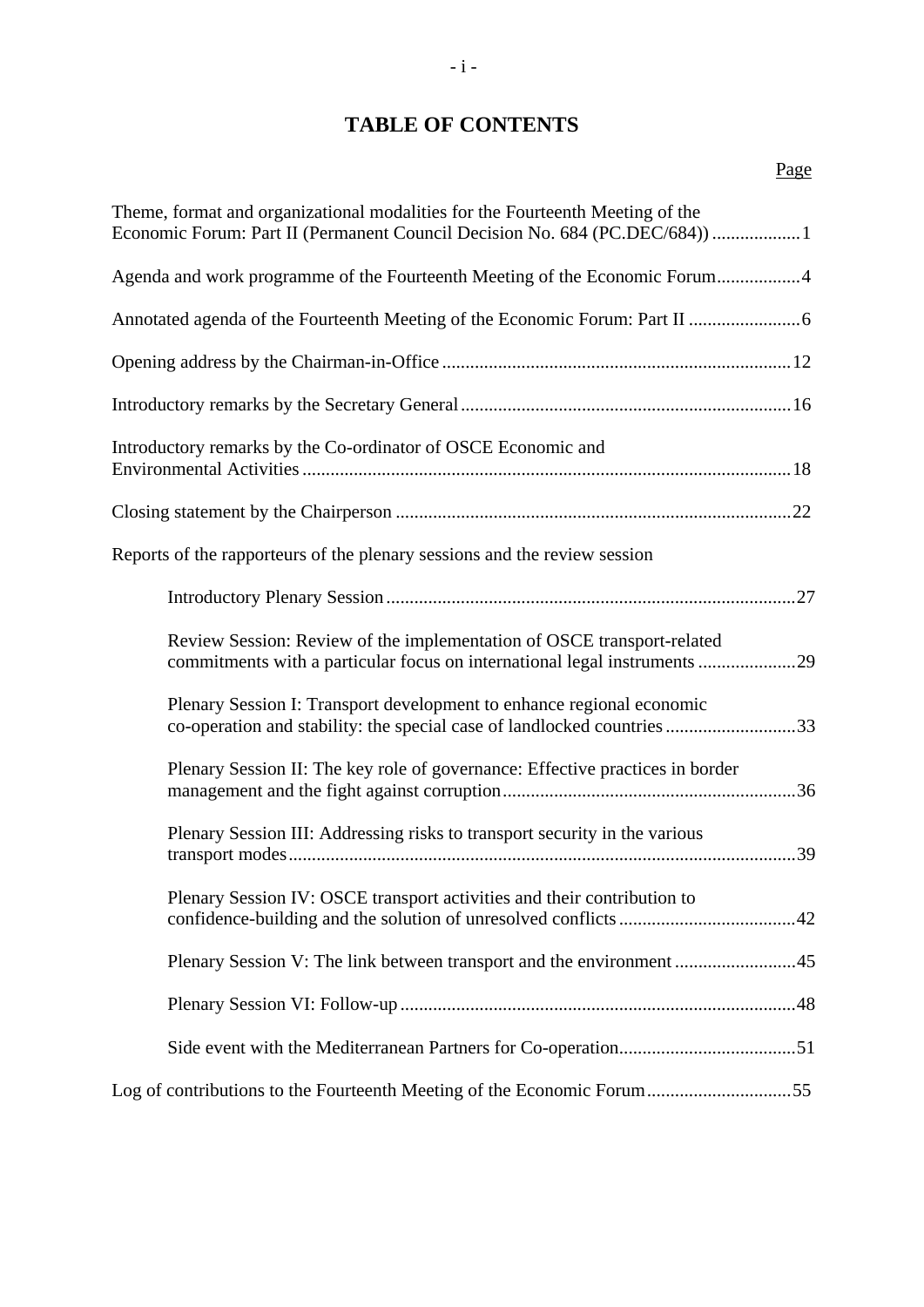# TABLE OF CONTENTS

Page

Theme, format and organizational modalities for the Fourteenth Meeting of the Economic Forum: Part II (Permanent Council Decision No. 684 (PC.DEC/684)) .................. 1

Agenda and work programme of the Fourteenth Meeting of the Economic Forum.................. 4

Annotated agenda of the Fourteenth Meeting of the Economic Forum: Part II ........................ 6

Opening address by the Chairman-in-Office ........................................................................... 12

Introductory remarks by the Secretary General ....................................................................... 16

Introductory remarks by the Co-ordinator of OSCE Economic and Environmental Activities ......................................................................................................... 18

Closing statement by the Chairperson ..................................................................................... 22

Reports of the rapporteurs of the plenary sessions and the review session

- Introductory Plenary Session ....................................................................................... 27
- Review Session: Review of the implementation of OSCE transport-related commitments with a particular focus on international legal instruments ..................... 29
- Plenary Session I: Transport development to enhance regional economic co-operation and stability: the special case of landlocked countries ............................ 33
- Plenary Session II: The key role of governance: Effective practices in border management and the fight against corruption .............................................................. 36
- Plenary Session III: Addressing risks to transport security in the various transport modes ............................................................................................................ 39
- Plenary Session IV: OSCE transport activities and their contribution to confidence-building and the solution of unresolved conflicts ...................................... 42
- Plenary Session V: The link between transport and the environment .......................... 45
- Plenary Session VI: Follow-up ..................................................................................... 48
- Side event with the Mediterranean Partners for Co-operation...................................... 51

Log of contributions to the Fourteenth Meeting of the Economic Forum............................... 55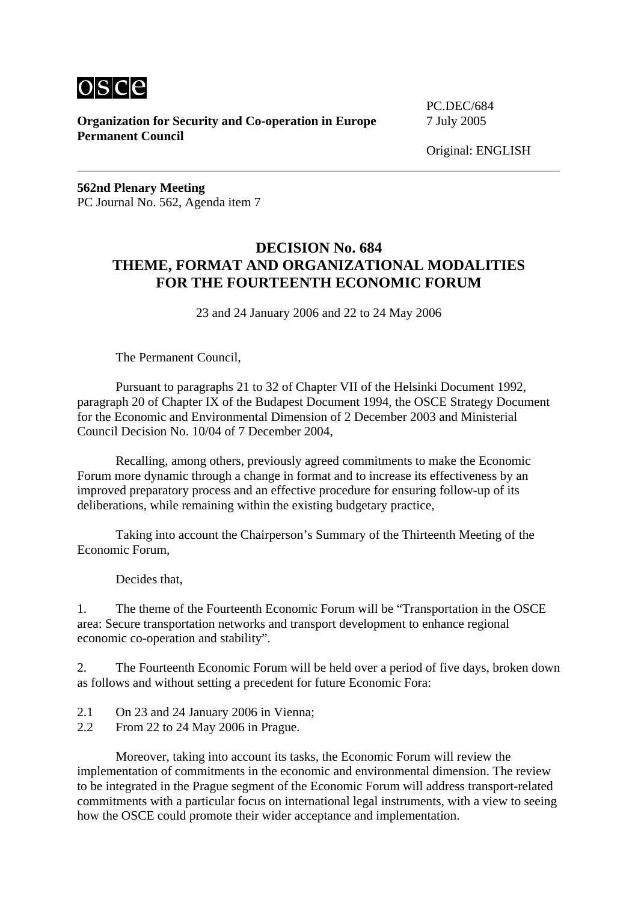osce

**Organization for Security and Co-operation in Europe**
**Permanent Council**

PC.DEC/684
7 July 2005

Original: ENGLISH

---

**562nd Plenary Meeting**
PC Journal No. 562, Agenda item 7

## DECISION No. 684
## THEME, FORMAT AND ORGANIZATIONAL MODALITIES FOR THE FOURTEENTH ECONOMIC FORUM

23 and 24 January 2006 and 22 to 24 May 2006

The Permanent Council,

Pursuant to paragraphs 21 to 32 of Chapter VII of the Helsinki Document 1992, paragraph 20 of Chapter IX of the Budapest Document 1994, the OSCE Strategy Document for the Economic and Environmental Dimension of 2 December 2003 and Ministerial Council Decision No. 10/04 of 7 December 2004,

Recalling, among others, previously agreed commitments to make the Economic Forum more dynamic through a change in format and to increase its effectiveness by an improved preparatory process and an effective procedure for ensuring follow-up of its deliberations, while remaining within the existing budgetary practice,

Taking into account the Chairperson's Summary of the Thirteenth Meeting of the Economic Forum,

Decides that,

1. The theme of the Fourteenth Economic Forum will be "Transportation in the OSCE area: Secure transportation networks and transport development to enhance regional economic co-operation and stability".

2. The Fourteenth Economic Forum will be held over a period of five days, broken down as follows and without setting a precedent for future Economic Fora:

2.1 On 23 and 24 January 2006 in Vienna;
2.2 From 22 to 24 May 2006 in Prague.

Moreover, taking into account its tasks, the Economic Forum will review the implementation of commitments in the economic and environmental dimension. The review to be integrated in the Prague segment of the Economic Forum will address transport-related commitments with a particular focus on international legal instruments, with a view to seeing how the OSCE could promote their wider acceptance and implementation.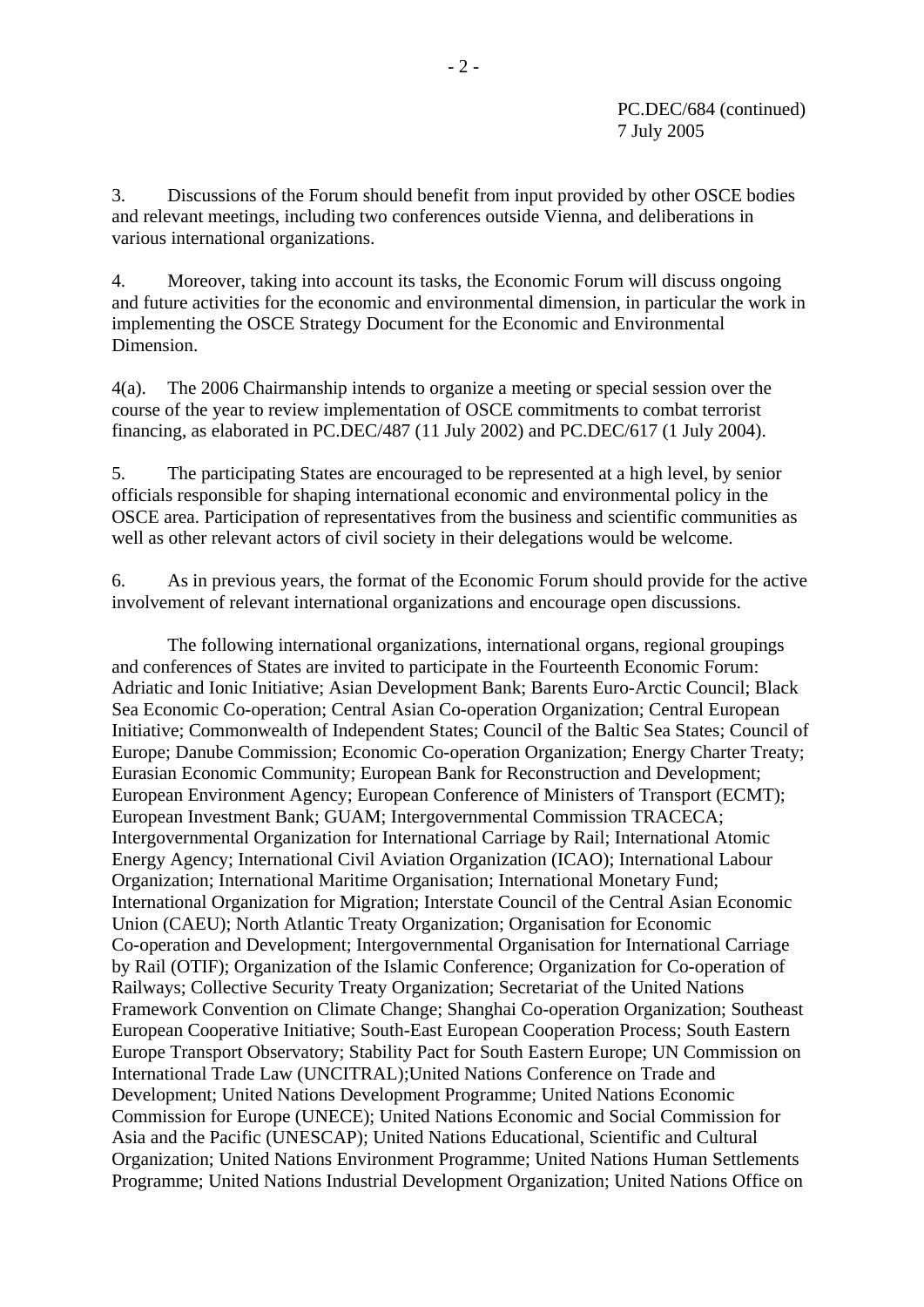3. Discussions of the Forum should benefit from input provided by other OSCE bodies and relevant meetings, including two conferences outside Vienna, and deliberations in various international organizations.

4. Moreover, taking into account its tasks, the Economic Forum will discuss ongoing and future activities for the economic and environmental dimension, in particular the work in implementing the OSCE Strategy Document for the Economic and Environmental Dimension.

4(a). The 2006 Chairmanship intends to organize a meeting or special session over the course of the year to review implementation of OSCE commitments to combat terrorist financing, as elaborated in PC.DEC/487 (11 July 2002) and PC.DEC/617 (1 July 2004).

5. The participating States are encouraged to be represented at a high level, by senior officials responsible for shaping international economic and environmental policy in the OSCE area. Participation of representatives from the business and scientific communities as well as other relevant actors of civil society in their delegations would be welcome.

6. As in previous years, the format of the Economic Forum should provide for the active involvement of relevant international organizations and encourage open discussions.

The following international organizations, international organs, regional groupings and conferences of States are invited to participate in the Fourteenth Economic Forum: Adriatic and Ionic Initiative; Asian Development Bank; Barents Euro-Arctic Council; Black Sea Economic Co-operation; Central Asian Co-operation Organization; Central European Initiative; Commonwealth of Independent States; Council of the Baltic Sea States; Council of Europe; Danube Commission; Economic Co-operation Organization; Energy Charter Treaty; Eurasian Economic Community; European Bank for Reconstruction and Development; European Environment Agency; European Conference of Ministers of Transport (ECMT); European Investment Bank; GUAM; Intergovernmental Commission TRACECA; Intergovernmental Organization for International Carriage by Rail; International Atomic Energy Agency; International Civil Aviation Organization (ICAO); International Labour Organization; International Maritime Organisation; International Monetary Fund; International Organization for Migration; Interstate Council of the Central Asian Economic Union (CAEU); North Atlantic Treaty Organization; Organisation for Economic Co-operation and Development; Intergovernmental Organisation for International Carriage by Rail (OTIF); Organization of the Islamic Conference; Organization for Co-operation of Railways; Collective Security Treaty Organization; Secretariat of the United Nations Framework Convention on Climate Change; Shanghai Co-operation Organization; Southeast European Cooperative Initiative; South-East European Cooperation Process; South Eastern Europe Transport Observatory; Stability Pact for South Eastern Europe; UN Commission on International Trade Law (UNCITRAL);United Nations Conference on Trade and Development; United Nations Development Programme; United Nations Economic Commission for Europe (UNECE); United Nations Economic and Social Commission for Asia and the Pacific (UNESCAP); United Nations Educational, Scientific and Cultural Organization; United Nations Environment Programme; United Nations Human Settlements Programme; United Nations Industrial Development Organization; United Nations Office on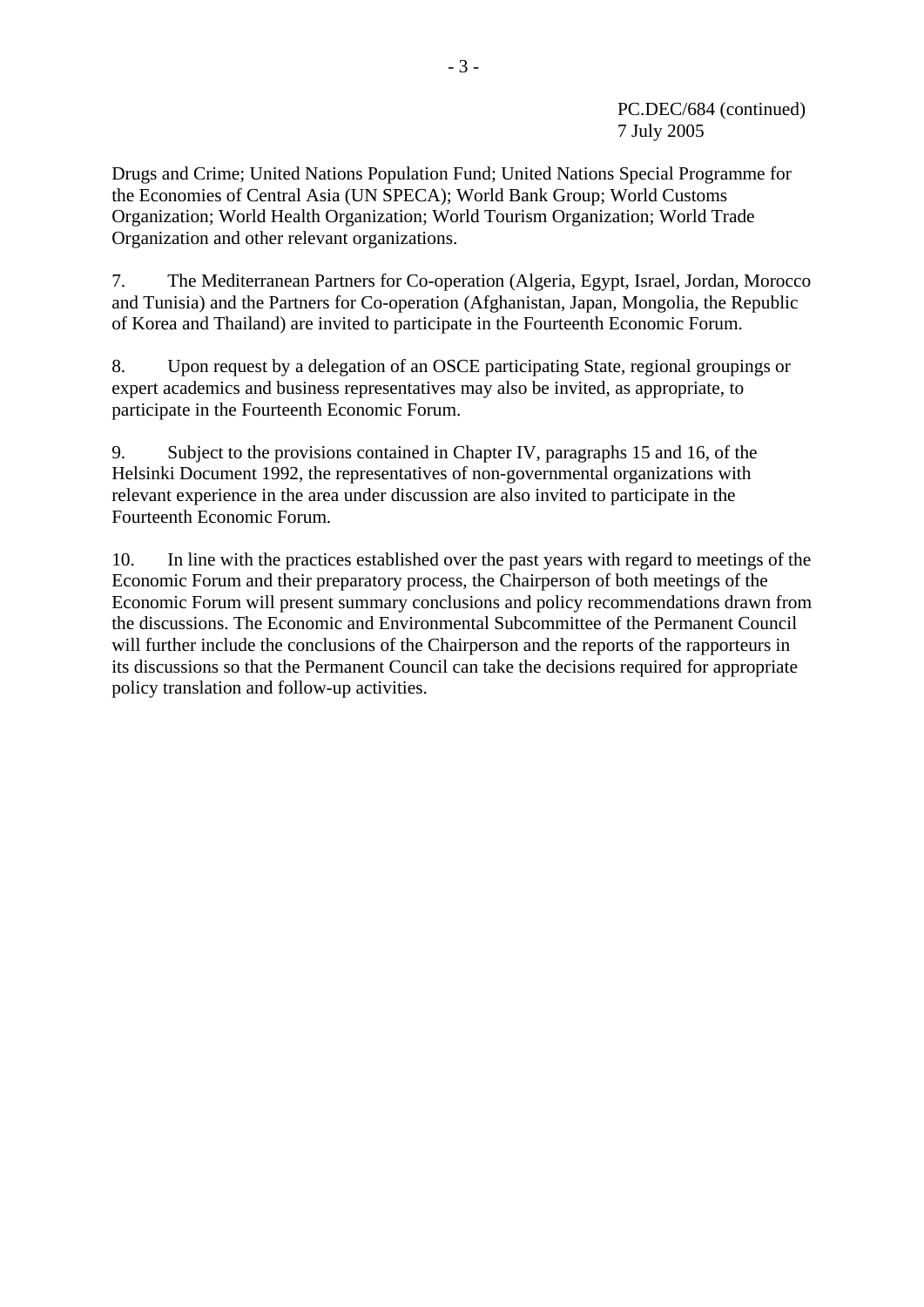Drugs and Crime; United Nations Population Fund; United Nations Special Programme for the Economies of Central Asia (UN SPECA); World Bank Group; World Customs Organization; World Health Organization; World Tourism Organization; World Trade Organization and other relevant organizations.

7. The Mediterranean Partners for Co-operation (Algeria, Egypt, Israel, Jordan, Morocco and Tunisia) and the Partners for Co-operation (Afghanistan, Japan, Mongolia, the Republic of Korea and Thailand) are invited to participate in the Fourteenth Economic Forum.

8. Upon request by a delegation of an OSCE participating State, regional groupings or expert academics and business representatives may also be invited, as appropriate, to participate in the Fourteenth Economic Forum.

9. Subject to the provisions contained in Chapter IV, paragraphs 15 and 16, of the Helsinki Document 1992, the representatives of non-governmental organizations with relevant experience in the area under discussion are also invited to participate in the Fourteenth Economic Forum.

10. In line with the practices established over the past years with regard to meetings of the Economic Forum and their preparatory process, the Chairperson of both meetings of the Economic Forum will present summary conclusions and policy recommendations drawn from the discussions. The Economic and Environmental Subcommittee of the Permanent Council will further include the conclusions of the Chairperson and the reports of the rapporteurs in its discussions so that the Permanent Council can take the decisions required for appropriate policy translation and follow-up activities.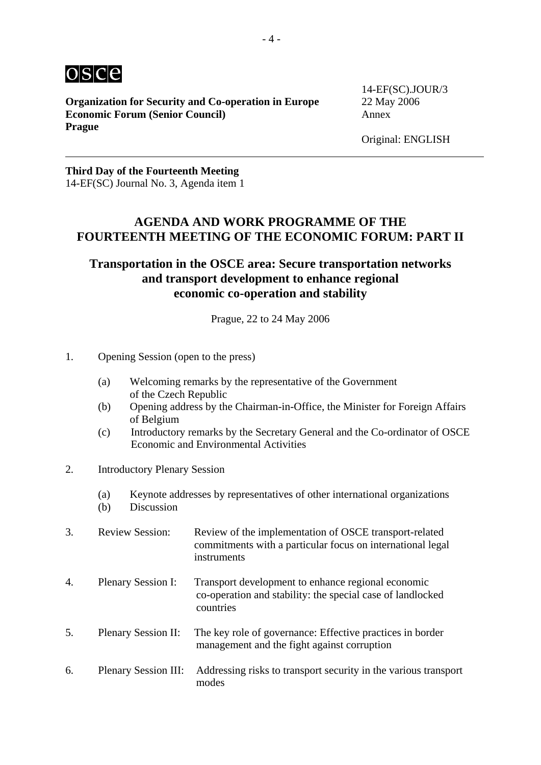**Organization for Security and Co-operation in Europe**
**Economic Forum (Senior Council)**
**Prague**

14-EF(SC).JOUR/3
22 May 2006
Annex

Original: ENGLISH

---

**Third Day of the Fourteenth Meeting**
14-EF(SC) Journal No. 3, Agenda item 1

## AGENDA AND WORK PROGRAMME OF THE FOURTEENTH MEETING OF THE ECONOMIC FORUM: PART II

### Transportation in the OSCE area: Secure transportation networks and transport development to enhance regional economic co-operation and stability

Prague, 22 to 24 May 2006

1. Opening Session (open to the press)

   (a) Welcoming remarks by the representative of the Government of the Czech Republic

   (b) Opening address by the Chairman-in-Office, the Minister for Foreign Affairs of Belgium

   (c) Introductory remarks by the Secretary General and the Co-ordinator of OSCE Economic and Environmental Activities

2. Introductory Plenary Session

   (a) Keynote addresses by representatives of other international organizations

   (b) Discussion

3. Review Session: Review of the implementation of OSCE transport-related commitments with a particular focus on international legal instruments

4. Plenary Session I: Transport development to enhance regional economic co-operation and stability: the special case of landlocked countries

5. Plenary Session II: The key role of governance: Effective practices in border management and the fight against corruption

6. Plenary Session III: Addressing risks to transport security in the various transport modes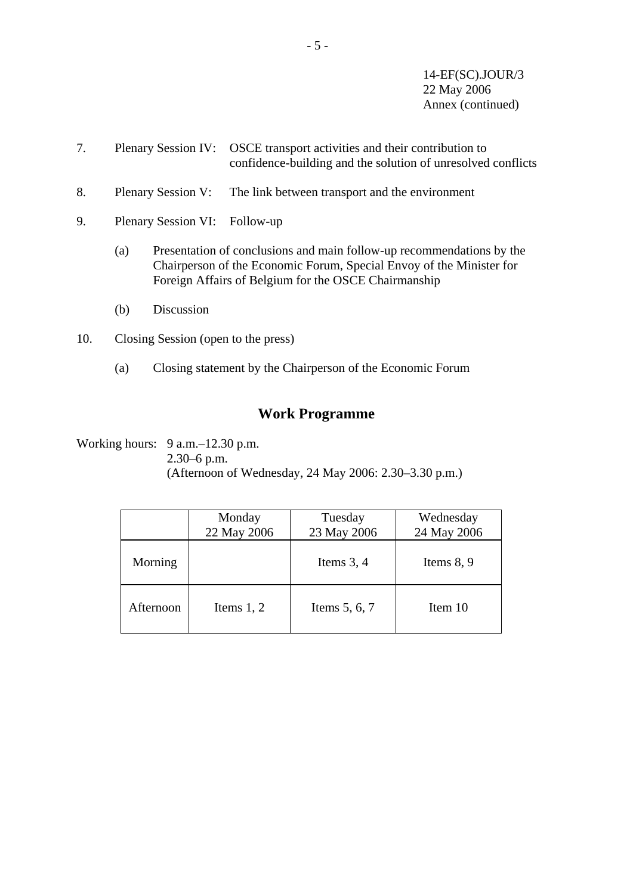14-EF(SC).JOUR/3
22 May 2006
Annex (continued)

7. Plenary Session IV: OSCE transport activities and their contribution to confidence-building and the solution of unresolved conflicts

8. Plenary Session V: The link between transport and the environment

9. Plenary Session VI: Follow-up

   (a) Presentation of conclusions and main follow-up recommendations by the Chairperson of the Economic Forum, Special Envoy of the Minister for Foreign Affairs of Belgium for the OSCE Chairmanship

   (b) Discussion

10. Closing Session (open to the press)

    (a) Closing statement by the Chairperson of the Economic Forum

## Work Programme

Working hours: 9 a.m.–12.30 p.m.
2.30–6 p.m.
(Afternoon of Wednesday, 24 May 2006: 2.30–3.30 p.m.)

| | Monday 22 May 2006 | Tuesday 23 May 2006 | Wednesday 24 May 2006 |
|---|---|---|---|
| Morning | | Items 3, 4 | Items 8, 9 |
| Afternoon | Items 1, 2 | Items 5, 6, 7 | Item 10 |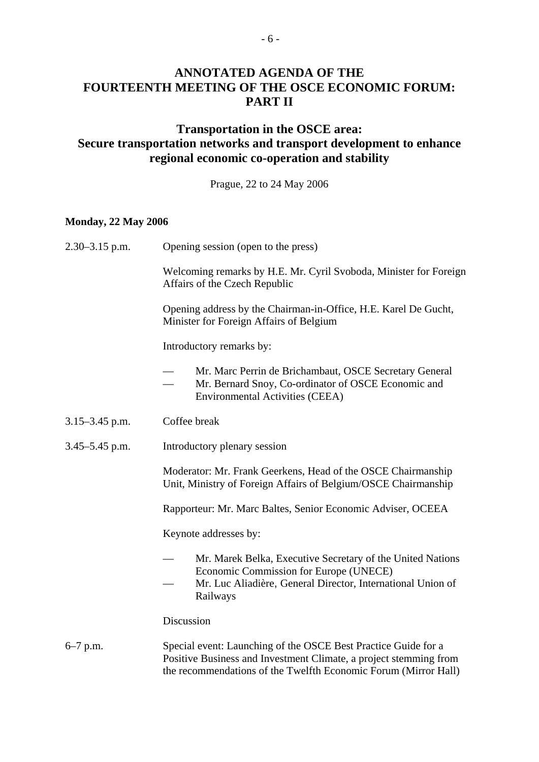# ANNOTATED AGENDA OF THE FOURTEENTH MEETING OF THE OSCE ECONOMIC FORUM: PART II

## Transportation in the OSCE area: Secure transportation networks and transport development to enhance regional economic co-operation and stability

Prague, 22 to 24 May 2006

**Monday, 22 May 2006**

2.30–3.15 p.m. Opening session (open to the press)

Welcoming remarks by H.E. Mr. Cyril Svoboda, Minister for Foreign Affairs of the Czech Republic

Opening address by the Chairman-in-Office, H.E. Karel De Gucht, Minister for Foreign Affairs of Belgium

Introductory remarks by:

- Mr. Marc Perrin de Brichambaut, OSCE Secretary General
- Mr. Bernard Snoy, Co-ordinator of OSCE Economic and Environmental Activities (CEEA)

3.15–3.45 p.m. Coffee break

3.45–5.45 p.m. Introductory plenary session

Moderator: Mr. Frank Geerkens, Head of the OSCE Chairmanship Unit, Ministry of Foreign Affairs of Belgium/OSCE Chairmanship

Rapporteur: Mr. Marc Baltes, Senior Economic Adviser, OCEEA

Keynote addresses by:

- Mr. Marek Belka, Executive Secretary of the United Nations Economic Commission for Europe (UNECE)
- Mr. Luc Aliadière, General Director, International Union of Railways

Discussion

6–7 p.m. Special event: Launching of the OSCE Best Practice Guide for a Positive Business and Investment Climate, a project stemming from the recommendations of the Twelfth Economic Forum (Mirror Hall)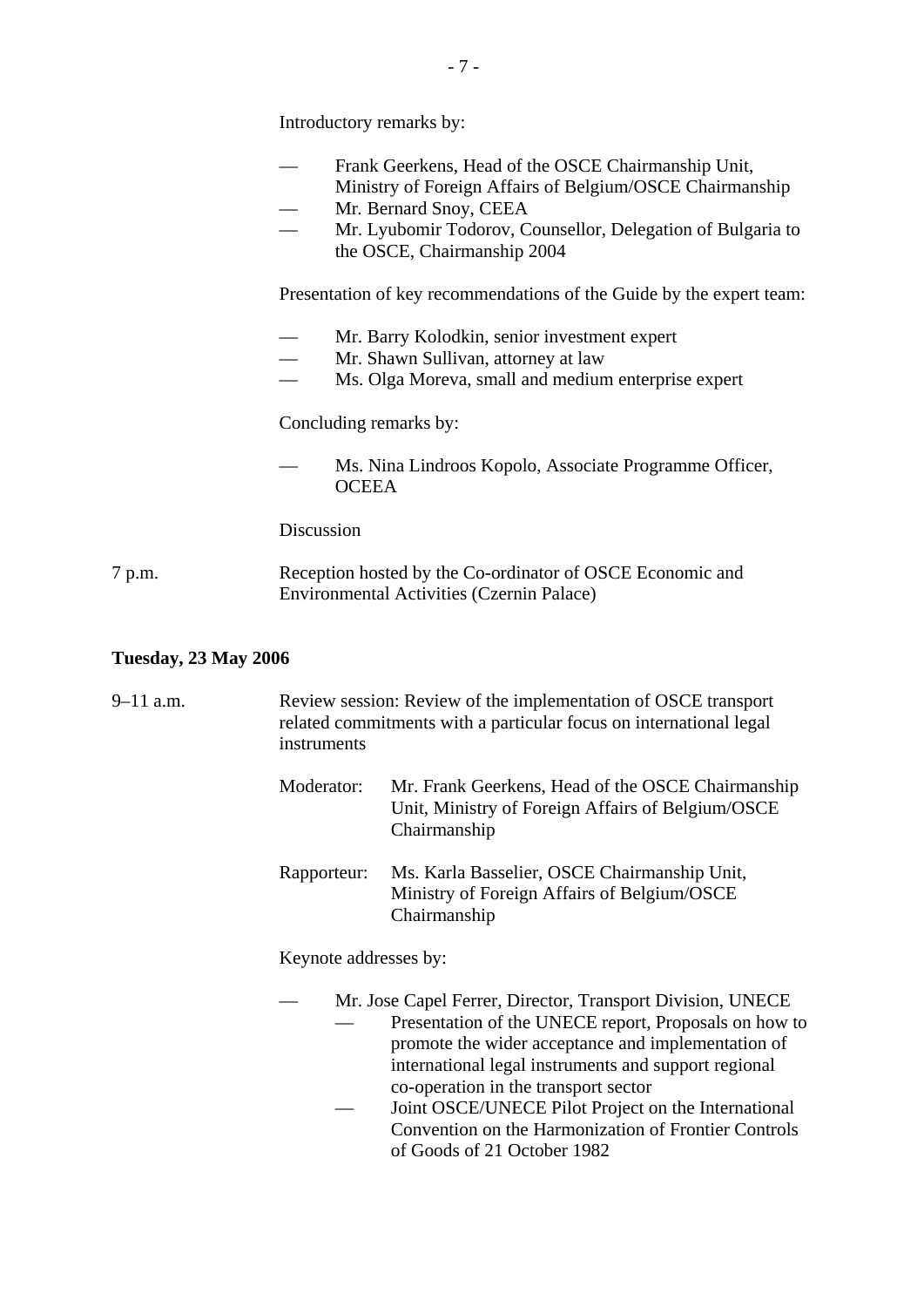Introductory remarks by:

- Frank Geerkens, Head of the OSCE Chairmanship Unit, Ministry of Foreign Affairs of Belgium/OSCE Chairmanship
- Mr. Bernard Snoy, CEEA
- Mr. Lyubomir Todorov, Counsellor, Delegation of Bulgaria to the OSCE, Chairmanship 2004

Presentation of key recommendations of the Guide by the expert team:

- Mr. Barry Kolodkin, senior investment expert
- Mr. Shawn Sullivan, attorney at law
- Ms. Olga Moreva, small and medium enterprise expert

Concluding remarks by:

- Ms. Nina Lindroos Kopolo, Associate Programme Officer, OCEEA

Discussion

7 p.m. Reception hosted by the Co-ordinator of OSCE Economic and Environmental Activities (Czernin Palace)

**Tuesday, 23 May 2006**

9–11 a.m. Review session: Review of the implementation of OSCE transport related commitments with a particular focus on international legal instruments

Moderator: Mr. Frank Geerkens, Head of the OSCE Chairmanship Unit, Ministry of Foreign Affairs of Belgium/OSCE Chairmanship

Rapporteur: Ms. Karla Basselier, OSCE Chairmanship Unit, Ministry of Foreign Affairs of Belgium/OSCE Chairmanship

Keynote addresses by:

- Mr. Jose Capel Ferrer, Director, Transport Division, UNECE
  - Presentation of the UNECE report, Proposals on how to promote the wider acceptance and implementation of international legal instruments and support regional co-operation in the transport sector
  - Joint OSCE/UNECE Pilot Project on the International Convention on the Harmonization of Frontier Controls of Goods of 21 October 1982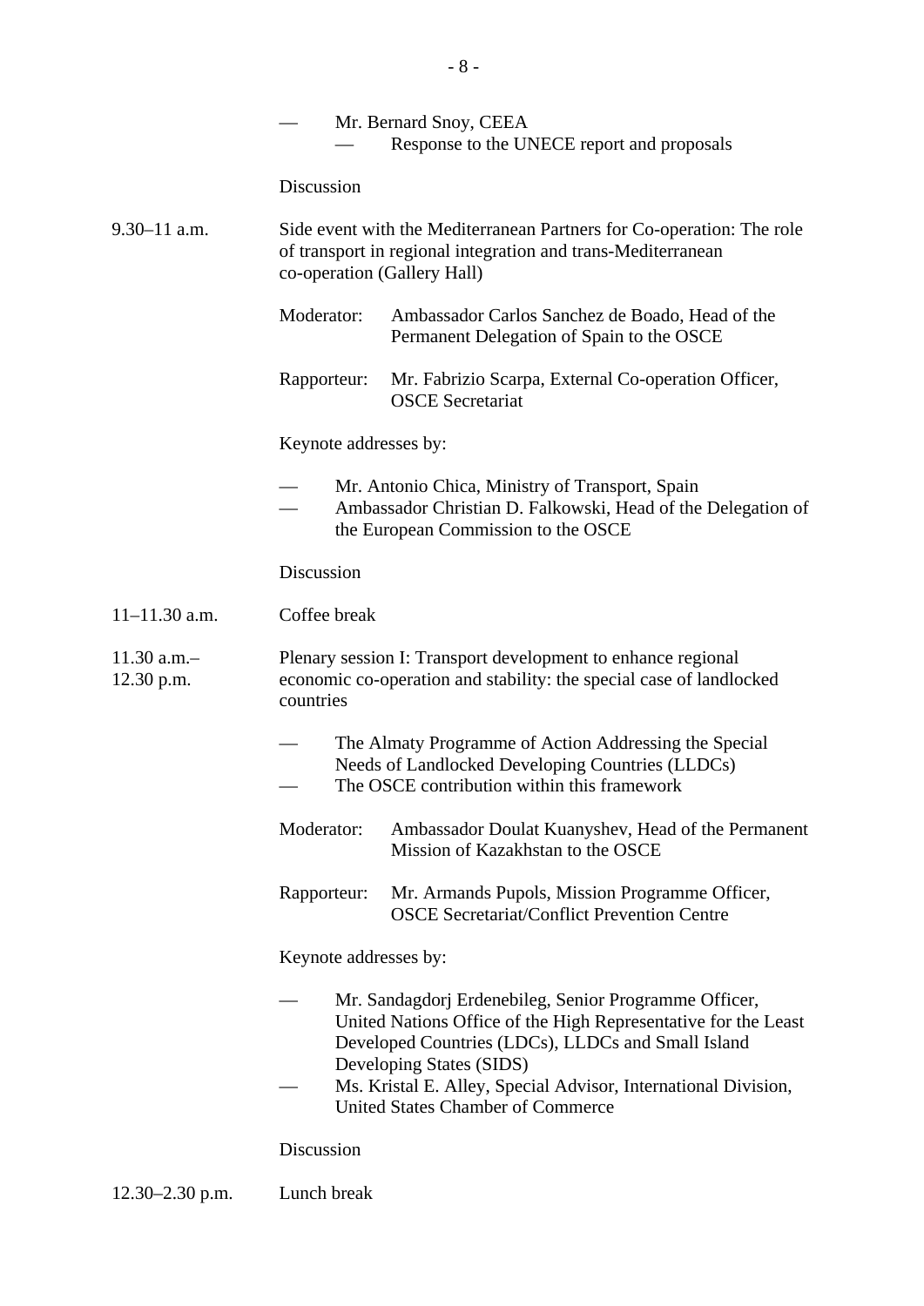- Mr. Bernard Snoy, CEEA
  - Response to the UNECE report and proposals

Discussion

9.30–11 a.m. Side event with the Mediterranean Partners for Co-operation: The role of transport in regional integration and trans-Mediterranean co-operation (Gallery Hall)

Moderator: Ambassador Carlos Sanchez de Boado, Head of the Permanent Delegation of Spain to the OSCE

Rapporteur: Mr. Fabrizio Scarpa, External Co-operation Officer, OSCE Secretariat

Keynote addresses by:

- Mr. Antonio Chica, Ministry of Transport, Spain
- Ambassador Christian D. Falkowski, Head of the Delegation of the European Commission to the OSCE

Discussion

11–11.30 a.m. Coffee break

11.30 a.m.–12.30 p.m. Plenary session I: Transport development to enhance regional economic co-operation and stability: the special case of landlocked countries

- The Almaty Programme of Action Addressing the Special Needs of Landlocked Developing Countries (LLDCs)
- The OSCE contribution within this framework

Moderator: Ambassador Doulat Kuanyshev, Head of the Permanent Mission of Kazakhstan to the OSCE

Rapporteur: Mr. Armands Pupols, Mission Programme Officer, OSCE Secretariat/Conflict Prevention Centre

Keynote addresses by:

- Mr. Sandagdorj Erdenebileg, Senior Programme Officer, United Nations Office of the High Representative for the Least Developed Countries (LDCs), LLDCs and Small Island Developing States (SIDS)
- Ms. Kristal E. Alley, Special Advisor, International Division, United States Chamber of Commerce

Discussion

12.30–2.30 p.m. Lunch break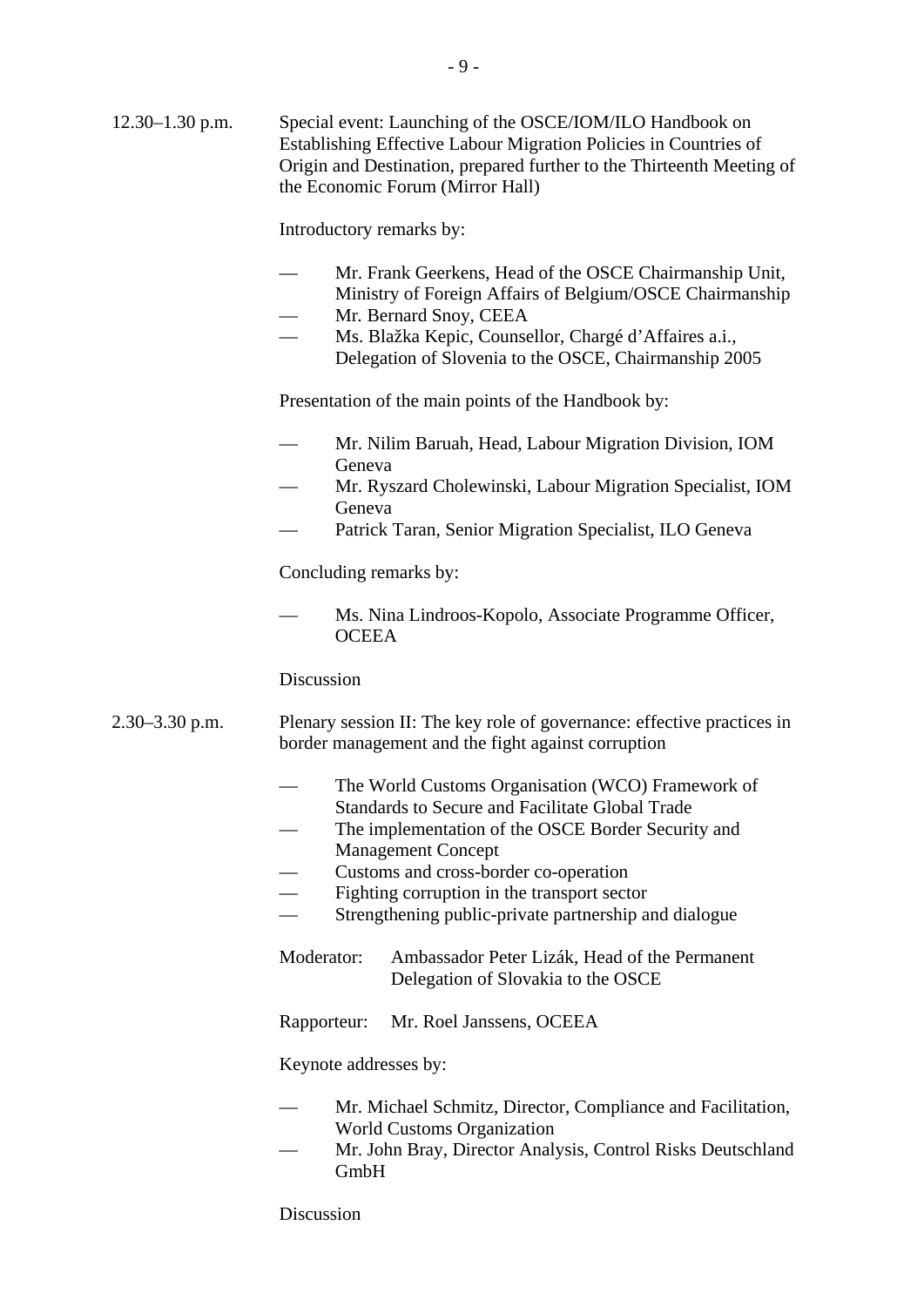12.30–1.30 p.m. Special event: Launching of the OSCE/IOM/ILO Handbook on Establishing Effective Labour Migration Policies in Countries of Origin and Destination, prepared further to the Thirteenth Meeting of the Economic Forum (Mirror Hall)

Introductory remarks by:

- Mr. Frank Geerkens, Head of the OSCE Chairmanship Unit, Ministry of Foreign Affairs of Belgium/OSCE Chairmanship
- Mr. Bernard Snoy, CEEA
- Ms. Blažka Kepic, Counsellor, Chargé d'Affaires a.i., Delegation of Slovenia to the OSCE, Chairmanship 2005

Presentation of the main points of the Handbook by:

- Mr. Nilim Baruah, Head, Labour Migration Division, IOM Geneva
- Mr. Ryszard Cholewinski, Labour Migration Specialist, IOM Geneva
- Patrick Taran, Senior Migration Specialist, ILO Geneva

Concluding remarks by:

- Ms. Nina Lindroos-Kopolo, Associate Programme Officer, OCEEA

Discussion

2.30–3.30 p.m. Plenary session II: The key role of governance: effective practices in border management and the fight against corruption

- The World Customs Organisation (WCO) Framework of Standards to Secure and Facilitate Global Trade
- The implementation of the OSCE Border Security and Management Concept
- Customs and cross-border co-operation
- Fighting corruption in the transport sector
- Strengthening public-private partnership and dialogue

Moderator: Ambassador Peter Lizák, Head of the Permanent Delegation of Slovakia to the OSCE

Rapporteur: Mr. Roel Janssens, OCEEA

Keynote addresses by:

- Mr. Michael Schmitz, Director, Compliance and Facilitation, World Customs Organization
- Mr. John Bray, Director Analysis, Control Risks Deutschland GmbH

Discussion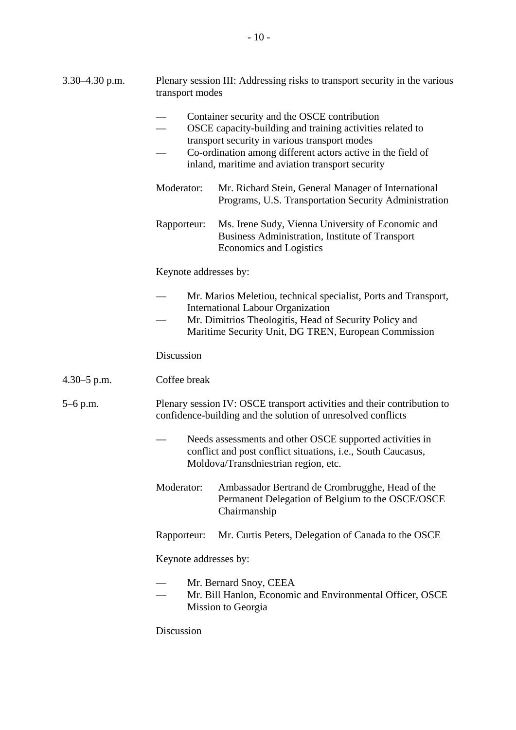3.30–4.30 p.m. Plenary session III: Addressing risks to transport security in the various transport modes

- Container security and the OSCE contribution
- OSCE capacity-building and training activities related to transport security in various transport modes
- Co-ordination among different actors active in the field of inland, maritime and aviation transport security

Moderator: Mr. Richard Stein, General Manager of International Programs, U.S. Transportation Security Administration

Rapporteur: Ms. Irene Sudy, Vienna University of Economic and Business Administration, Institute of Transport Economics and Logistics

Keynote addresses by:

- Mr. Marios Meletiou, technical specialist, Ports and Transport, International Labour Organization
- Mr. Dimitrios Theologitis, Head of Security Policy and Maritime Security Unit, DG TREN, European Commission

Discussion

4.30–5 p.m. Coffee break

5–6 p.m. Plenary session IV: OSCE transport activities and their contribution to confidence-building and the solution of unresolved conflicts

- Needs assessments and other OSCE supported activities in conflict and post conflict situations, i.e., South Caucasus, Moldova/Transdniestrian region, etc.

Moderator: Ambassador Bertrand de Crombrugghe, Head of the Permanent Delegation of Belgium to the OSCE/OSCE Chairmanship

Rapporteur: Mr. Curtis Peters, Delegation of Canada to the OSCE

Keynote addresses by:

- Mr. Bernard Snoy, CEEA
- Mr. Bill Hanlon, Economic and Environmental Officer, OSCE Mission to Georgia

Discussion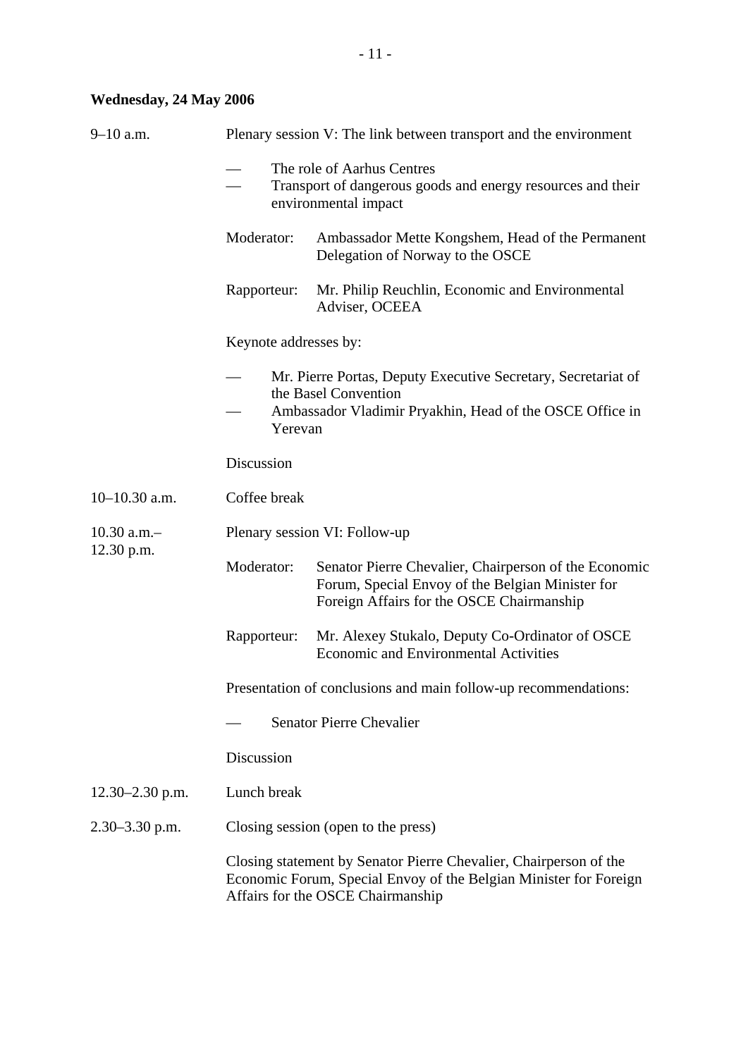**Wednesday, 24 May 2006**

| | |
|---|---|
| 9–10 a.m. | Plenary session V: The link between transport and the environment<br><br>— The role of Aarhus Centres<br>— Transport of dangerous goods and energy resources and their environmental impact<br><br>Moderator: Ambassador Mette Kongshem, Head of the Permanent Delegation of Norway to the OSCE<br><br>Rapporteur: Mr. Philip Reuchlin, Economic and Environmental Adviser, OCEEA<br><br>Keynote addresses by:<br><br>— Mr. Pierre Portas, Deputy Executive Secretary, Secretariat of the Basel Convention<br>— Ambassador Vladimir Pryakhin, Head of the OSCE Office in Yerevan<br><br>Discussion |
| 10–10.30 a.m. | Coffee break |
| 10.30 a.m.–12.30 p.m. | Plenary session VI: Follow-up<br><br>Moderator: Senator Pierre Chevalier, Chairperson of the Economic Forum, Special Envoy of the Belgian Minister for Foreign Affairs for the OSCE Chairmanship<br><br>Rapporteur: Mr. Alexey Stukalo, Deputy Co-Ordinator of OSCE Economic and Environmental Activities<br><br>Presentation of conclusions and main follow-up recommendations:<br><br>— Senator Pierre Chevalier<br><br>Discussion |
| 12.30–2.30 p.m. | Lunch break |
| 2.30–3.30 p.m. | Closing session (open to the press)<br><br>Closing statement by Senator Pierre Chevalier, Chairperson of the Economic Forum, Special Envoy of the Belgian Minister for Foreign Affairs for the OSCE Chairmanship |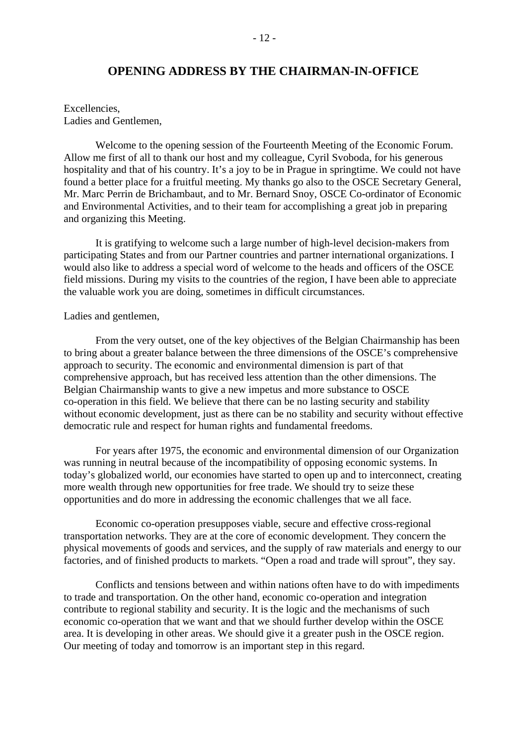## OPENING ADDRESS BY THE CHAIRMAN-IN-OFFICE

Excellencies,
Ladies and Gentlemen,

Welcome to the opening session of the Fourteenth Meeting of the Economic Forum. Allow me first of all to thank our host and my colleague, Cyril Svoboda, for his generous hospitality and that of his country. It's a joy to be in Prague in springtime. We could not have found a better place for a fruitful meeting. My thanks go also to the OSCE Secretary General, Mr. Marc Perrin de Brichambaut, and to Mr. Bernard Snoy, OSCE Co-ordinator of Economic and Environmental Activities, and to their team for accomplishing a great job in preparing and organizing this Meeting.

It is gratifying to welcome such a large number of high-level decision-makers from participating States and from our Partner countries and partner international organizations. I would also like to address a special word of welcome to the heads and officers of the OSCE field missions. During my visits to the countries of the region, I have been able to appreciate the valuable work you are doing, sometimes in difficult circumstances.

Ladies and gentlemen,

From the very outset, one of the key objectives of the Belgian Chairmanship has been to bring about a greater balance between the three dimensions of the OSCE's comprehensive approach to security. The economic and environmental dimension is part of that comprehensive approach, but has received less attention than the other dimensions. The Belgian Chairmanship wants to give a new impetus and more substance to OSCE co-operation in this field. We believe that there can be no lasting security and stability without economic development, just as there can be no stability and security without effective democratic rule and respect for human rights and fundamental freedoms.

For years after 1975, the economic and environmental dimension of our Organization was running in neutral because of the incompatibility of opposing economic systems. In today's globalized world, our economies have started to open up and to interconnect, creating more wealth through new opportunities for free trade. We should try to seize these opportunities and do more in addressing the economic challenges that we all face.

Economic co-operation presupposes viable, secure and effective cross-regional transportation networks. They are at the core of economic development. They concern the physical movements of goods and services, and the supply of raw materials and energy to our factories, and of finished products to markets. "Open a road and trade will sprout", they say.

Conflicts and tensions between and within nations often have to do with impediments to trade and transportation. On the other hand, economic co-operation and integration contribute to regional stability and security. It is the logic and the mechanisms of such economic co-operation that we want and that we should further develop within the OSCE area. It is developing in other areas. We should give it a greater push in the OSCE region. Our meeting of today and tomorrow is an important step in this regard.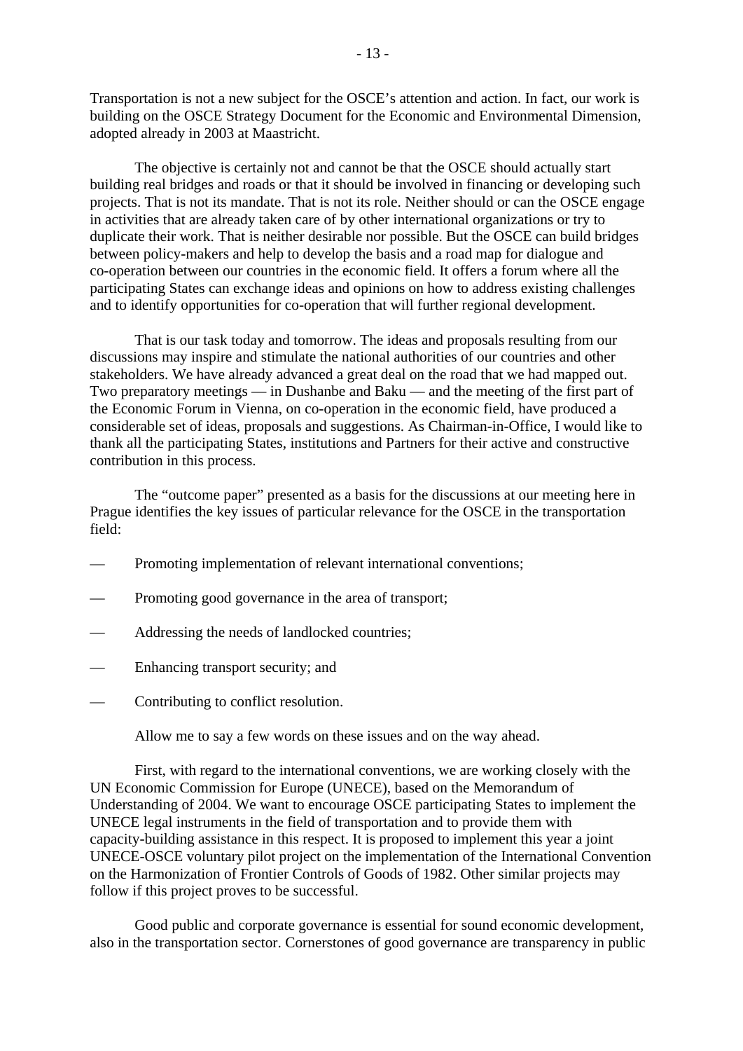Transportation is not a new subject for the OSCE's attention and action. In fact, our work is building on the OSCE Strategy Document for the Economic and Environmental Dimension, adopted already in 2003 at Maastricht.

The objective is certainly not and cannot be that the OSCE should actually start building real bridges and roads or that it should be involved in financing or developing such projects. That is not its mandate. That is not its role. Neither should or can the OSCE engage in activities that are already taken care of by other international organizations or try to duplicate their work. That is neither desirable nor possible. But the OSCE can build bridges between policy-makers and help to develop the basis and a road map for dialogue and co-operation between our countries in the economic field. It offers a forum where all the participating States can exchange ideas and opinions on how to address existing challenges and to identify opportunities for co-operation that will further regional development.

That is our task today and tomorrow. The ideas and proposals resulting from our discussions may inspire and stimulate the national authorities of our countries and other stakeholders. We have already advanced a great deal on the road that we had mapped out. Two preparatory meetings — in Dushanbe and Baku — and the meeting of the first part of the Economic Forum in Vienna, on co-operation in the economic field, have produced a considerable set of ideas, proposals and suggestions. As Chairman-in-Office, I would like to thank all the participating States, institutions and Partners for their active and constructive contribution in this process.

The "outcome paper" presented as a basis for the discussions at our meeting here in Prague identifies the key issues of particular relevance for the OSCE in the transportation field:

— Promoting implementation of relevant international conventions;

— Promoting good governance in the area of transport;

— Addressing the needs of landlocked countries;

— Enhancing transport security; and

— Contributing to conflict resolution.

Allow me to say a few words on these issues and on the way ahead.

First, with regard to the international conventions, we are working closely with the UN Economic Commission for Europe (UNECE), based on the Memorandum of Understanding of 2004. We want to encourage OSCE participating States to implement the UNECE legal instruments in the field of transportation and to provide them with capacity-building assistance in this respect. It is proposed to implement this year a joint UNECE-OSCE voluntary pilot project on the implementation of the International Convention on the Harmonization of Frontier Controls of Goods of 1982. Other similar projects may follow if this project proves to be successful.

Good public and corporate governance is essential for sound economic development, also in the transportation sector. Cornerstones of good governance are transparency in public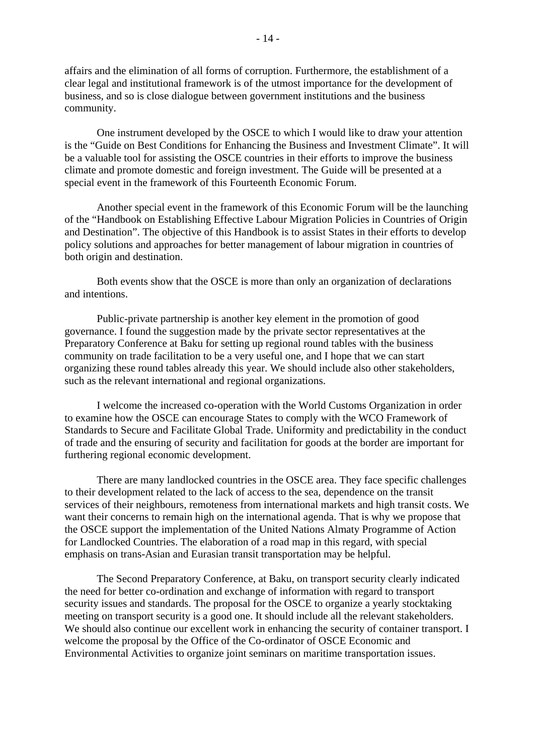affairs and the elimination of all forms of corruption. Furthermore, the establishment of a clear legal and institutional framework is of the utmost importance for the development of business, and so is close dialogue between government institutions and the business community.

One instrument developed by the OSCE to which I would like to draw your attention is the "Guide on Best Conditions for Enhancing the Business and Investment Climate". It will be a valuable tool for assisting the OSCE countries in their efforts to improve the business climate and promote domestic and foreign investment. The Guide will be presented at a special event in the framework of this Fourteenth Economic Forum.

Another special event in the framework of this Economic Forum will be the launching of the "Handbook on Establishing Effective Labour Migration Policies in Countries of Origin and Destination". The objective of this Handbook is to assist States in their efforts to develop policy solutions and approaches for better management of labour migration in countries of both origin and destination.

Both events show that the OSCE is more than only an organization of declarations and intentions.

Public-private partnership is another key element in the promotion of good governance. I found the suggestion made by the private sector representatives at the Preparatory Conference at Baku for setting up regional round tables with the business community on trade facilitation to be a very useful one, and I hope that we can start organizing these round tables already this year. We should include also other stakeholders, such as the relevant international and regional organizations.

I welcome the increased co-operation with the World Customs Organization in order to examine how the OSCE can encourage States to comply with the WCO Framework of Standards to Secure and Facilitate Global Trade. Uniformity and predictability in the conduct of trade and the ensuring of security and facilitation for goods at the border are important for furthering regional economic development.

There are many landlocked countries in the OSCE area. They face specific challenges to their development related to the lack of access to the sea, dependence on the transit services of their neighbours, remoteness from international markets and high transit costs. We want their concerns to remain high on the international agenda. That is why we propose that the OSCE support the implementation of the United Nations Almaty Programme of Action for Landlocked Countries. The elaboration of a road map in this regard, with special emphasis on trans-Asian and Eurasian transit transportation may be helpful.

The Second Preparatory Conference, at Baku, on transport security clearly indicated the need for better co-ordination and exchange of information with regard to transport security issues and standards. The proposal for the OSCE to organize a yearly stocktaking meeting on transport security is a good one. It should include all the relevant stakeholders. We should also continue our excellent work in enhancing the security of container transport. I welcome the proposal by the Office of the Co-ordinator of OSCE Economic and Environmental Activities to organize joint seminars on maritime transportation issues.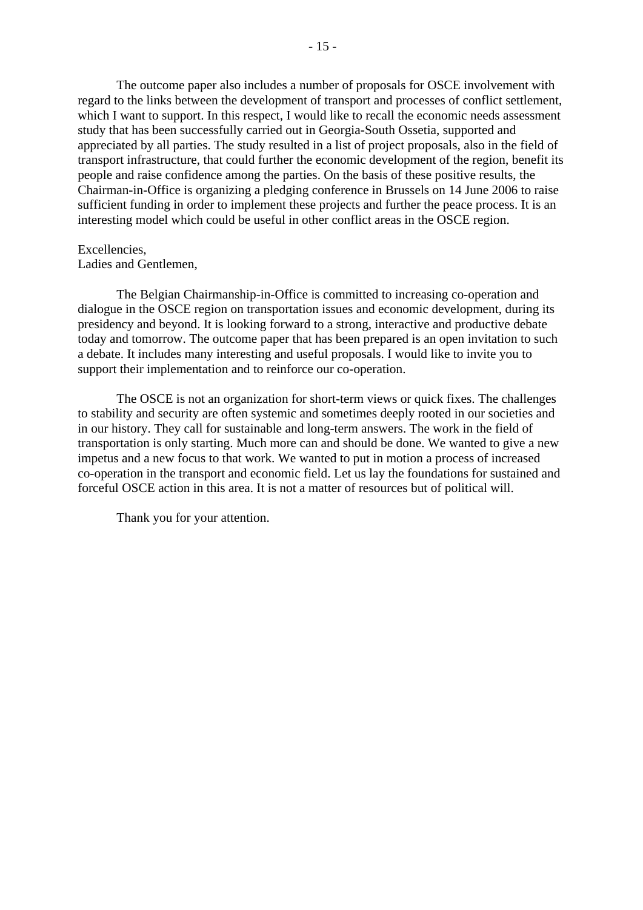The outcome paper also includes a number of proposals for OSCE involvement with regard to the links between the development of transport and processes of conflict settlement, which I want to support. In this respect, I would like to recall the economic needs assessment study that has been successfully carried out in Georgia-South Ossetia, supported and appreciated by all parties. The study resulted in a list of project proposals, also in the field of transport infrastructure, that could further the economic development of the region, benefit its people and raise confidence among the parties. On the basis of these positive results, the Chairman-in-Office is organizing a pledging conference in Brussels on 14 June 2006 to raise sufficient funding in order to implement these projects and further the peace process. It is an interesting model which could be useful in other conflict areas in the OSCE region.

Excellencies,
Ladies and Gentlemen,

The Belgian Chairmanship-in-Office is committed to increasing co-operation and dialogue in the OSCE region on transportation issues and economic development, during its presidency and beyond. It is looking forward to a strong, interactive and productive debate today and tomorrow. The outcome paper that has been prepared is an open invitation to such a debate. It includes many interesting and useful proposals. I would like to invite you to support their implementation and to reinforce our co-operation.

The OSCE is not an organization for short-term views or quick fixes. The challenges to stability and security are often systemic and sometimes deeply rooted in our societies and in our history. They call for sustainable and long-term answers. The work in the field of transportation is only starting. Much more can and should be done. We wanted to give a new impetus and a new focus to that work. We wanted to put in motion a process of increased co-operation in the transport and economic field. Let us lay the foundations for sustained and forceful OSCE action in this area. It is not a matter of resources but of political will.

Thank you for your attention.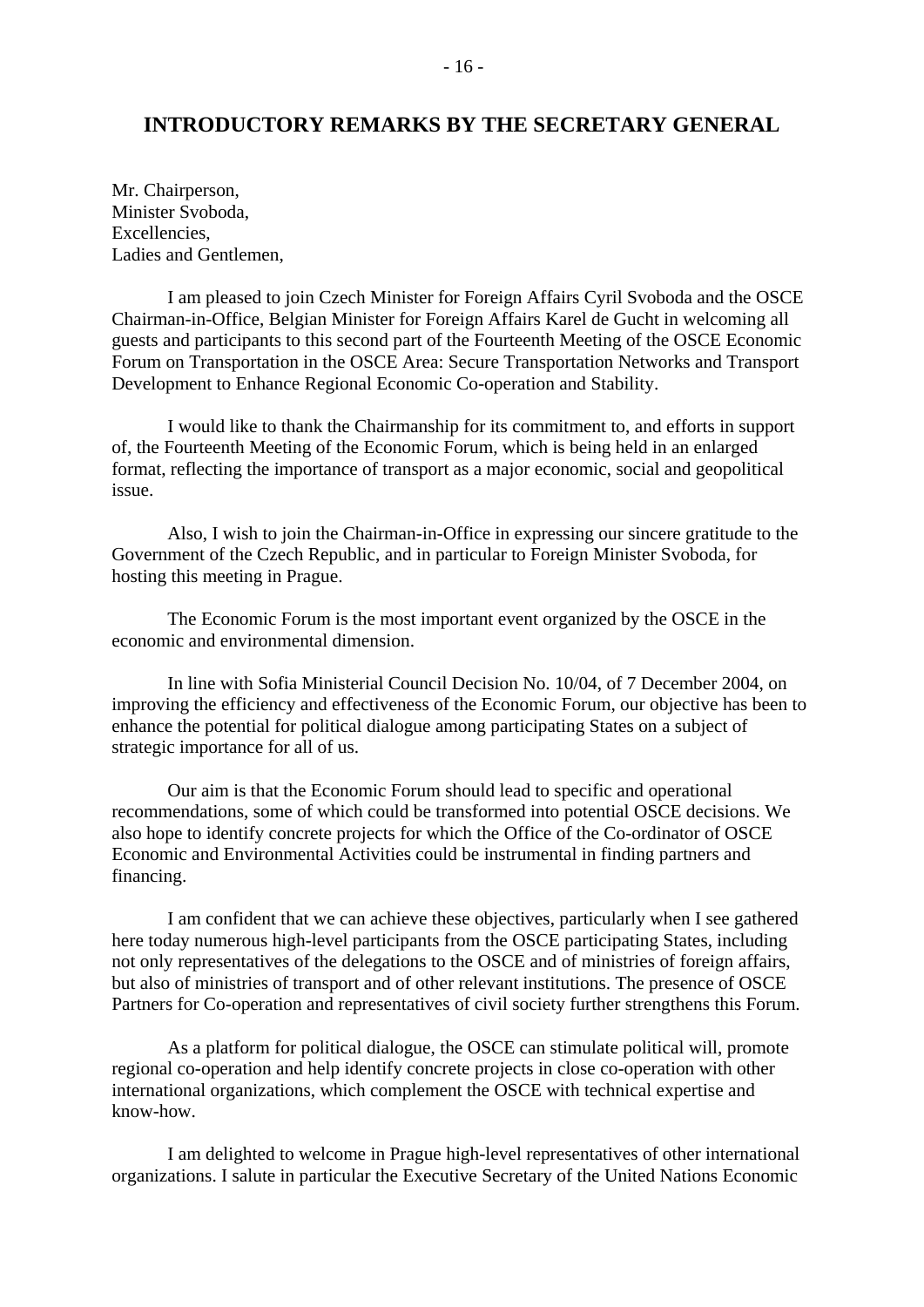## INTRODUCTORY REMARKS BY THE SECRETARY GENERAL

Mr. Chairperson,
Minister Svoboda,
Excellencies,
Ladies and Gentlemen,

I am pleased to join Czech Minister for Foreign Affairs Cyril Svoboda and the OSCE Chairman-in-Office, Belgian Minister for Foreign Affairs Karel de Gucht in welcoming all guests and participants to this second part of the Fourteenth Meeting of the OSCE Economic Forum on Transportation in the OSCE Area: Secure Transportation Networks and Transport Development to Enhance Regional Economic Co-operation and Stability.

I would like to thank the Chairmanship for its commitment to, and efforts in support of, the Fourteenth Meeting of the Economic Forum, which is being held in an enlarged format, reflecting the importance of transport as a major economic, social and geopolitical issue.

Also, I wish to join the Chairman-in-Office in expressing our sincere gratitude to the Government of the Czech Republic, and in particular to Foreign Minister Svoboda, for hosting this meeting in Prague.

The Economic Forum is the most important event organized by the OSCE in the economic and environmental dimension.

In line with Sofia Ministerial Council Decision No. 10/04, of 7 December 2004, on improving the efficiency and effectiveness of the Economic Forum, our objective has been to enhance the potential for political dialogue among participating States on a subject of strategic importance for all of us.

Our aim is that the Economic Forum should lead to specific and operational recommendations, some of which could be transformed into potential OSCE decisions. We also hope to identify concrete projects for which the Office of the Co-ordinator of OSCE Economic and Environmental Activities could be instrumental in finding partners and financing.

I am confident that we can achieve these objectives, particularly when I see gathered here today numerous high-level participants from the OSCE participating States, including not only representatives of the delegations to the OSCE and of ministries of foreign affairs, but also of ministries of transport and of other relevant institutions. The presence of OSCE Partners for Co-operation and representatives of civil society further strengthens this Forum.

As a platform for political dialogue, the OSCE can stimulate political will, promote regional co-operation and help identify concrete projects in close co-operation with other international organizations, which complement the OSCE with technical expertise and know-how.

I am delighted to welcome in Prague high-level representatives of other international organizations. I salute in particular the Executive Secretary of the United Nations Economic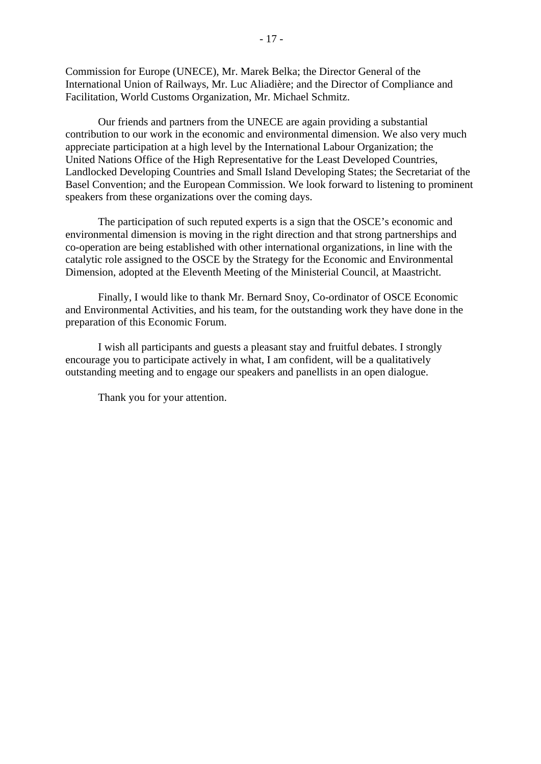Commission for Europe (UNECE), Mr. Marek Belka; the Director General of the International Union of Railways, Mr. Luc Aliadière; and the Director of Compliance and Facilitation, World Customs Organization, Mr. Michael Schmitz.

Our friends and partners from the UNECE are again providing a substantial contribution to our work in the economic and environmental dimension. We also very much appreciate participation at a high level by the International Labour Organization; the United Nations Office of the High Representative for the Least Developed Countries, Landlocked Developing Countries and Small Island Developing States; the Secretariat of the Basel Convention; and the European Commission. We look forward to listening to prominent speakers from these organizations over the coming days.

The participation of such reputed experts is a sign that the OSCE's economic and environmental dimension is moving in the right direction and that strong partnerships and co-operation are being established with other international organizations, in line with the catalytic role assigned to the OSCE by the Strategy for the Economic and Environmental Dimension, adopted at the Eleventh Meeting of the Ministerial Council, at Maastricht.

Finally, I would like to thank Mr. Bernard Snoy, Co-ordinator of OSCE Economic and Environmental Activities, and his team, for the outstanding work they have done in the preparation of this Economic Forum.

I wish all participants and guests a pleasant stay and fruitful debates. I strongly encourage you to participate actively in what, I am confident, will be a qualitatively outstanding meeting and to engage our speakers and panellists in an open dialogue.

Thank you for your attention.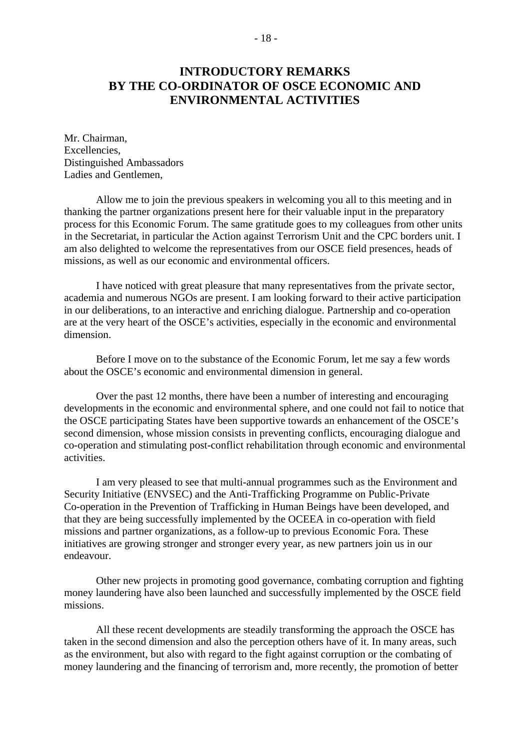# INTRODUCTORY REMARKS BY THE CO-ORDINATOR OF OSCE ECONOMIC AND ENVIRONMENTAL ACTIVITIES

Mr. Chairman,
Excellencies,
Distinguished Ambassadors
Ladies and Gentlemen,

Allow me to join the previous speakers in welcoming you all to this meeting and in thanking the partner organizations present here for their valuable input in the preparatory process for this Economic Forum. The same gratitude goes to my colleagues from other units in the Secretariat, in particular the Action against Terrorism Unit and the CPC borders unit. I am also delighted to welcome the representatives from our OSCE field presences, heads of missions, as well as our economic and environmental officers.

I have noticed with great pleasure that many representatives from the private sector, academia and numerous NGOs are present. I am looking forward to their active participation in our deliberations, to an interactive and enriching dialogue. Partnership and co-operation are at the very heart of the OSCE's activities, especially in the economic and environmental dimension.

Before I move on to the substance of the Economic Forum, let me say a few words about the OSCE's economic and environmental dimension in general.

Over the past 12 months, there have been a number of interesting and encouraging developments in the economic and environmental sphere, and one could not fail to notice that the OSCE participating States have been supportive towards an enhancement of the OSCE's second dimension, whose mission consists in preventing conflicts, encouraging dialogue and co-operation and stimulating post-conflict rehabilitation through economic and environmental activities.

I am very pleased to see that multi-annual programmes such as the Environment and Security Initiative (ENVSEC) and the Anti-Trafficking Programme on Public-Private Co-operation in the Prevention of Trafficking in Human Beings have been developed, and that they are being successfully implemented by the OCEEA in co-operation with field missions and partner organizations, as a follow-up to previous Economic Fora. These initiatives are growing stronger and stronger every year, as new partners join us in our endeavour.

Other new projects in promoting good governance, combating corruption and fighting money laundering have also been launched and successfully implemented by the OSCE field missions.

All these recent developments are steadily transforming the approach the OSCE has taken in the second dimension and also the perception others have of it. In many areas, such as the environment, but also with regard to the fight against corruption or the combating of money laundering and the financing of terrorism and, more recently, the promotion of better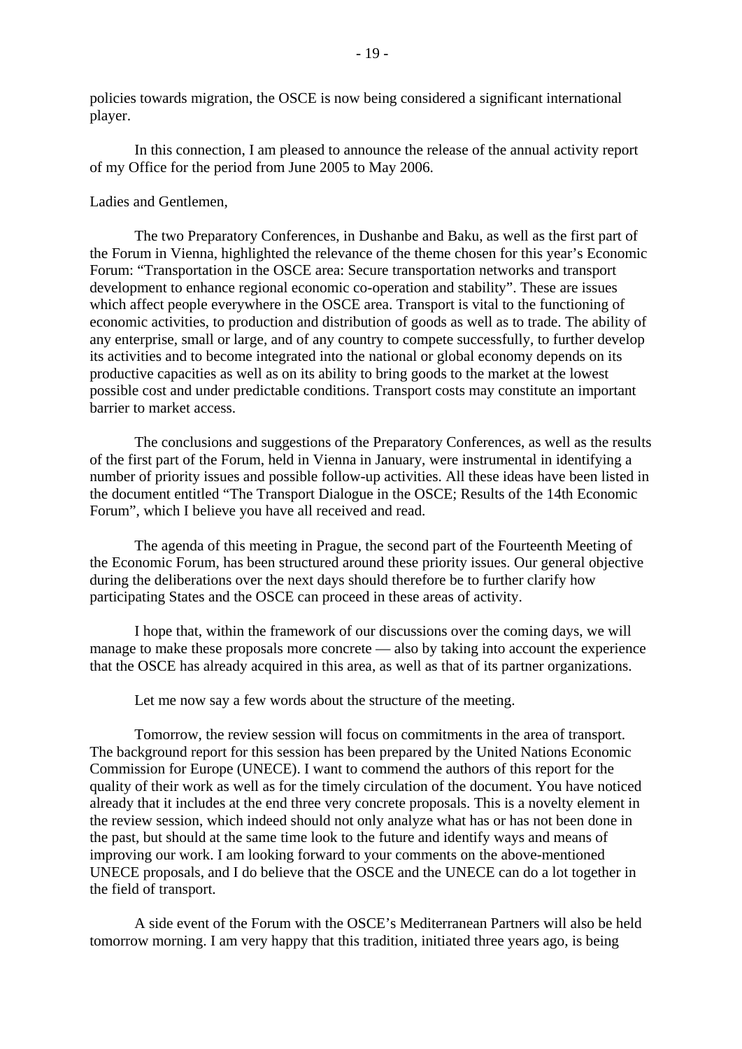policies towards migration, the OSCE is now being considered a significant international player.

In this connection, I am pleased to announce the release of the annual activity report of my Office for the period from June 2005 to May 2006.

Ladies and Gentlemen,

The two Preparatory Conferences, in Dushanbe and Baku, as well as the first part of the Forum in Vienna, highlighted the relevance of the theme chosen for this year's Economic Forum: "Transportation in the OSCE area: Secure transportation networks and transport development to enhance regional economic co-operation and stability". These are issues which affect people everywhere in the OSCE area. Transport is vital to the functioning of economic activities, to production and distribution of goods as well as to trade. The ability of any enterprise, small or large, and of any country to compete successfully, to further develop its activities and to become integrated into the national or global economy depends on its productive capacities as well as on its ability to bring goods to the market at the lowest possible cost and under predictable conditions. Transport costs may constitute an important barrier to market access.

The conclusions and suggestions of the Preparatory Conferences, as well as the results of the first part of the Forum, held in Vienna in January, were instrumental in identifying a number of priority issues and possible follow-up activities. All these ideas have been listed in the document entitled "The Transport Dialogue in the OSCE; Results of the 14th Economic Forum", which I believe you have all received and read.

The agenda of this meeting in Prague, the second part of the Fourteenth Meeting of the Economic Forum, has been structured around these priority issues. Our general objective during the deliberations over the next days should therefore be to further clarify how participating States and the OSCE can proceed in these areas of activity.

I hope that, within the framework of our discussions over the coming days, we will manage to make these proposals more concrete — also by taking into account the experience that the OSCE has already acquired in this area, as well as that of its partner organizations.

Let me now say a few words about the structure of the meeting.

Tomorrow, the review session will focus on commitments in the area of transport. The background report for this session has been prepared by the United Nations Economic Commission for Europe (UNECE). I want to commend the authors of this report for the quality of their work as well as for the timely circulation of the document. You have noticed already that it includes at the end three very concrete proposals. This is a novelty element in the review session, which indeed should not only analyze what has or has not been done in the past, but should at the same time look to the future and identify ways and means of improving our work. I am looking forward to your comments on the above-mentioned UNECE proposals, and I do believe that the OSCE and the UNECE can do a lot together in the field of transport.

A side event of the Forum with the OSCE's Mediterranean Partners will also be held tomorrow morning. I am very happy that this tradition, initiated three years ago, is being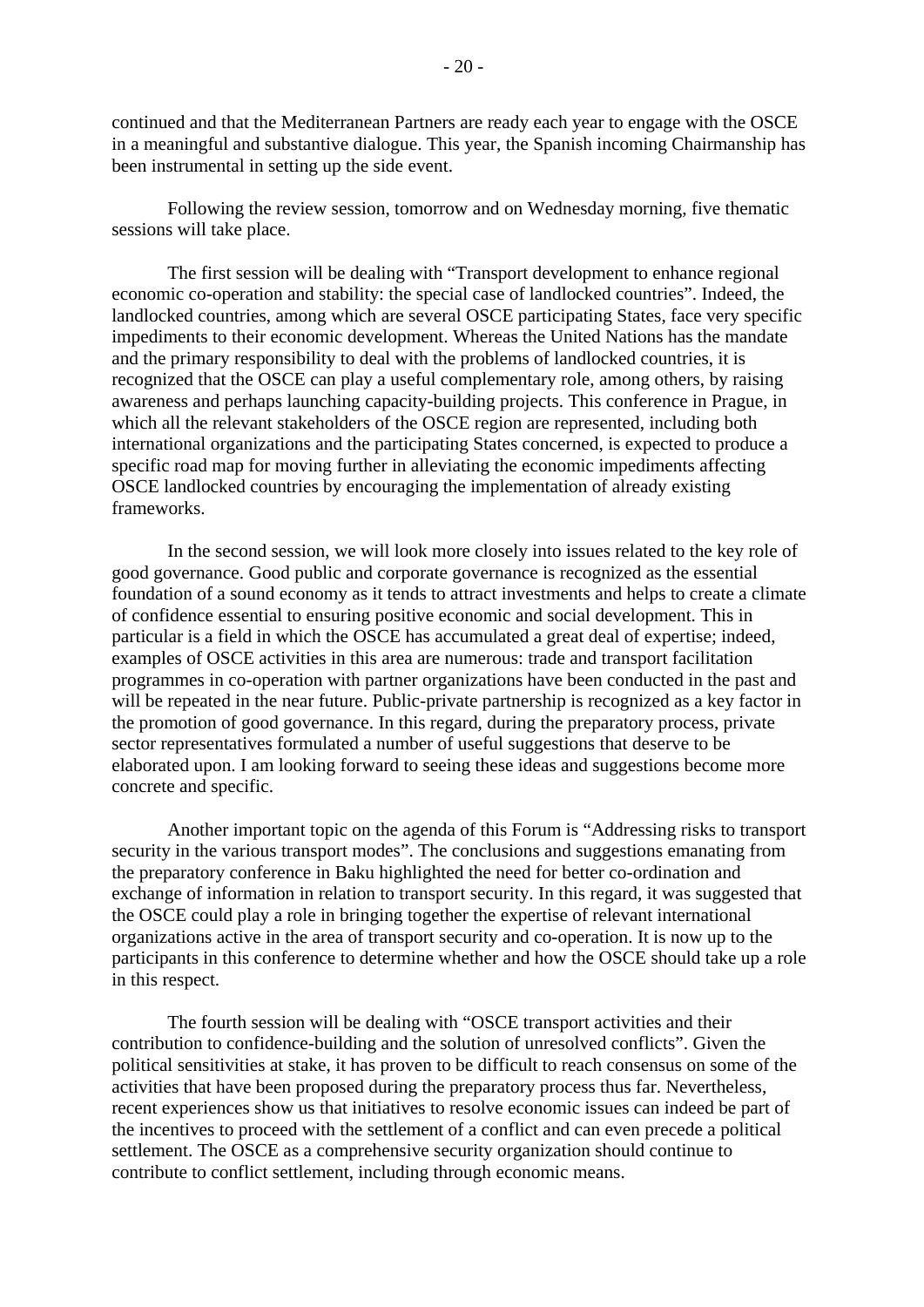continued and that the Mediterranean Partners are ready each year to engage with the OSCE in a meaningful and substantive dialogue. This year, the Spanish incoming Chairmanship has been instrumental in setting up the side event.

Following the review session, tomorrow and on Wednesday morning, five thematic sessions will take place.

The first session will be dealing with “Transport development to enhance regional economic co-operation and stability: the special case of landlocked countries”. Indeed, the landlocked countries, among which are several OSCE participating States, face very specific impediments to their economic development. Whereas the United Nations has the mandate and the primary responsibility to deal with the problems of landlocked countries, it is recognized that the OSCE can play a useful complementary role, among others, by raising awareness and perhaps launching capacity-building projects. This conference in Prague, in which all the relevant stakeholders of the OSCE region are represented, including both international organizations and the participating States concerned, is expected to produce a specific road map for moving further in alleviating the economic impediments affecting OSCE landlocked countries by encouraging the implementation of already existing frameworks.

In the second session, we will look more closely into issues related to the key role of good governance. Good public and corporate governance is recognized as the essential foundation of a sound economy as it tends to attract investments and helps to create a climate of confidence essential to ensuring positive economic and social development. This in particular is a field in which the OSCE has accumulated a great deal of expertise; indeed, examples of OSCE activities in this area are numerous: trade and transport facilitation programmes in co-operation with partner organizations have been conducted in the past and will be repeated in the near future. Public-private partnership is recognized as a key factor in the promotion of good governance. In this regard, during the preparatory process, private sector representatives formulated a number of useful suggestions that deserve to be elaborated upon. I am looking forward to seeing these ideas and suggestions become more concrete and specific.

Another important topic on the agenda of this Forum is “Addressing risks to transport security in the various transport modes”. The conclusions and suggestions emanating from the preparatory conference in Baku highlighted the need for better co-ordination and exchange of information in relation to transport security. In this regard, it was suggested that the OSCE could play a role in bringing together the expertise of relevant international organizations active in the area of transport security and co-operation. It is now up to the participants in this conference to determine whether and how the OSCE should take up a role in this respect.

The fourth session will be dealing with “OSCE transport activities and their contribution to confidence-building and the solution of unresolved conflicts”. Given the political sensitivities at stake, it has proven to be difficult to reach consensus on some of the activities that have been proposed during the preparatory process thus far. Nevertheless, recent experiences show us that initiatives to resolve economic issues can indeed be part of the incentives to proceed with the settlement of a conflict and can even precede a political settlement. The OSCE as a comprehensive security organization should continue to contribute to conflict settlement, including through economic means.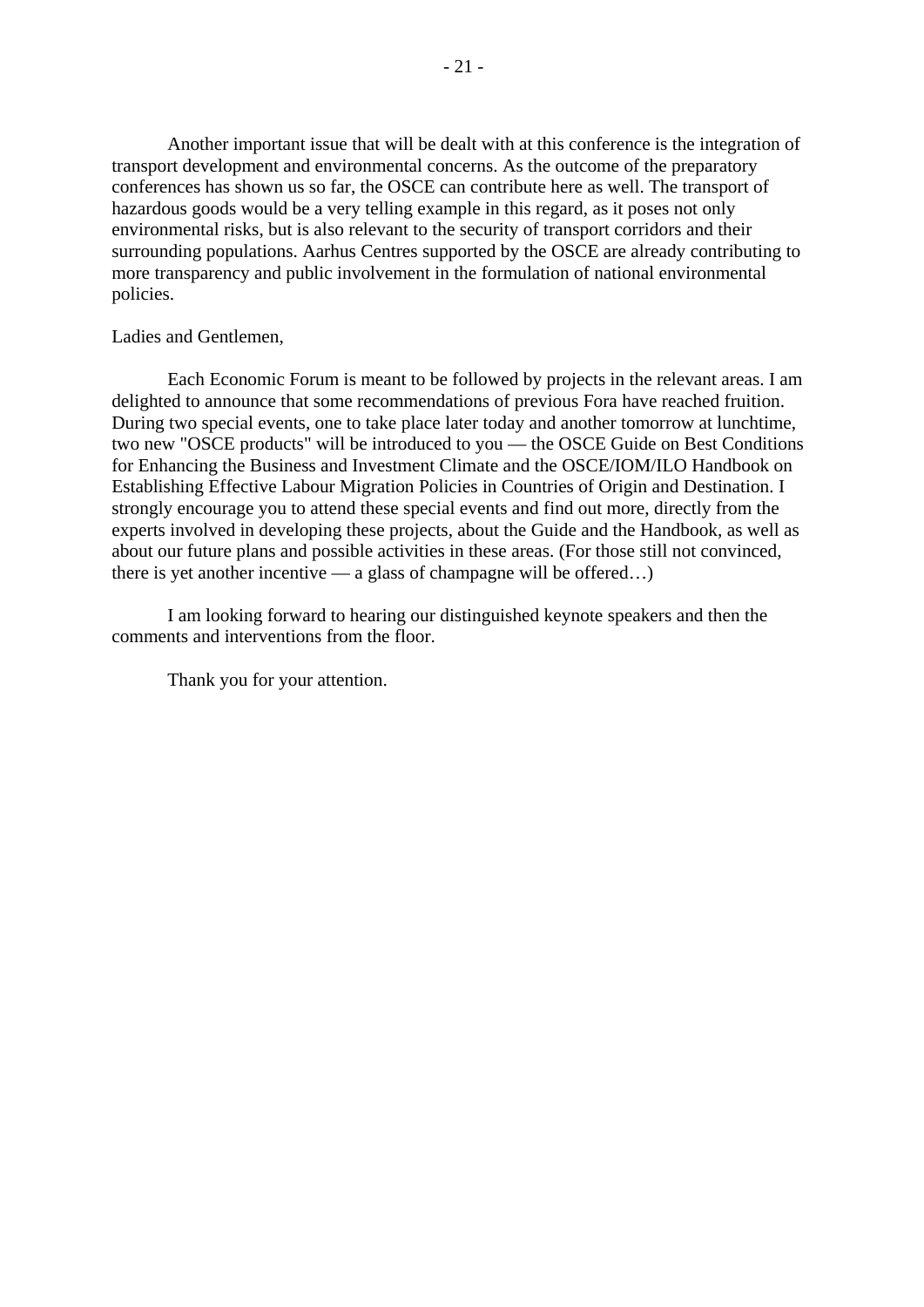Another important issue that will be dealt with at this conference is the integration of transport development and environmental concerns. As the outcome of the preparatory conferences has shown us so far, the OSCE can contribute here as well. The transport of hazardous goods would be a very telling example in this regard, as it poses not only environmental risks, but is also relevant to the security of transport corridors and their surrounding populations. Aarhus Centres supported by the OSCE are already contributing to more transparency and public involvement in the formulation of national environmental policies.

Ladies and Gentlemen,

Each Economic Forum is meant to be followed by projects in the relevant areas. I am delighted to announce that some recommendations of previous Fora have reached fruition. During two special events, one to take place later today and another tomorrow at lunchtime, two new "OSCE products" will be introduced to you — the OSCE Guide on Best Conditions for Enhancing the Business and Investment Climate and the OSCE/IOM/ILO Handbook on Establishing Effective Labour Migration Policies in Countries of Origin and Destination. I strongly encourage you to attend these special events and find out more, directly from the experts involved in developing these projects, about the Guide and the Handbook, as well as about our future plans and possible activities in these areas. (For those still not convinced, there is yet another incentive — a glass of champagne will be offered…)

I am looking forward to hearing our distinguished keynote speakers and then the comments and interventions from the floor.

Thank you for your attention.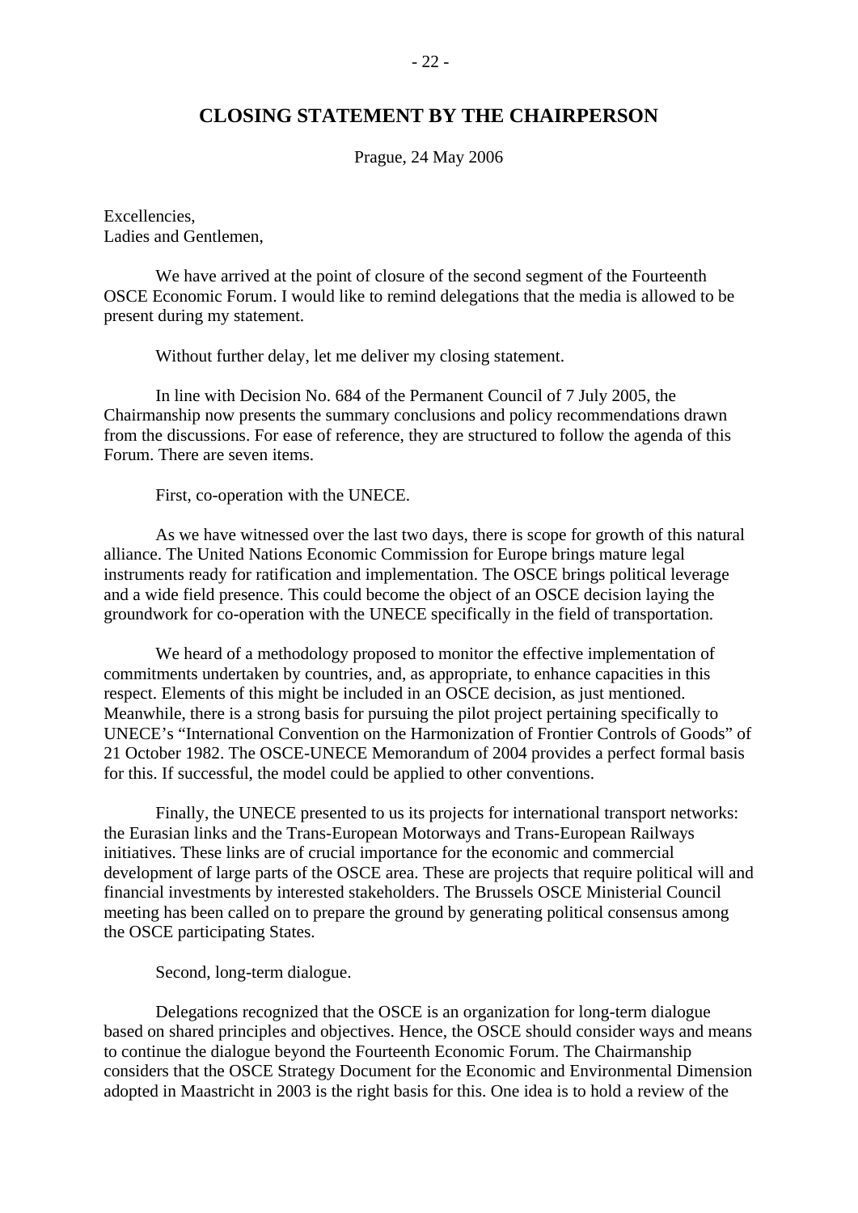## CLOSING STATEMENT BY THE CHAIRPERSON

Prague, 24 May 2006

Excellencies,
Ladies and Gentlemen,

We have arrived at the point of closure of the second segment of the Fourteenth OSCE Economic Forum. I would like to remind delegations that the media is allowed to be present during my statement.

Without further delay, let me deliver my closing statement.

In line with Decision No. 684 of the Permanent Council of 7 July 2005, the Chairmanship now presents the summary conclusions and policy recommendations drawn from the discussions. For ease of reference, they are structured to follow the agenda of this Forum. There are seven items.

First, co-operation with the UNECE.

As we have witnessed over the last two days, there is scope for growth of this natural alliance. The United Nations Economic Commission for Europe brings mature legal instruments ready for ratification and implementation. The OSCE brings political leverage and a wide field presence. This could become the object of an OSCE decision laying the groundwork for co-operation with the UNECE specifically in the field of transportation.

We heard of a methodology proposed to monitor the effective implementation of commitments undertaken by countries, and, as appropriate, to enhance capacities in this respect. Elements of this might be included in an OSCE decision, as just mentioned. Meanwhile, there is a strong basis for pursuing the pilot project pertaining specifically to UNECE's "International Convention on the Harmonization of Frontier Controls of Goods" of 21 October 1982. The OSCE-UNECE Memorandum of 2004 provides a perfect formal basis for this. If successful, the model could be applied to other conventions.

Finally, the UNECE presented to us its projects for international transport networks: the Eurasian links and the Trans-European Motorways and Trans-European Railways initiatives. These links are of crucial importance for the economic and commercial development of large parts of the OSCE area. These are projects that require political will and financial investments by interested stakeholders. The Brussels OSCE Ministerial Council meeting has been called on to prepare the ground by generating political consensus among the OSCE participating States.

Second, long-term dialogue.

Delegations recognized that the OSCE is an organization for long-term dialogue based on shared principles and objectives. Hence, the OSCE should consider ways and means to continue the dialogue beyond the Fourteenth Economic Forum. The Chairmanship considers that the OSCE Strategy Document for the Economic and Environmental Dimension adopted in Maastricht in 2003 is the right basis for this. One idea is to hold a review of the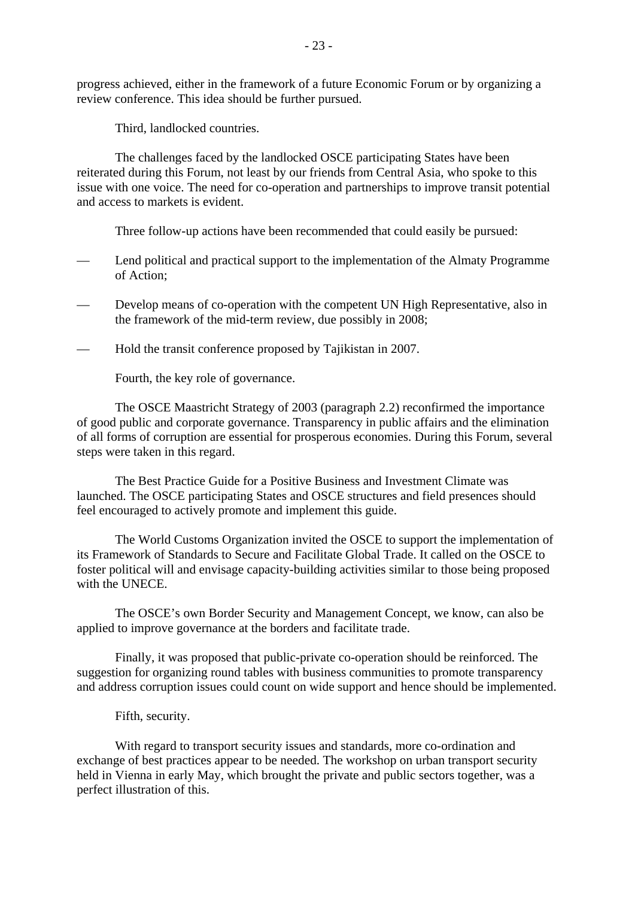progress achieved, either in the framework of a future Economic Forum or by organizing a review conference. This idea should be further pursued.

Third, landlocked countries.

The challenges faced by the landlocked OSCE participating States have been reiterated during this Forum, not least by our friends from Central Asia, who spoke to this issue with one voice. The need for co-operation and partnerships to improve transit potential and access to markets is evident.

Three follow-up actions have been recommended that could easily be pursued:

- Lend political and practical support to the implementation of the Almaty Programme of Action;
- Develop means of co-operation with the competent UN High Representative, also in the framework of the mid-term review, due possibly in 2008;
- Hold the transit conference proposed by Tajikistan in 2007.

Fourth, the key role of governance.

The OSCE Maastricht Strategy of 2003 (paragraph 2.2) reconfirmed the importance of good public and corporate governance. Transparency in public affairs and the elimination of all forms of corruption are essential for prosperous economies. During this Forum, several steps were taken in this regard.

The Best Practice Guide for a Positive Business and Investment Climate was launched. The OSCE participating States and OSCE structures and field presences should feel encouraged to actively promote and implement this guide.

The World Customs Organization invited the OSCE to support the implementation of its Framework of Standards to Secure and Facilitate Global Trade. It called on the OSCE to foster political will and envisage capacity-building activities similar to those being proposed with the UNECE.

The OSCE's own Border Security and Management Concept, we know, can also be applied to improve governance at the borders and facilitate trade.

Finally, it was proposed that public-private co-operation should be reinforced. The suggestion for organizing round tables with business communities to promote transparency and address corruption issues could count on wide support and hence should be implemented.

Fifth, security.

With regard to transport security issues and standards, more co-ordination and exchange of best practices appear to be needed. The workshop on urban transport security held in Vienna in early May, which brought the private and public sectors together, was a perfect illustration of this.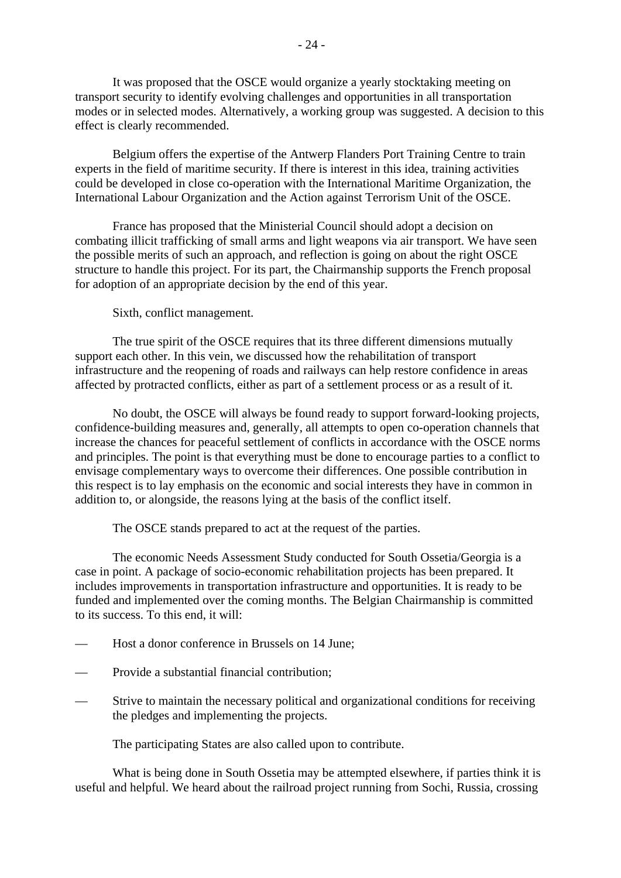It was proposed that the OSCE would organize a yearly stocktaking meeting on transport security to identify evolving challenges and opportunities in all transportation modes or in selected modes. Alternatively, a working group was suggested. A decision to this effect is clearly recommended.

Belgium offers the expertise of the Antwerp Flanders Port Training Centre to train experts in the field of maritime security. If there is interest in this idea, training activities could be developed in close co-operation with the International Maritime Organization, the International Labour Organization and the Action against Terrorism Unit of the OSCE.

France has proposed that the Ministerial Council should adopt a decision on combating illicit trafficking of small arms and light weapons via air transport. We have seen the possible merits of such an approach, and reflection is going on about the right OSCE structure to handle this project. For its part, the Chairmanship supports the French proposal for adoption of an appropriate decision by the end of this year.

Sixth, conflict management.

The true spirit of the OSCE requires that its three different dimensions mutually support each other. In this vein, we discussed how the rehabilitation of transport infrastructure and the reopening of roads and railways can help restore confidence in areas affected by protracted conflicts, either as part of a settlement process or as a result of it.

No doubt, the OSCE will always be found ready to support forward-looking projects, confidence-building measures and, generally, all attempts to open co-operation channels that increase the chances for peaceful settlement of conflicts in accordance with the OSCE norms and principles. The point is that everything must be done to encourage parties to a conflict to envisage complementary ways to overcome their differences. One possible contribution in this respect is to lay emphasis on the economic and social interests they have in common in addition to, or alongside, the reasons lying at the basis of the conflict itself.

The OSCE stands prepared to act at the request of the parties.

The economic Needs Assessment Study conducted for South Ossetia/Georgia is a case in point. A package of socio-economic rehabilitation projects has been prepared. It includes improvements in transportation infrastructure and opportunities. It is ready to be funded and implemented over the coming months. The Belgian Chairmanship is committed to its success. To this end, it will:

- Host a donor conference in Brussels on 14 June;
- Provide a substantial financial contribution;
- Strive to maintain the necessary political and organizational conditions for receiving the pledges and implementing the projects.

The participating States are also called upon to contribute.

What is being done in South Ossetia may be attempted elsewhere, if parties think it is useful and helpful. We heard about the railroad project running from Sochi, Russia, crossing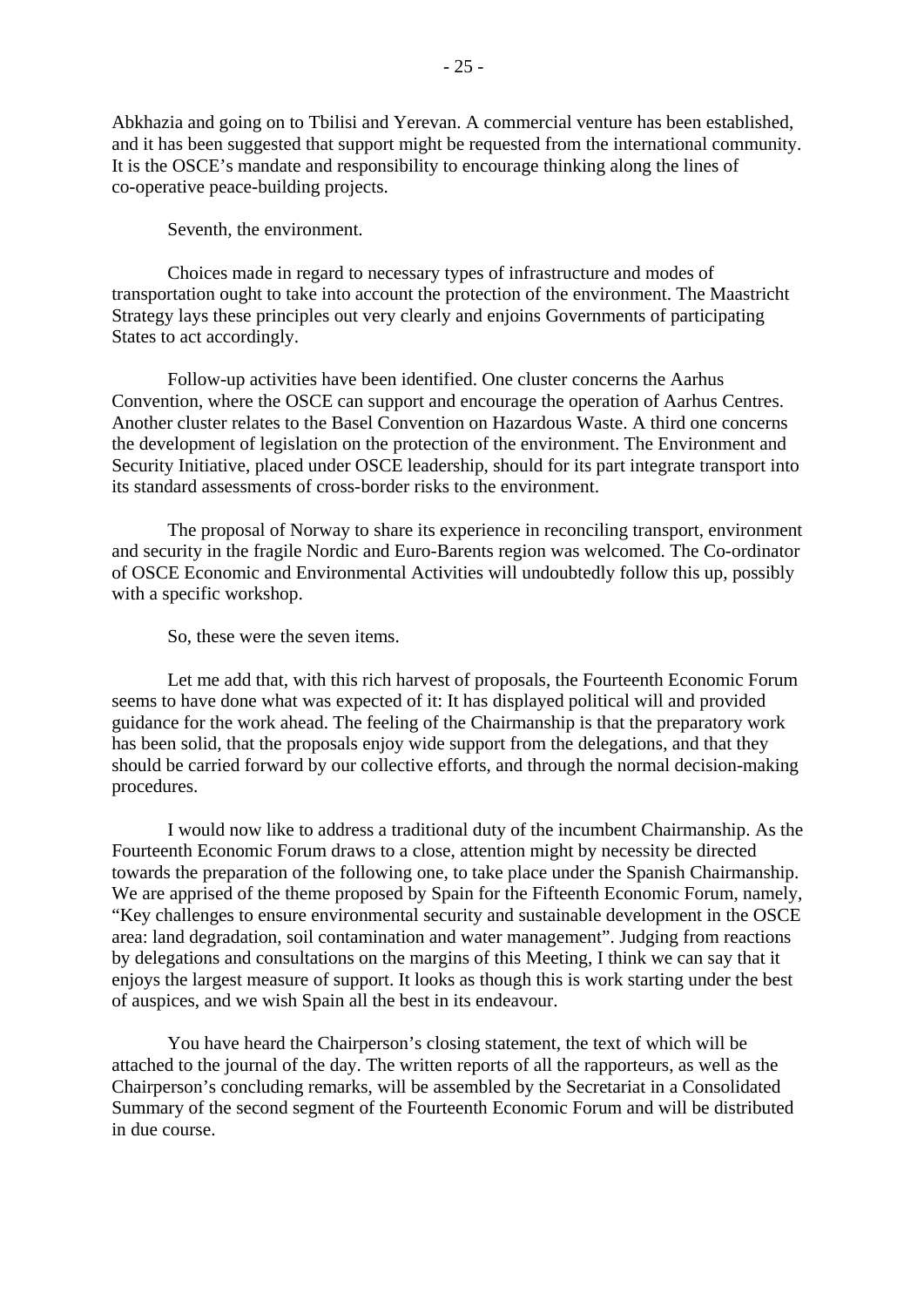Abkhazia and going on to Tbilisi and Yerevan. A commercial venture has been established, and it has been suggested that support might be requested from the international community. It is the OSCE's mandate and responsibility to encourage thinking along the lines of co-operative peace-building projects.

Seventh, the environment.

Choices made in regard to necessary types of infrastructure and modes of transportation ought to take into account the protection of the environment. The Maastricht Strategy lays these principles out very clearly and enjoins Governments of participating States to act accordingly.

Follow-up activities have been identified. One cluster concerns the Aarhus Convention, where the OSCE can support and encourage the operation of Aarhus Centres. Another cluster relates to the Basel Convention on Hazardous Waste. A third one concerns the development of legislation on the protection of the environment. The Environment and Security Initiative, placed under OSCE leadership, should for its part integrate transport into its standard assessments of cross-border risks to the environment.

The proposal of Norway to share its experience in reconciling transport, environment and security in the fragile Nordic and Euro-Barents region was welcomed. The Co-ordinator of OSCE Economic and Environmental Activities will undoubtedly follow this up, possibly with a specific workshop.

So, these were the seven items.

Let me add that, with this rich harvest of proposals, the Fourteenth Economic Forum seems to have done what was expected of it: It has displayed political will and provided guidance for the work ahead. The feeling of the Chairmanship is that the preparatory work has been solid, that the proposals enjoy wide support from the delegations, and that they should be carried forward by our collective efforts, and through the normal decision-making procedures.

I would now like to address a traditional duty of the incumbent Chairmanship. As the Fourteenth Economic Forum draws to a close, attention might by necessity be directed towards the preparation of the following one, to take place under the Spanish Chairmanship. We are apprised of the theme proposed by Spain for the Fifteenth Economic Forum, namely, "Key challenges to ensure environmental security and sustainable development in the OSCE area: land degradation, soil contamination and water management". Judging from reactions by delegations and consultations on the margins of this Meeting, I think we can say that it enjoys the largest measure of support. It looks as though this is work starting under the best of auspices, and we wish Spain all the best in its endeavour.

You have heard the Chairperson's closing statement, the text of which will be attached to the journal of the day. The written reports of all the rapporteurs, as well as the Chairperson's concluding remarks, will be assembled by the Secretariat in a Consolidated Summary of the second segment of the Fourteenth Economic Forum and will be distributed in due course.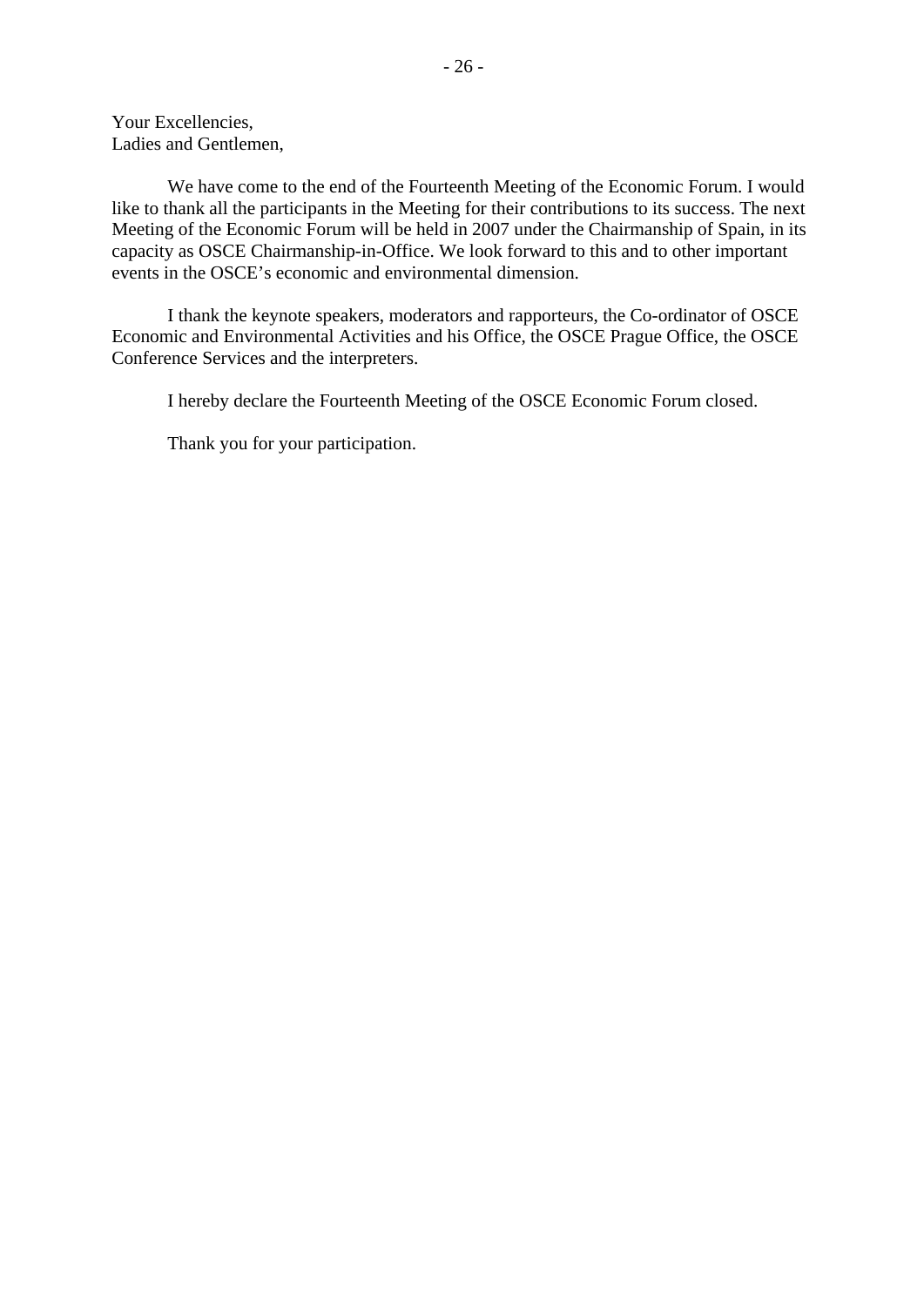Your Excellencies,
Ladies and Gentlemen,

We have come to the end of the Fourteenth Meeting of the Economic Forum. I would like to thank all the participants in the Meeting for their contributions to its success. The next Meeting of the Economic Forum will be held in 2007 under the Chairmanship of Spain, in its capacity as OSCE Chairmanship-in-Office. We look forward to this and to other important events in the OSCE's economic and environmental dimension.

I thank the keynote speakers, moderators and rapporteurs, the Co-ordinator of OSCE Economic and Environmental Activities and his Office, the OSCE Prague Office, the OSCE Conference Services and the interpreters.

I hereby declare the Fourteenth Meeting of the OSCE Economic Forum closed.

Thank you for your participation.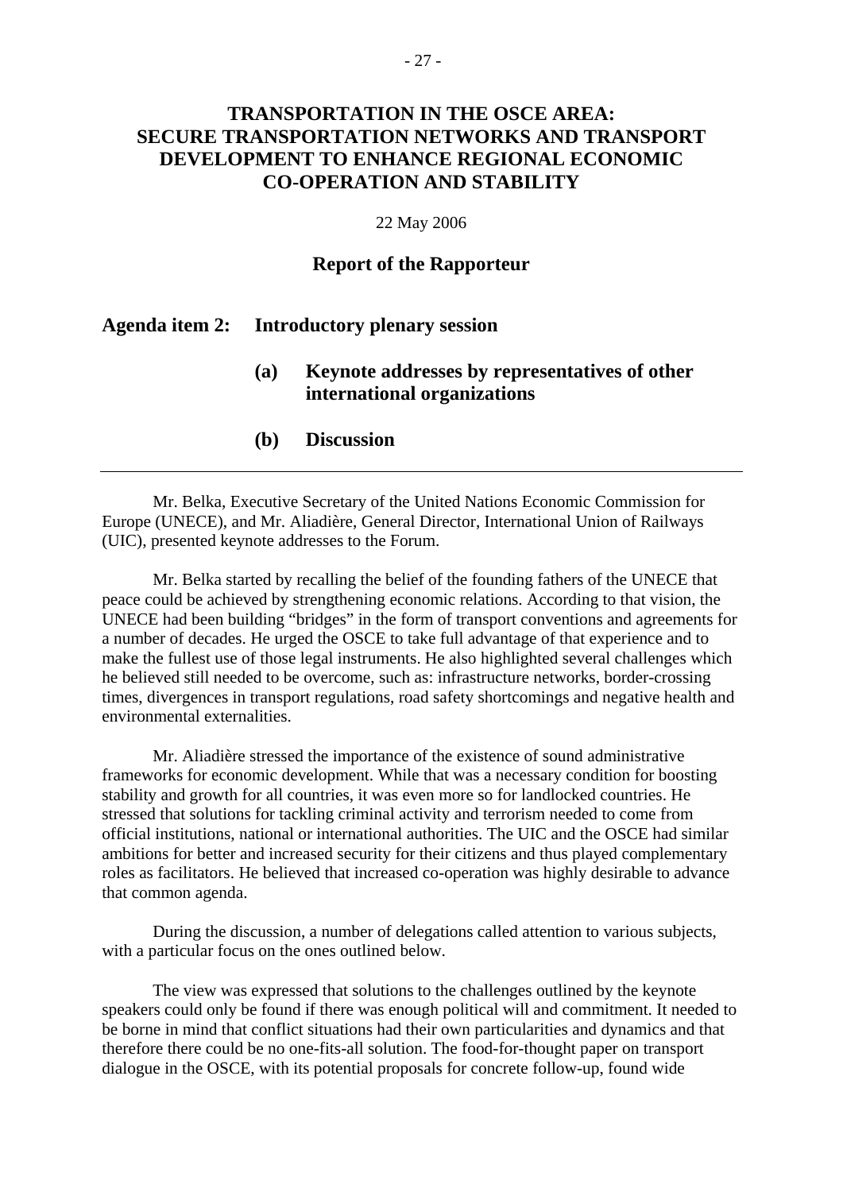# TRANSPORTATION IN THE OSCE AREA: SECURE TRANSPORTATION NETWORKS AND TRANSPORT DEVELOPMENT TO ENHANCE REGIONAL ECONOMIC CO-OPERATION AND STABILITY

22 May 2006

## Report of the Rapporteur

**Agenda item 2: Introductory plenary session**

**(a) Keynote addresses by representatives of other international organizations**

**(b) Discussion**

---

Mr. Belka, Executive Secretary of the United Nations Economic Commission for Europe (UNECE), and Mr. Aliadière, General Director, International Union of Railways (UIC), presented keynote addresses to the Forum.

Mr. Belka started by recalling the belief of the founding fathers of the UNECE that peace could be achieved by strengthening economic relations. According to that vision, the UNECE had been building "bridges" in the form of transport conventions and agreements for a number of decades. He urged the OSCE to take full advantage of that experience and to make the fullest use of those legal instruments. He also highlighted several challenges which he believed still needed to be overcome, such as: infrastructure networks, border-crossing times, divergences in transport regulations, road safety shortcomings and negative health and environmental externalities.

Mr. Aliadière stressed the importance of the existence of sound administrative frameworks for economic development. While that was a necessary condition for boosting stability and growth for all countries, it was even more so for landlocked countries. He stressed that solutions for tackling criminal activity and terrorism needed to come from official institutions, national or international authorities. The UIC and the OSCE had similar ambitions for better and increased security for their citizens and thus played complementary roles as facilitators. He believed that increased co-operation was highly desirable to advance that common agenda.

During the discussion, a number of delegations called attention to various subjects, with a particular focus on the ones outlined below.

The view was expressed that solutions to the challenges outlined by the keynote speakers could only be found if there was enough political will and commitment. It needed to be borne in mind that conflict situations had their own particularities and dynamics and that therefore there could be no one-fits-all solution. The food-for-thought paper on transport dialogue in the OSCE, with its potential proposals for concrete follow-up, found wide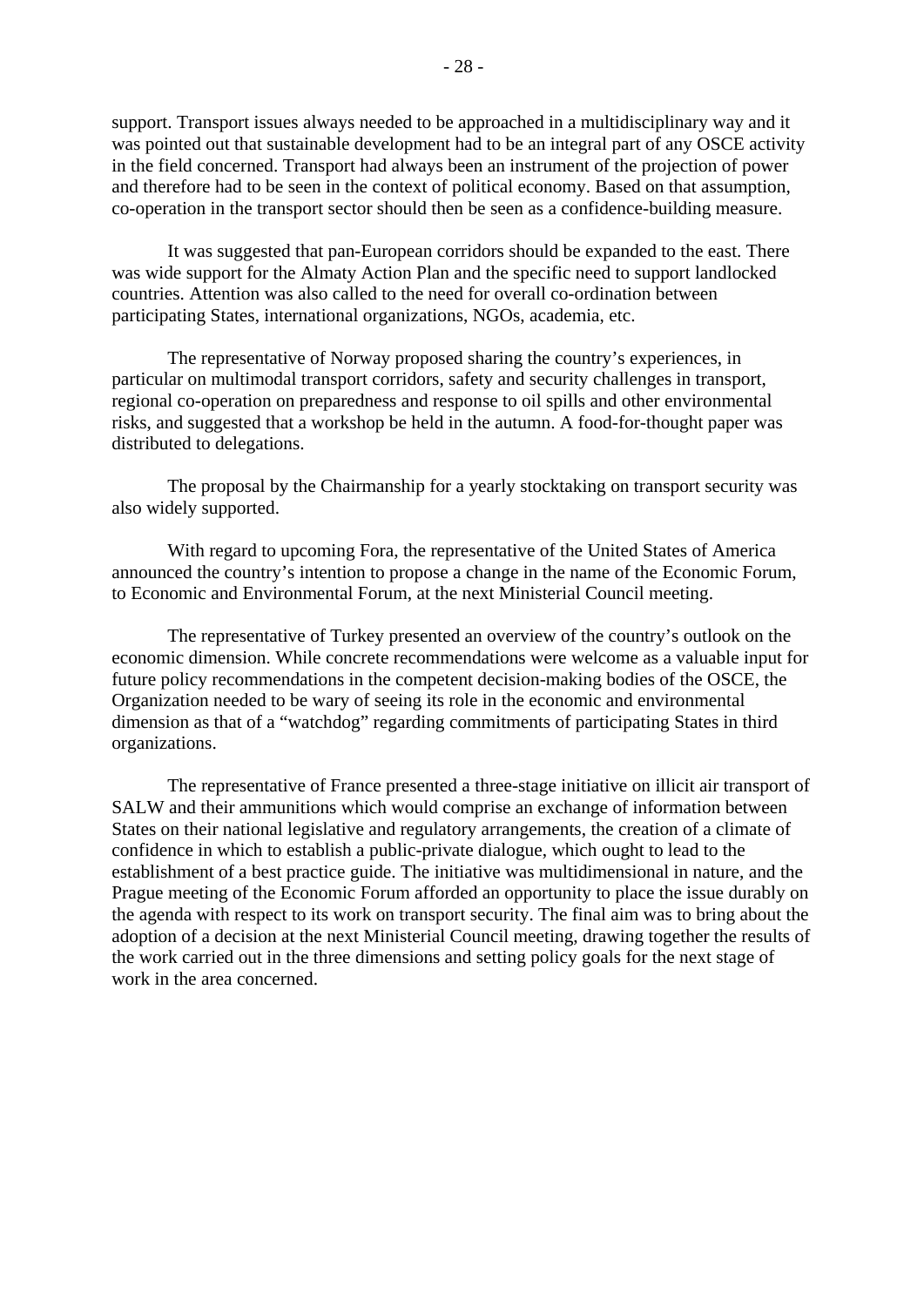support. Transport issues always needed to be approached in a multidisciplinary way and it was pointed out that sustainable development had to be an integral part of any OSCE activity in the field concerned. Transport had always been an instrument of the projection of power and therefore had to be seen in the context of political economy. Based on that assumption, co-operation in the transport sector should then be seen as a confidence-building measure.

It was suggested that pan-European corridors should be expanded to the east. There was wide support for the Almaty Action Plan and the specific need to support landlocked countries. Attention was also called to the need for overall co-ordination between participating States, international organizations, NGOs, academia, etc.

The representative of Norway proposed sharing the country's experiences, in particular on multimodal transport corridors, safety and security challenges in transport, regional co-operation on preparedness and response to oil spills and other environmental risks, and suggested that a workshop be held in the autumn. A food-for-thought paper was distributed to delegations.

The proposal by the Chairmanship for a yearly stocktaking on transport security was also widely supported.

With regard to upcoming Fora, the representative of the United States of America announced the country's intention to propose a change in the name of the Economic Forum, to Economic and Environmental Forum, at the next Ministerial Council meeting.

The representative of Turkey presented an overview of the country's outlook on the economic dimension. While concrete recommendations were welcome as a valuable input for future policy recommendations in the competent decision-making bodies of the OSCE, the Organization needed to be wary of seeing its role in the economic and environmental dimension as that of a "watchdog" regarding commitments of participating States in third organizations.

The representative of France presented a three-stage initiative on illicit air transport of SALW and their ammunitions which would comprise an exchange of information between States on their national legislative and regulatory arrangements, the creation of a climate of confidence in which to establish a public-private dialogue, which ought to lead to the establishment of a best practice guide. The initiative was multidimensional in nature, and the Prague meeting of the Economic Forum afforded an opportunity to place the issue durably on the agenda with respect to its work on transport security. The final aim was to bring about the adoption of a decision at the next Ministerial Council meeting, drawing together the results of the work carried out in the three dimensions and setting policy goals for the next stage of work in the area concerned.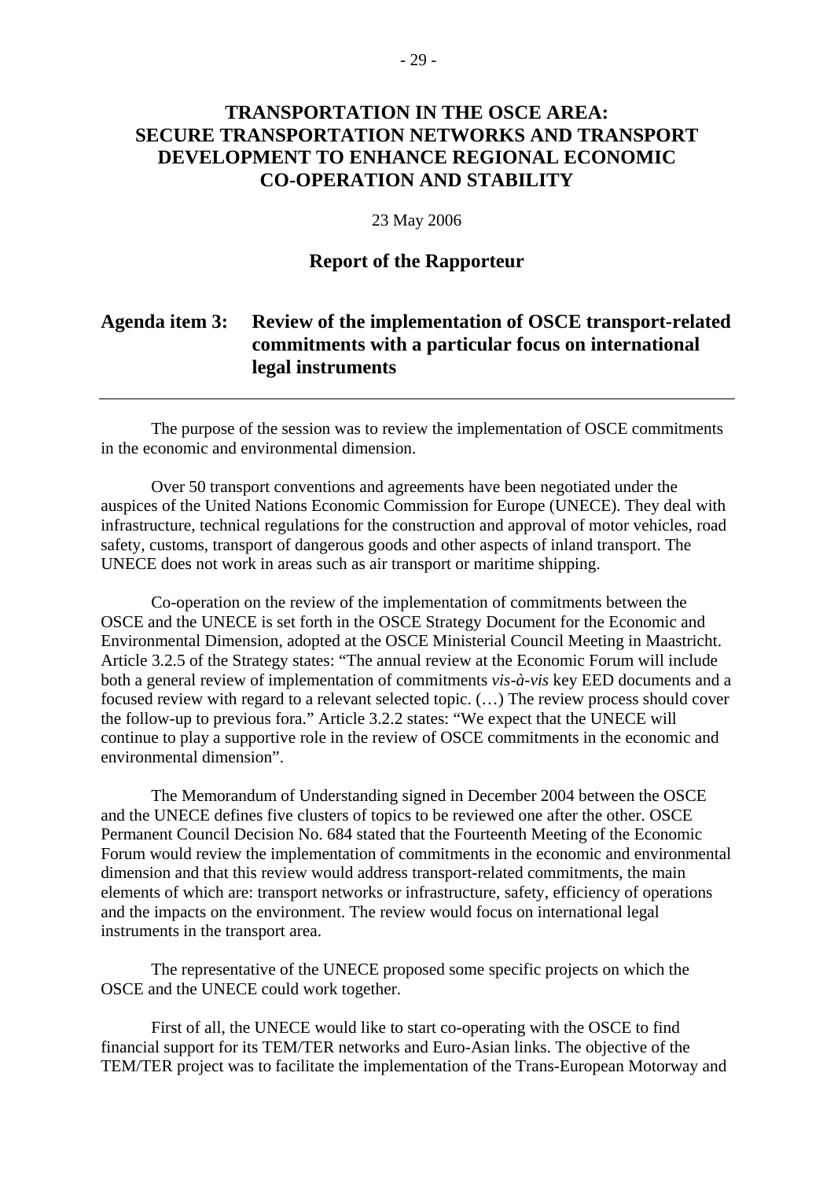# TRANSPORTATION IN THE OSCE AREA: SECURE TRANSPORTATION NETWORKS AND TRANSPORT DEVELOPMENT TO ENHANCE REGIONAL ECONOMIC CO-OPERATION AND STABILITY

23 May 2006

## Report of the Rapporteur

## Agenda item 3: Review of the implementation of OSCE transport-related commitments with a particular focus on international legal instruments

---

The purpose of the session was to review the implementation of OSCE commitments in the economic and environmental dimension.

Over 50 transport conventions and agreements have been negotiated under the auspices of the United Nations Economic Commission for Europe (UNECE). They deal with infrastructure, technical regulations for the construction and approval of motor vehicles, road safety, customs, transport of dangerous goods and other aspects of inland transport. The UNECE does not work in areas such as air transport or maritime shipping.

Co-operation on the review of the implementation of commitments between the OSCE and the UNECE is set forth in the OSCE Strategy Document for the Economic and Environmental Dimension, adopted at the OSCE Ministerial Council Meeting in Maastricht. Article 3.2.5 of the Strategy states: "The annual review at the Economic Forum will include both a general review of implementation of commitments *vis-à-vis* key EED documents and a focused review with regard to a relevant selected topic. (…) The review process should cover the follow-up to previous fora." Article 3.2.2 states: "We expect that the UNECE will continue to play a supportive role in the review of OSCE commitments in the economic and environmental dimension".

The Memorandum of Understanding signed in December 2004 between the OSCE and the UNECE defines five clusters of topics to be reviewed one after the other. OSCE Permanent Council Decision No. 684 stated that the Fourteenth Meeting of the Economic Forum would review the implementation of commitments in the economic and environmental dimension and that this review would address transport-related commitments, the main elements of which are: transport networks or infrastructure, safety, efficiency of operations and the impacts on the environment. The review would focus on international legal instruments in the transport area.

The representative of the UNECE proposed some specific projects on which the OSCE and the UNECE could work together.

First of all, the UNECE would like to start co-operating with the OSCE to find financial support for its TEM/TER networks and Euro-Asian links. The objective of the TEM/TER project was to facilitate the implementation of the Trans-European Motorway and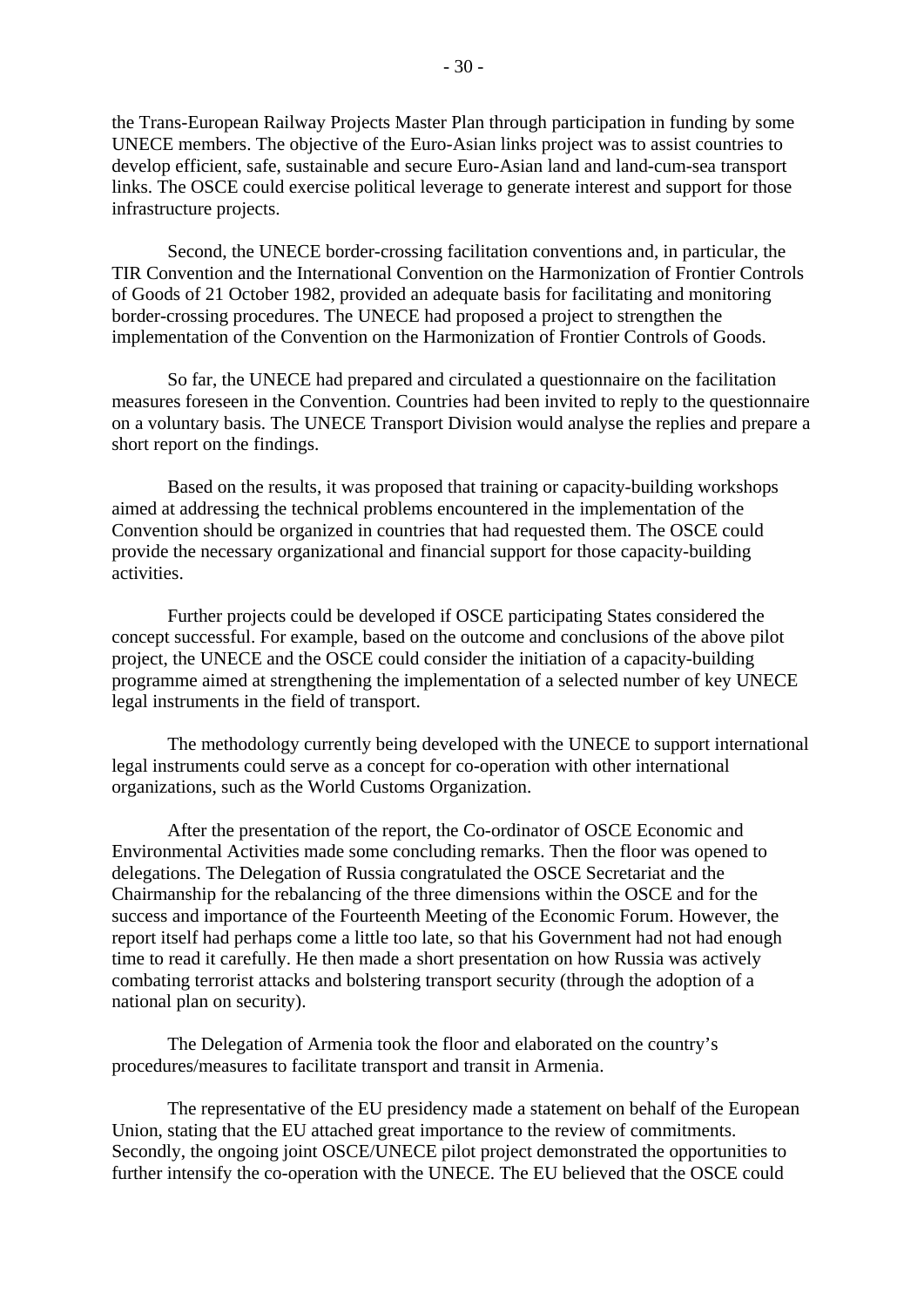the Trans-European Railway Projects Master Plan through participation in funding by some UNECE members. The objective of the Euro-Asian links project was to assist countries to develop efficient, safe, sustainable and secure Euro-Asian land and land-cum-sea transport links. The OSCE could exercise political leverage to generate interest and support for those infrastructure projects.

Second, the UNECE border-crossing facilitation conventions and, in particular, the TIR Convention and the International Convention on the Harmonization of Frontier Controls of Goods of 21 October 1982, provided an adequate basis for facilitating and monitoring border-crossing procedures. The UNECE had proposed a project to strengthen the implementation of the Convention on the Harmonization of Frontier Controls of Goods.

So far, the UNECE had prepared and circulated a questionnaire on the facilitation measures foreseen in the Convention. Countries had been invited to reply to the questionnaire on a voluntary basis. The UNECE Transport Division would analyse the replies and prepare a short report on the findings.

Based on the results, it was proposed that training or capacity-building workshops aimed at addressing the technical problems encountered in the implementation of the Convention should be organized in countries that had requested them. The OSCE could provide the necessary organizational and financial support for those capacity-building activities.

Further projects could be developed if OSCE participating States considered the concept successful. For example, based on the outcome and conclusions of the above pilot project, the UNECE and the OSCE could consider the initiation of a capacity-building programme aimed at strengthening the implementation of a selected number of key UNECE legal instruments in the field of transport.

The methodology currently being developed with the UNECE to support international legal instruments could serve as a concept for co-operation with other international organizations, such as the World Customs Organization.

After the presentation of the report, the Co-ordinator of OSCE Economic and Environmental Activities made some concluding remarks. Then the floor was opened to delegations. The Delegation of Russia congratulated the OSCE Secretariat and the Chairmanship for the rebalancing of the three dimensions within the OSCE and for the success and importance of the Fourteenth Meeting of the Economic Forum. However, the report itself had perhaps come a little too late, so that his Government had not had enough time to read it carefully. He then made a short presentation on how Russia was actively combating terrorist attacks and bolstering transport security (through the adoption of a national plan on security).

The Delegation of Armenia took the floor and elaborated on the country's procedures/measures to facilitate transport and transit in Armenia.

The representative of the EU presidency made a statement on behalf of the European Union, stating that the EU attached great importance to the review of commitments. Secondly, the ongoing joint OSCE/UNECE pilot project demonstrated the opportunities to further intensify the co-operation with the UNECE. The EU believed that the OSCE could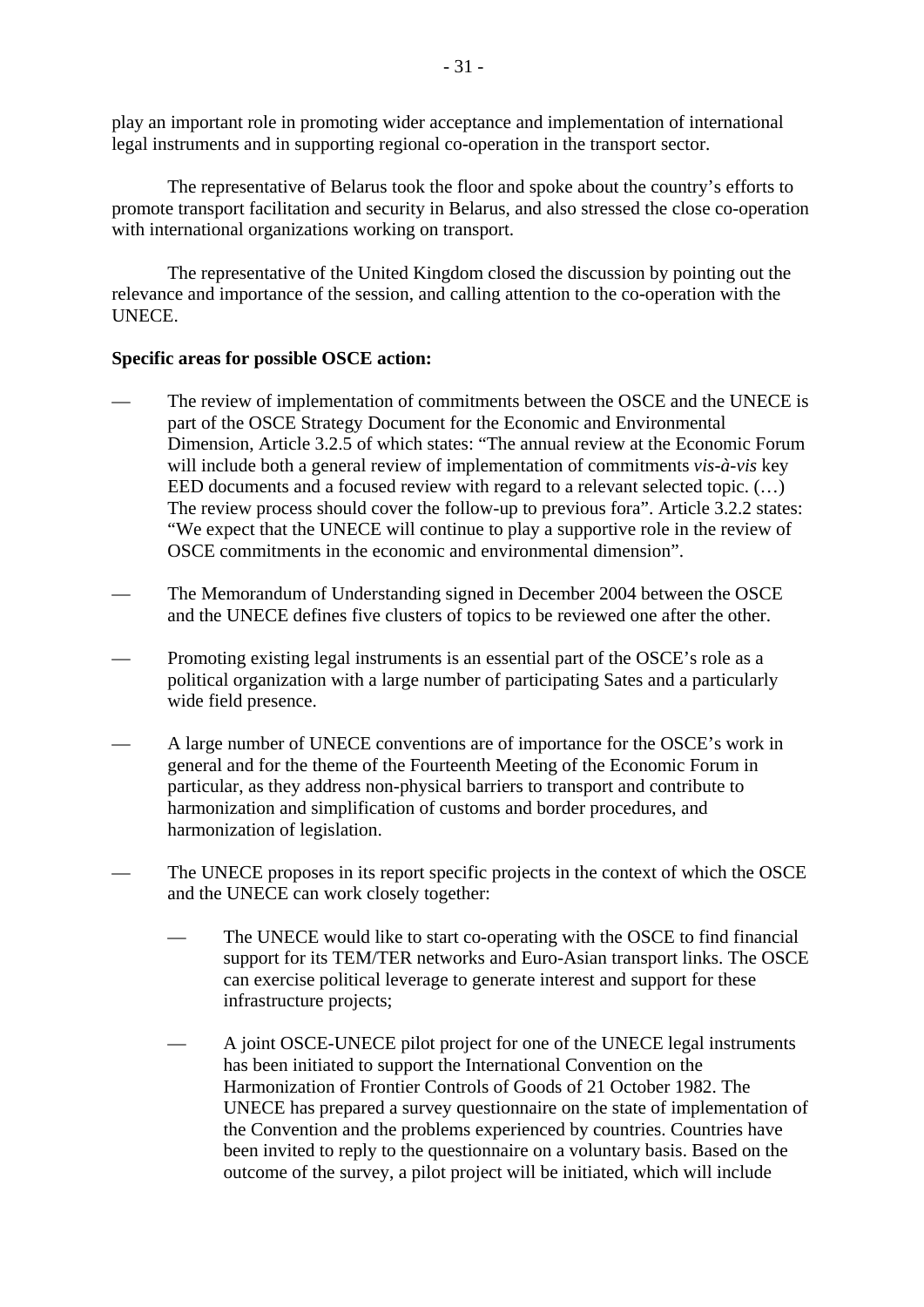play an important role in promoting wider acceptance and implementation of international legal instruments and in supporting regional co-operation in the transport sector.

The representative of Belarus took the floor and spoke about the country's efforts to promote transport facilitation and security in Belarus, and also stressed the close co-operation with international organizations working on transport.

The representative of the United Kingdom closed the discussion by pointing out the relevance and importance of the session, and calling attention to the co-operation with the UNECE.

**Specific areas for possible OSCE action:**

- The review of implementation of commitments between the OSCE and the UNECE is part of the OSCE Strategy Document for the Economic and Environmental Dimension, Article 3.2.5 of which states: "The annual review at the Economic Forum will include both a general review of implementation of commitments *vis-à-vis* key EED documents and a focused review with regard to a relevant selected topic. (…) The review process should cover the follow-up to previous fora". Article 3.2.2 states: "We expect that the UNECE will continue to play a supportive role in the review of OSCE commitments in the economic and environmental dimension".

- The Memorandum of Understanding signed in December 2004 between the OSCE and the UNECE defines five clusters of topics to be reviewed one after the other.

- Promoting existing legal instruments is an essential part of the OSCE's role as a political organization with a large number of participating Sates and a particularly wide field presence.

- A large number of UNECE conventions are of importance for the OSCE's work in general and for the theme of the Fourteenth Meeting of the Economic Forum in particular, as they address non-physical barriers to transport and contribute to harmonization and simplification of customs and border procedures, and harmonization of legislation.

- The UNECE proposes in its report specific projects in the context of which the OSCE and the UNECE can work closely together:

    - The UNECE would like to start co-operating with the OSCE to find financial support for its TEM/TER networks and Euro-Asian transport links. The OSCE can exercise political leverage to generate interest and support for these infrastructure projects;

    - A joint OSCE-UNECE pilot project for one of the UNECE legal instruments has been initiated to support the International Convention on the Harmonization of Frontier Controls of Goods of 21 October 1982. The UNECE has prepared a survey questionnaire on the state of implementation of the Convention and the problems experienced by countries. Countries have been invited to reply to the questionnaire on a voluntary basis. Based on the outcome of the survey, a pilot project will be initiated, which will include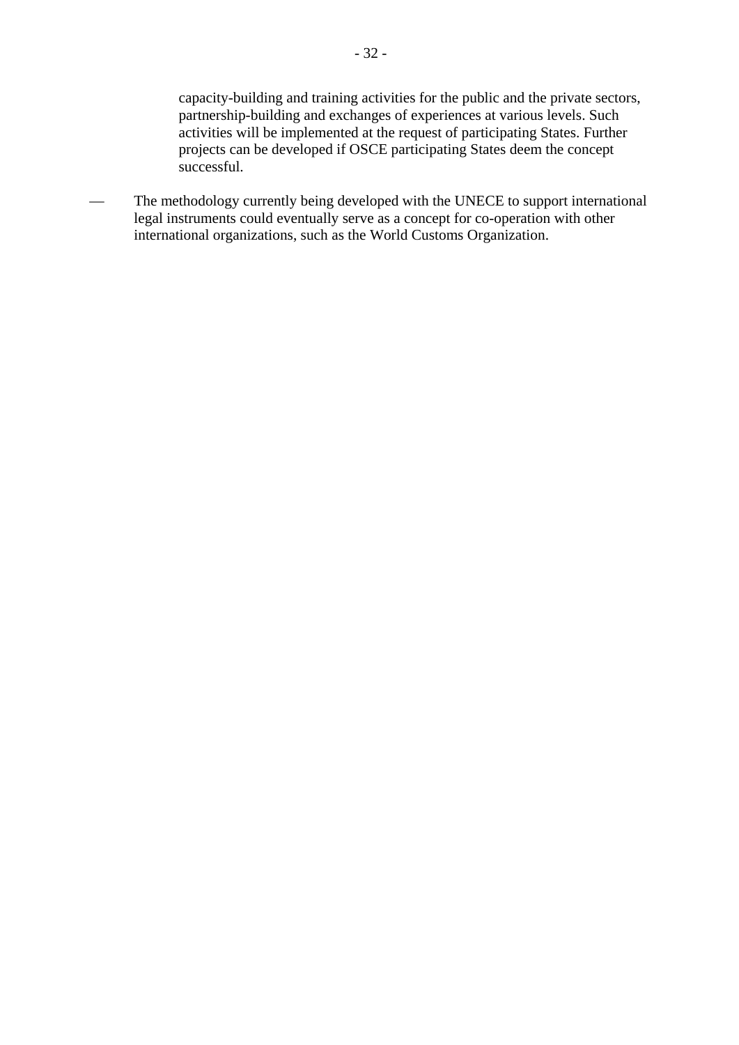capacity-building and training activities for the public and the private sectors, partnership-building and exchanges of experiences at various levels. Such activities will be implemented at the request of participating States. Further projects can be developed if OSCE participating States deem the concept successful.

— The methodology currently being developed with the UNECE to support international legal instruments could eventually serve as a concept for co-operation with other international organizations, such as the World Customs Organization.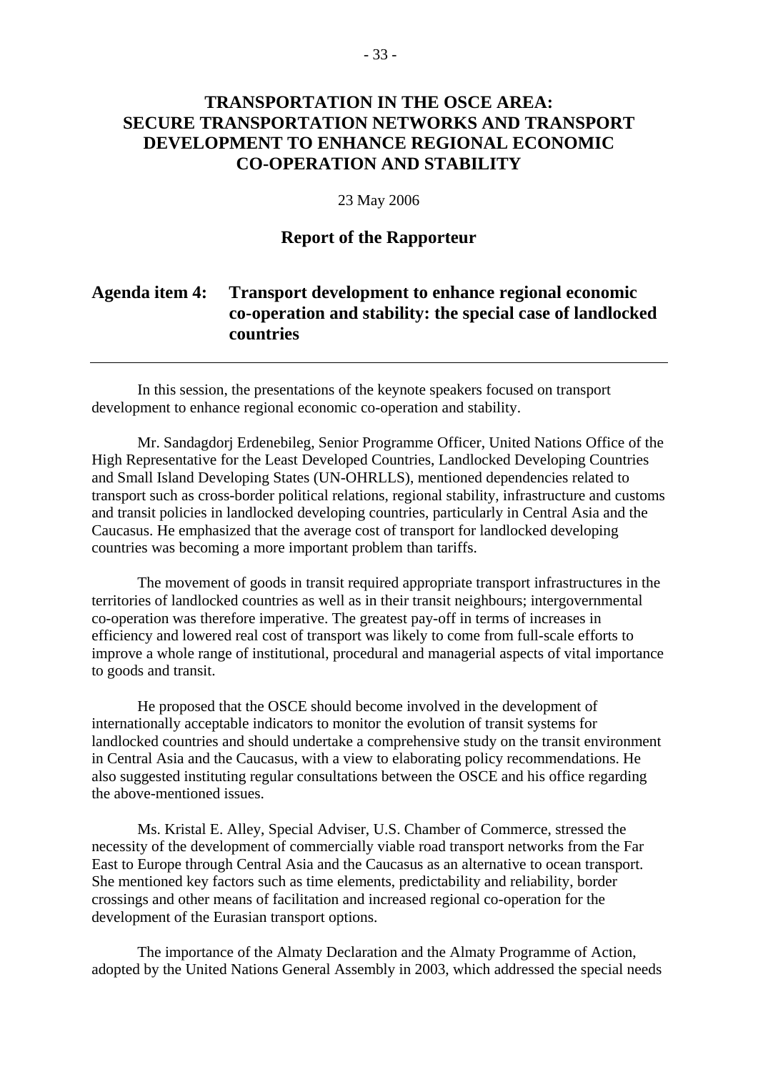# TRANSPORTATION IN THE OSCE AREA: SECURE TRANSPORTATION NETWORKS AND TRANSPORT DEVELOPMENT TO ENHANCE REGIONAL ECONOMIC CO-OPERATION AND STABILITY

23 May 2006

## Report of the Rapporteur

## Agenda item 4: Transport development to enhance regional economic co-operation and stability: the special case of landlocked countries

---

In this session, the presentations of the keynote speakers focused on transport development to enhance regional economic co-operation and stability.

Mr. Sandagdorj Erdenebileg, Senior Programme Officer, United Nations Office of the High Representative for the Least Developed Countries, Landlocked Developing Countries and Small Island Developing States (UN-OHRLLS), mentioned dependencies related to transport such as cross-border political relations, regional stability, infrastructure and customs and transit policies in landlocked developing countries, particularly in Central Asia and the Caucasus. He emphasized that the average cost of transport for landlocked developing countries was becoming a more important problem than tariffs.

The movement of goods in transit required appropriate transport infrastructures in the territories of landlocked countries as well as in their transit neighbours; intergovernmental co-operation was therefore imperative. The greatest pay-off in terms of increases in efficiency and lowered real cost of transport was likely to come from full-scale efforts to improve a whole range of institutional, procedural and managerial aspects of vital importance to goods and transit.

He proposed that the OSCE should become involved in the development of internationally acceptable indicators to monitor the evolution of transit systems for landlocked countries and should undertake a comprehensive study on the transit environment in Central Asia and the Caucasus, with a view to elaborating policy recommendations. He also suggested instituting regular consultations between the OSCE and his office regarding the above-mentioned issues.

Ms. Kristal E. Alley, Special Adviser, U.S. Chamber of Commerce, stressed the necessity of the development of commercially viable road transport networks from the Far East to Europe through Central Asia and the Caucasus as an alternative to ocean transport. She mentioned key factors such as time elements, predictability and reliability, border crossings and other means of facilitation and increased regional co-operation for the development of the Eurasian transport options.

The importance of the Almaty Declaration and the Almaty Programme of Action, adopted by the United Nations General Assembly in 2003, which addressed the special needs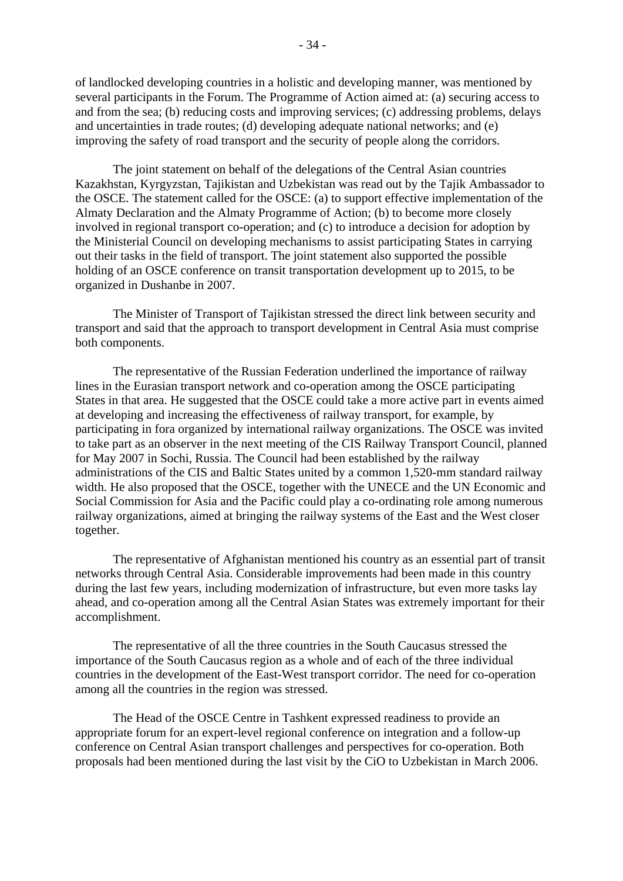of landlocked developing countries in a holistic and developing manner, was mentioned by several participants in the Forum. The Programme of Action aimed at: (a) securing access to and from the sea; (b) reducing costs and improving services; (c) addressing problems, delays and uncertainties in trade routes; (d) developing adequate national networks; and (e) improving the safety of road transport and the security of people along the corridors.

The joint statement on behalf of the delegations of the Central Asian countries Kazakhstan, Kyrgyzstan, Tajikistan and Uzbekistan was read out by the Tajik Ambassador to the OSCE. The statement called for the OSCE: (a) to support effective implementation of the Almaty Declaration and the Almaty Programme of Action; (b) to become more closely involved in regional transport co-operation; and (c) to introduce a decision for adoption by the Ministerial Council on developing mechanisms to assist participating States in carrying out their tasks in the field of transport. The joint statement also supported the possible holding of an OSCE conference on transit transportation development up to 2015, to be organized in Dushanbe in 2007.

The Minister of Transport of Tajikistan stressed the direct link between security and transport and said that the approach to transport development in Central Asia must comprise both components.

The representative of the Russian Federation underlined the importance of railway lines in the Eurasian transport network and co-operation among the OSCE participating States in that area. He suggested that the OSCE could take a more active part in events aimed at developing and increasing the effectiveness of railway transport, for example, by participating in fora organized by international railway organizations. The OSCE was invited to take part as an observer in the next meeting of the CIS Railway Transport Council, planned for May 2007 in Sochi, Russia. The Council had been established by the railway administrations of the CIS and Baltic States united by a common 1,520-mm standard railway width. He also proposed that the OSCE, together with the UNECE and the UN Economic and Social Commission for Asia and the Pacific could play a co-ordinating role among numerous railway organizations, aimed at bringing the railway systems of the East and the West closer together.

The representative of Afghanistan mentioned his country as an essential part of transit networks through Central Asia. Considerable improvements had been made in this country during the last few years, including modernization of infrastructure, but even more tasks lay ahead, and co-operation among all the Central Asian States was extremely important for their accomplishment.

The representative of all the three countries in the South Caucasus stressed the importance of the South Caucasus region as a whole and of each of the three individual countries in the development of the East-West transport corridor. The need for co-operation among all the countries in the region was stressed.

The Head of the OSCE Centre in Tashkent expressed readiness to provide an appropriate forum for an expert-level regional conference on integration and a follow-up conference on Central Asian transport challenges and perspectives for co-operation. Both proposals had been mentioned during the last visit by the CiO to Uzbekistan in March 2006.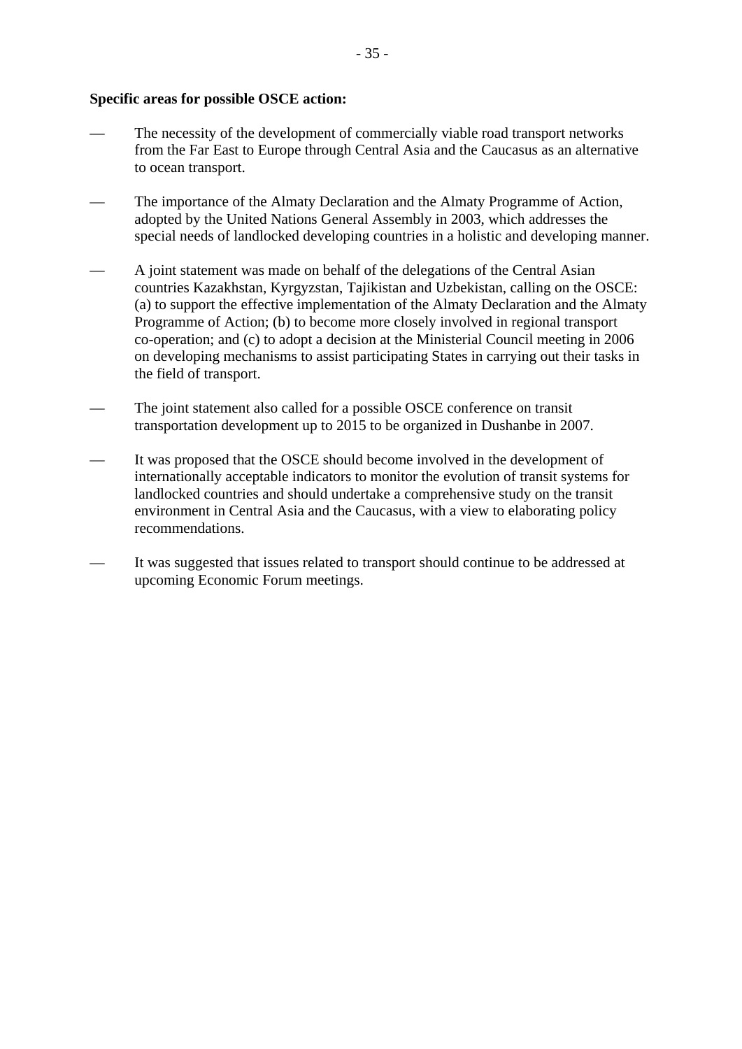**Specific areas for possible OSCE action:**

- The necessity of the development of commercially viable road transport networks from the Far East to Europe through Central Asia and the Caucasus as an alternative to ocean transport.

- The importance of the Almaty Declaration and the Almaty Programme of Action, adopted by the United Nations General Assembly in 2003, which addresses the special needs of landlocked developing countries in a holistic and developing manner.

- A joint statement was made on behalf of the delegations of the Central Asian countries Kazakhstan, Kyrgyzstan, Tajikistan and Uzbekistan, calling on the OSCE: (a) to support the effective implementation of the Almaty Declaration and the Almaty Programme of Action; (b) to become more closely involved in regional transport co-operation; and (c) to adopt a decision at the Ministerial Council meeting in 2006 on developing mechanisms to assist participating States in carrying out their tasks in the field of transport.

- The joint statement also called for a possible OSCE conference on transit transportation development up to 2015 to be organized in Dushanbe in 2007.

- It was proposed that the OSCE should become involved in the development of internationally acceptable indicators to monitor the evolution of transit systems for landlocked countries and should undertake a comprehensive study on the transit environment in Central Asia and the Caucasus, with a view to elaborating policy recommendations.

- It was suggested that issues related to transport should continue to be addressed at upcoming Economic Forum meetings.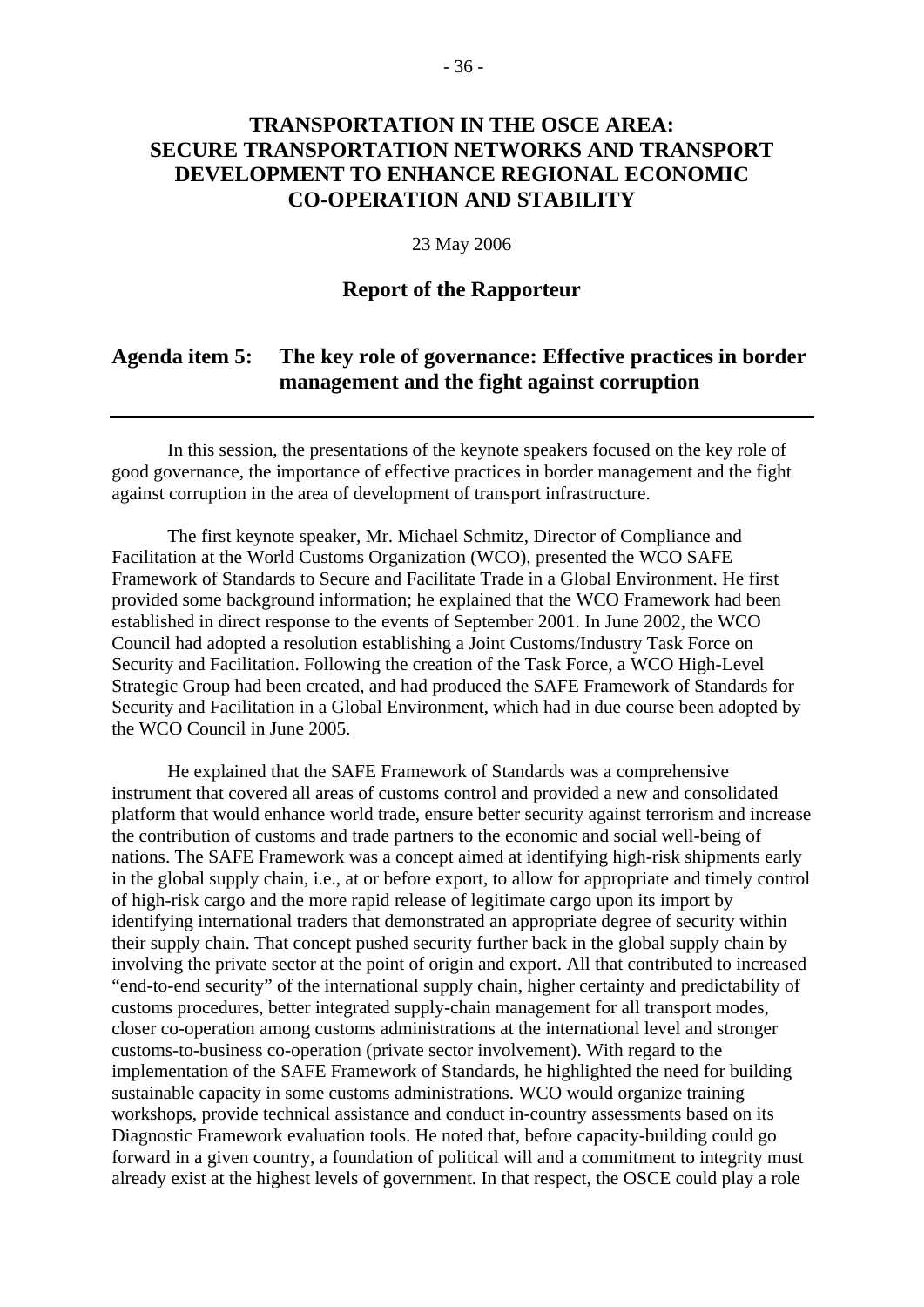# TRANSPORTATION IN THE OSCE AREA: SECURE TRANSPORTATION NETWORKS AND TRANSPORT DEVELOPMENT TO ENHANCE REGIONAL ECONOMIC CO-OPERATION AND STABILITY

23 May 2006

## Report of the Rapporteur

## Agenda item 5: The key role of governance: Effective practices in border management and the fight against corruption

In this session, the presentations of the keynote speakers focused on the key role of good governance, the importance of effective practices in border management and the fight against corruption in the area of development of transport infrastructure.

The first keynote speaker, Mr. Michael Schmitz, Director of Compliance and Facilitation at the World Customs Organization (WCO), presented the WCO SAFE Framework of Standards to Secure and Facilitate Trade in a Global Environment. He first provided some background information; he explained that the WCO Framework had been established in direct response to the events of September 2001. In June 2002, the WCO Council had adopted a resolution establishing a Joint Customs/Industry Task Force on Security and Facilitation. Following the creation of the Task Force, a WCO High-Level Strategic Group had been created, and had produced the SAFE Framework of Standards for Security and Facilitation in a Global Environment, which had in due course been adopted by the WCO Council in June 2005.

He explained that the SAFE Framework of Standards was a comprehensive instrument that covered all areas of customs control and provided a new and consolidated platform that would enhance world trade, ensure better security against terrorism and increase the contribution of customs and trade partners to the economic and social well-being of nations. The SAFE Framework was a concept aimed at identifying high-risk shipments early in the global supply chain, i.e., at or before export, to allow for appropriate and timely control of high-risk cargo and the more rapid release of legitimate cargo upon its import by identifying international traders that demonstrated an appropriate degree of security within their supply chain. That concept pushed security further back in the global supply chain by involving the private sector at the point of origin and export. All that contributed to increased "end-to-end security" of the international supply chain, higher certainty and predictability of customs procedures, better integrated supply-chain management for all transport modes, closer co-operation among customs administrations at the international level and stronger customs-to-business co-operation (private sector involvement). With regard to the implementation of the SAFE Framework of Standards, he highlighted the need for building sustainable capacity in some customs administrations. WCO would organize training workshops, provide technical assistance and conduct in-country assessments based on its Diagnostic Framework evaluation tools. He noted that, before capacity-building could go forward in a given country, a foundation of political will and a commitment to integrity must already exist at the highest levels of government. In that respect, the OSCE could play a role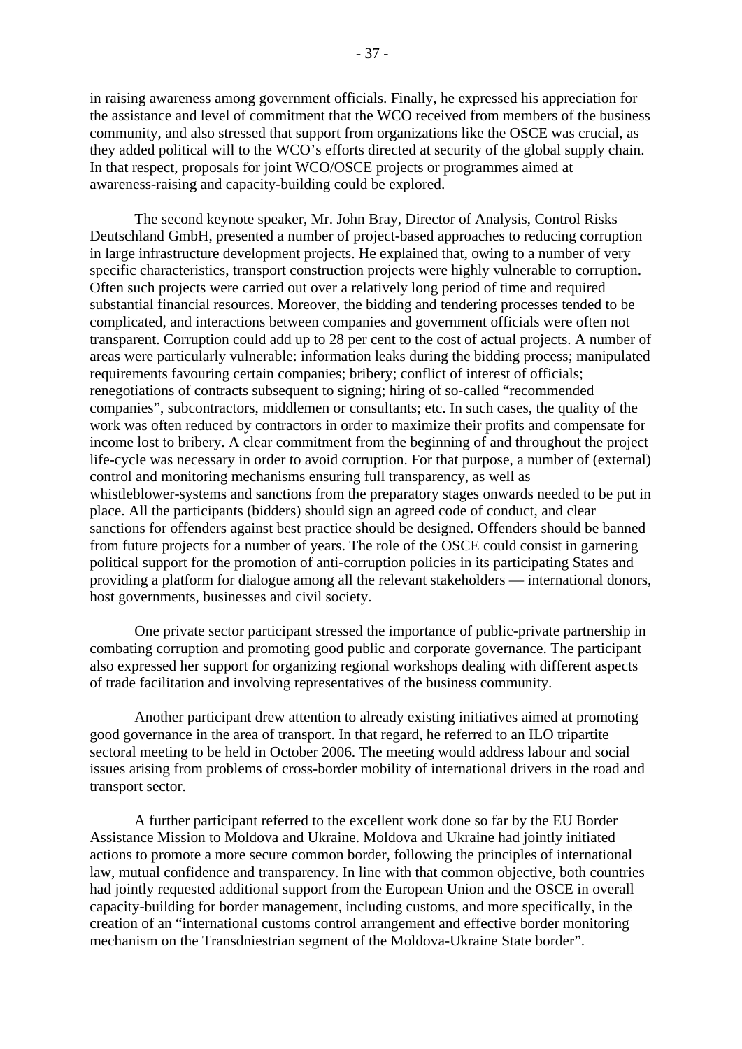in raising awareness among government officials. Finally, he expressed his appreciation for the assistance and level of commitment that the WCO received from members of the business community, and also stressed that support from organizations like the OSCE was crucial, as they added political will to the WCO's efforts directed at security of the global supply chain. In that respect, proposals for joint WCO/OSCE projects or programmes aimed at awareness-raising and capacity-building could be explored.

The second keynote speaker, Mr. John Bray, Director of Analysis, Control Risks Deutschland GmbH, presented a number of project-based approaches to reducing corruption in large infrastructure development projects. He explained that, owing to a number of very specific characteristics, transport construction projects were highly vulnerable to corruption. Often such projects were carried out over a relatively long period of time and required substantial financial resources. Moreover, the bidding and tendering processes tended to be complicated, and interactions between companies and government officials were often not transparent. Corruption could add up to 28 per cent to the cost of actual projects. A number of areas were particularly vulnerable: information leaks during the bidding process; manipulated requirements favouring certain companies; bribery; conflict of interest of officials; renegotiations of contracts subsequent to signing; hiring of so-called "recommended companies", subcontractors, middlemen or consultants; etc. In such cases, the quality of the work was often reduced by contractors in order to maximize their profits and compensate for income lost to bribery. A clear commitment from the beginning of and throughout the project life-cycle was necessary in order to avoid corruption. For that purpose, a number of (external) control and monitoring mechanisms ensuring full transparency, as well as whistleblower-systems and sanctions from the preparatory stages onwards needed to be put in place. All the participants (bidders) should sign an agreed code of conduct, and clear sanctions for offenders against best practice should be designed. Offenders should be banned from future projects for a number of years. The role of the OSCE could consist in garnering political support for the promotion of anti-corruption policies in its participating States and providing a platform for dialogue among all the relevant stakeholders — international donors, host governments, businesses and civil society.

One private sector participant stressed the importance of public-private partnership in combating corruption and promoting good public and corporate governance. The participant also expressed her support for organizing regional workshops dealing with different aspects of trade facilitation and involving representatives of the business community.

Another participant drew attention to already existing initiatives aimed at promoting good governance in the area of transport. In that regard, he referred to an ILO tripartite sectoral meeting to be held in October 2006. The meeting would address labour and social issues arising from problems of cross-border mobility of international drivers in the road and transport sector.

A further participant referred to the excellent work done so far by the EU Border Assistance Mission to Moldova and Ukraine. Moldova and Ukraine had jointly initiated actions to promote a more secure common border, following the principles of international law, mutual confidence and transparency. In line with that common objective, both countries had jointly requested additional support from the European Union and the OSCE in overall capacity-building for border management, including customs, and more specifically, in the creation of an "international customs control arrangement and effective border monitoring mechanism on the Transdniestrian segment of the Moldova-Ukraine State border".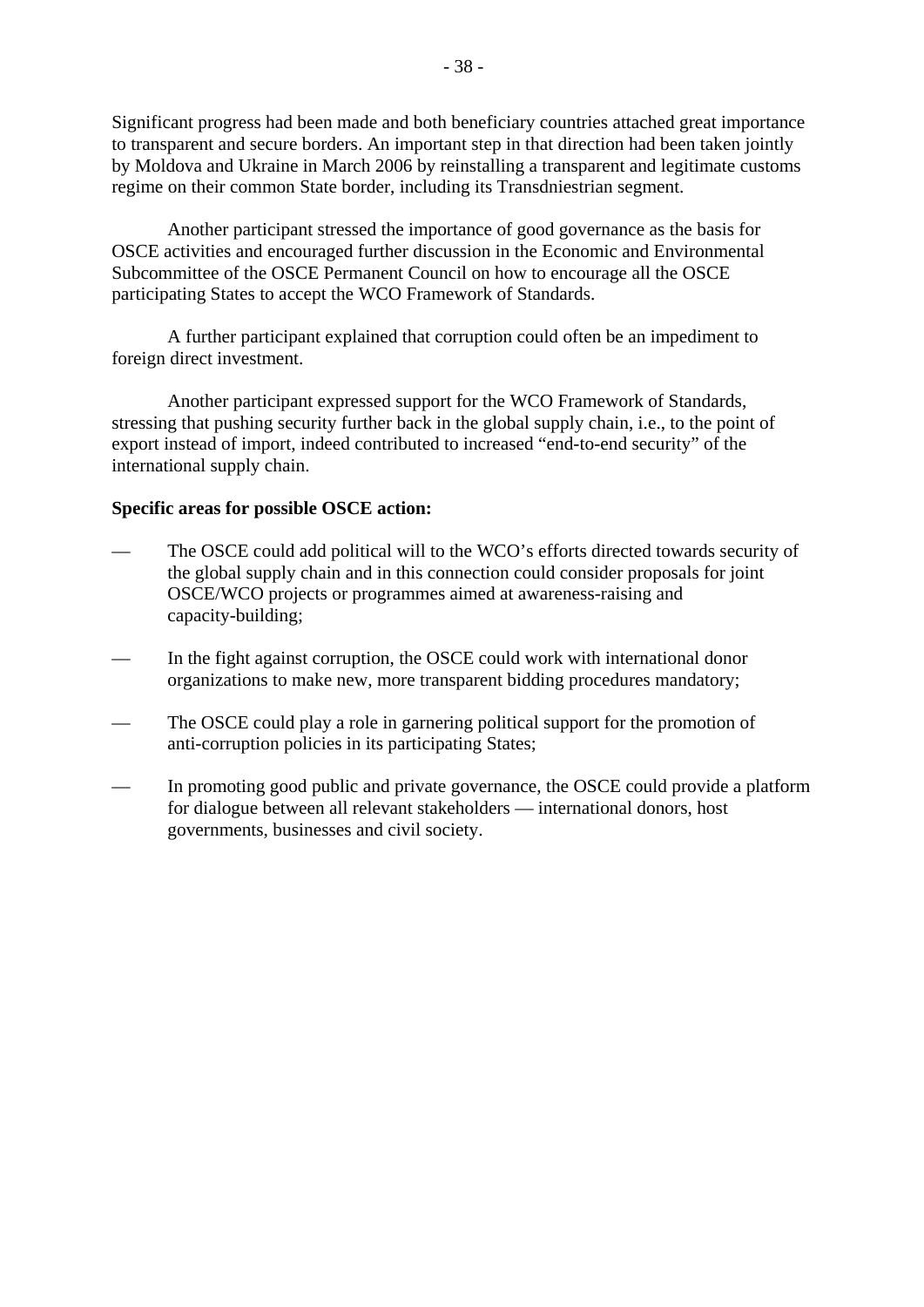Significant progress had been made and both beneficiary countries attached great importance to transparent and secure borders. An important step in that direction had been taken jointly by Moldova and Ukraine in March 2006 by reinstalling a transparent and legitimate customs regime on their common State border, including its Transdniestrian segment.

Another participant stressed the importance of good governance as the basis for OSCE activities and encouraged further discussion in the Economic and Environmental Subcommittee of the OSCE Permanent Council on how to encourage all the OSCE participating States to accept the WCO Framework of Standards.

A further participant explained that corruption could often be an impediment to foreign direct investment.

Another participant expressed support for the WCO Framework of Standards, stressing that pushing security further back in the global supply chain, i.e., to the point of export instead of import, indeed contributed to increased “end-to-end security” of the international supply chain.

**Specific areas for possible OSCE action:**

- The OSCE could add political will to the WCO’s efforts directed towards security of the global supply chain and in this connection could consider proposals for joint OSCE/WCO projects or programmes aimed at awareness-raising and capacity-building;

- In the fight against corruption, the OSCE could work with international donor organizations to make new, more transparent bidding procedures mandatory;

- The OSCE could play a role in garnering political support for the promotion of anti-corruption policies in its participating States;

- In promoting good public and private governance, the OSCE could provide a platform for dialogue between all relevant stakeholders — international donors, host governments, businesses and civil society.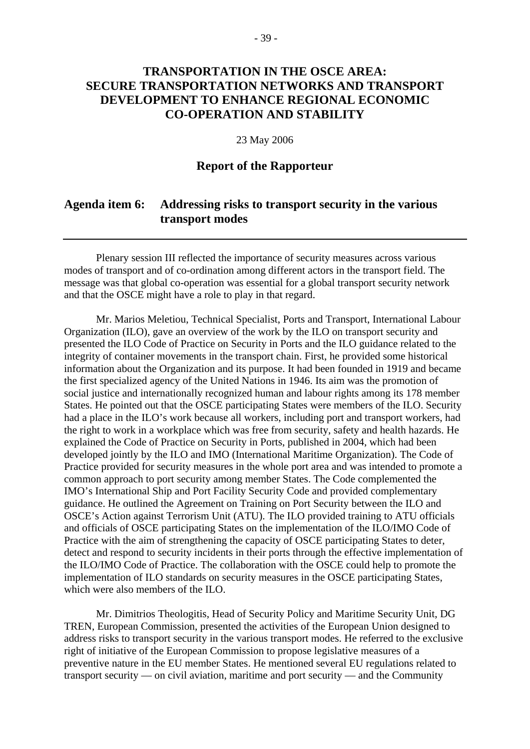# TRANSPORTATION IN THE OSCE AREA: SECURE TRANSPORTATION NETWORKS AND TRANSPORT DEVELOPMENT TO ENHANCE REGIONAL ECONOMIC CO-OPERATION AND STABILITY

23 May 2006

## Report of the Rapporteur

## Agenda item 6: Addressing risks to transport security in the various transport modes

---

Plenary session III reflected the importance of security measures across various modes of transport and of co-ordination among different actors in the transport field. The message was that global co-operation was essential for a global transport security network and that the OSCE might have a role to play in that regard.

Mr. Marios Meletiou, Technical Specialist, Ports and Transport, International Labour Organization (ILO), gave an overview of the work by the ILO on transport security and presented the ILO Code of Practice on Security in Ports and the ILO guidance related to the integrity of container movements in the transport chain. First, he provided some historical information about the Organization and its purpose. It had been founded in 1919 and became the first specialized agency of the United Nations in 1946. Its aim was the promotion of social justice and internationally recognized human and labour rights among its 178 member States. He pointed out that the OSCE participating States were members of the ILO. Security had a place in the ILO's work because all workers, including port and transport workers, had the right to work in a workplace which was free from security, safety and health hazards. He explained the Code of Practice on Security in Ports, published in 2004, which had been developed jointly by the ILO and IMO (International Maritime Organization). The Code of Practice provided for security measures in the whole port area and was intended to promote a common approach to port security among member States. The Code complemented the IMO's International Ship and Port Facility Security Code and provided complementary guidance. He outlined the Agreement on Training on Port Security between the ILO and OSCE's Action against Terrorism Unit (ATU). The ILO provided training to ATU officials and officials of OSCE participating States on the implementation of the ILO/IMO Code of Practice with the aim of strengthening the capacity of OSCE participating States to deter, detect and respond to security incidents in their ports through the effective implementation of the ILO/IMO Code of Practice. The collaboration with the OSCE could help to promote the implementation of ILO standards on security measures in the OSCE participating States, which were also members of the ILO.

Mr. Dimitrios Theologitis, Head of Security Policy and Maritime Security Unit, DG TREN, European Commission, presented the activities of the European Union designed to address risks to transport security in the various transport modes. He referred to the exclusive right of initiative of the European Commission to propose legislative measures of a preventive nature in the EU member States. He mentioned several EU regulations related to transport security — on civil aviation, maritime and port security — and the Community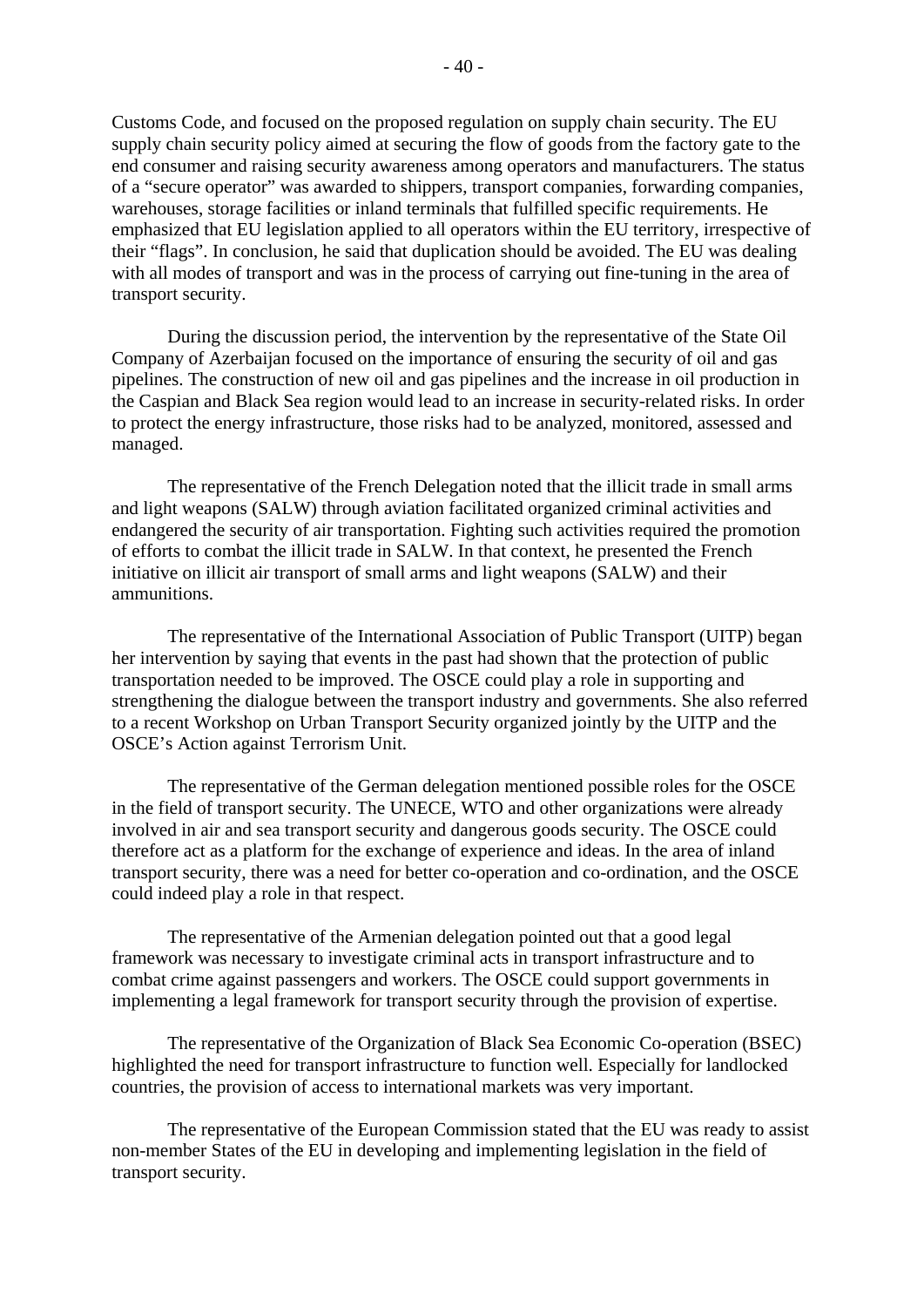Customs Code, and focused on the proposed regulation on supply chain security. The EU supply chain security policy aimed at securing the flow of goods from the factory gate to the end consumer and raising security awareness among operators and manufacturers. The status of a “secure operator” was awarded to shippers, transport companies, forwarding companies, warehouses, storage facilities or inland terminals that fulfilled specific requirements. He emphasized that EU legislation applied to all operators within the EU territory, irrespective of their “flags”. In conclusion, he said that duplication should be avoided. The EU was dealing with all modes of transport and was in the process of carrying out fine-tuning in the area of transport security.

During the discussion period, the intervention by the representative of the State Oil Company of Azerbaijan focused on the importance of ensuring the security of oil and gas pipelines. The construction of new oil and gas pipelines and the increase in oil production in the Caspian and Black Sea region would lead to an increase in security-related risks. In order to protect the energy infrastructure, those risks had to be analyzed, monitored, assessed and managed.

The representative of the French Delegation noted that the illicit trade in small arms and light weapons (SALW) through aviation facilitated organized criminal activities and endangered the security of air transportation. Fighting such activities required the promotion of efforts to combat the illicit trade in SALW. In that context, he presented the French initiative on illicit air transport of small arms and light weapons (SALW) and their ammunitions.

The representative of the International Association of Public Transport (UITP) began her intervention by saying that events in the past had shown that the protection of public transportation needed to be improved. The OSCE could play a role in supporting and strengthening the dialogue between the transport industry and governments. She also referred to a recent Workshop on Urban Transport Security organized jointly by the UITP and the OSCE’s Action against Terrorism Unit.

The representative of the German delegation mentioned possible roles for the OSCE in the field of transport security. The UNECE, WTO and other organizations were already involved in air and sea transport security and dangerous goods security. The OSCE could therefore act as a platform for the exchange of experience and ideas. In the area of inland transport security, there was a need for better co-operation and co-ordination, and the OSCE could indeed play a role in that respect.

The representative of the Armenian delegation pointed out that a good legal framework was necessary to investigate criminal acts in transport infrastructure and to combat crime against passengers and workers. The OSCE could support governments in implementing a legal framework for transport security through the provision of expertise.

The representative of the Organization of Black Sea Economic Co-operation (BSEC) highlighted the need for transport infrastructure to function well. Especially for landlocked countries, the provision of access to international markets was very important.

The representative of the European Commission stated that the EU was ready to assist non-member States of the EU in developing and implementing legislation in the field of transport security.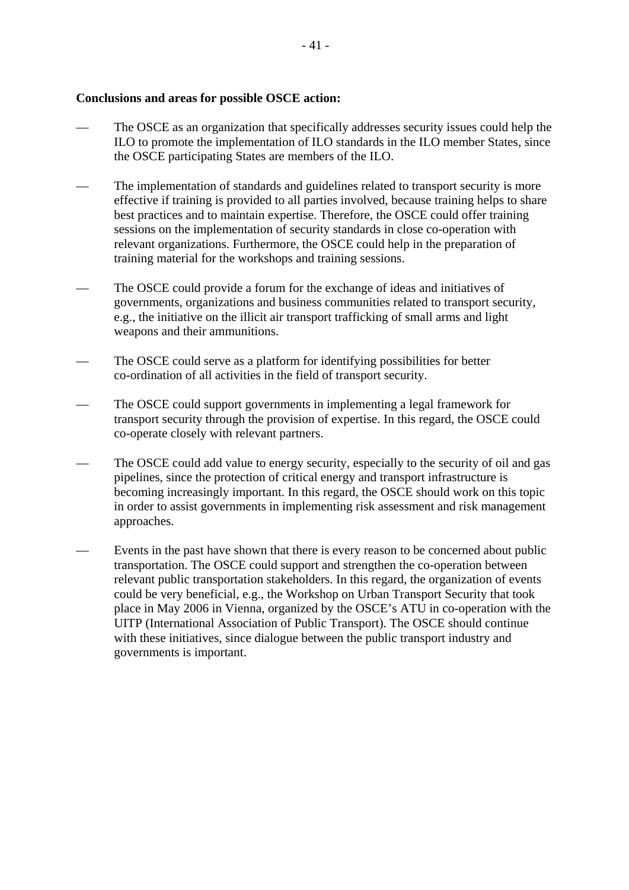**Conclusions and areas for possible OSCE action:**

- The OSCE as an organization that specifically addresses security issues could help the ILO to promote the implementation of ILO standards in the ILO member States, since the OSCE participating States are members of the ILO.

- The implementation of standards and guidelines related to transport security is more effective if training is provided to all parties involved, because training helps to share best practices and to maintain expertise. Therefore, the OSCE could offer training sessions on the implementation of security standards in close co-operation with relevant organizations. Furthermore, the OSCE could help in the preparation of training material for the workshops and training sessions.

- The OSCE could provide a forum for the exchange of ideas and initiatives of governments, organizations and business communities related to transport security, e.g., the initiative on the illicit air transport trafficking of small arms and light weapons and their ammunitions.

- The OSCE could serve as a platform for identifying possibilities for better co-ordination of all activities in the field of transport security.

- The OSCE could support governments in implementing a legal framework for transport security through the provision of expertise. In this regard, the OSCE could co-operate closely with relevant partners.

- The OSCE could add value to energy security, especially to the security of oil and gas pipelines, since the protection of critical energy and transport infrastructure is becoming increasingly important. In this regard, the OSCE should work on this topic in order to assist governments in implementing risk assessment and risk management approaches.

- Events in the past have shown that there is every reason to be concerned about public transportation. The OSCE could support and strengthen the co-operation between relevant public transportation stakeholders. In this regard, the organization of events could be very beneficial, e.g., the Workshop on Urban Transport Security that took place in May 2006 in Vienna, organized by the OSCE's ATU in co-operation with the UITP (International Association of Public Transport). The OSCE should continue with these initiatives, since dialogue between the public transport industry and governments is important.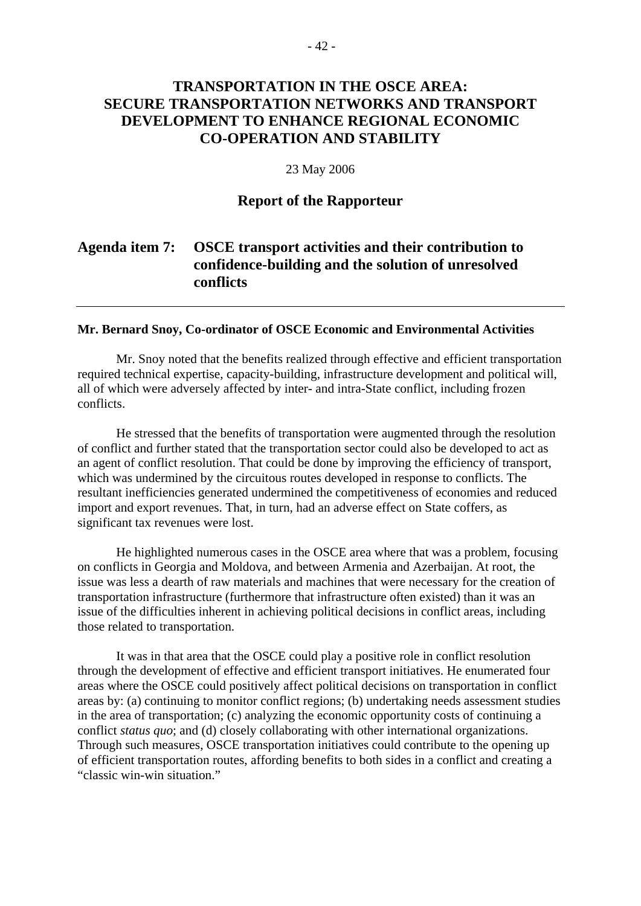# TRANSPORTATION IN THE OSCE AREA: SECURE TRANSPORTATION NETWORKS AND TRANSPORT DEVELOPMENT TO ENHANCE REGIONAL ECONOMIC CO-OPERATION AND STABILITY

23 May 2006

## Report of the Rapporteur

## Agenda item 7: OSCE transport activities and their contribution to confidence-building and the solution of unresolved conflicts

---

**Mr. Bernard Snoy, Co-ordinator of OSCE Economic and Environmental Activities**

Mr. Snoy noted that the benefits realized through effective and efficient transportation required technical expertise, capacity-building, infrastructure development and political will, all of which were adversely affected by inter- and intra-State conflict, including frozen conflicts.

He stressed that the benefits of transportation were augmented through the resolution of conflict and further stated that the transportation sector could also be developed to act as an agent of conflict resolution. That could be done by improving the efficiency of transport, which was undermined by the circuitous routes developed in response to conflicts. The resultant inefficiencies generated undermined the competitiveness of economies and reduced import and export revenues. That, in turn, had an adverse effect on State coffers, as significant tax revenues were lost.

He highlighted numerous cases in the OSCE area where that was a problem, focusing on conflicts in Georgia and Moldova, and between Armenia and Azerbaijan. At root, the issue was less a dearth of raw materials and machines that were necessary for the creation of transportation infrastructure (furthermore that infrastructure often existed) than it was an issue of the difficulties inherent in achieving political decisions in conflict areas, including those related to transportation.

It was in that area that the OSCE could play a positive role in conflict resolution through the development of effective and efficient transport initiatives. He enumerated four areas where the OSCE could positively affect political decisions on transportation in conflict areas by: (a) continuing to monitor conflict regions; (b) undertaking needs assessment studies in the area of transportation; (c) analyzing the economic opportunity costs of continuing a conflict *status quo*; and (d) closely collaborating with other international organizations. Through such measures, OSCE transportation initiatives could contribute to the opening up of efficient transportation routes, affording benefits to both sides in a conflict and creating a "classic win-win situation."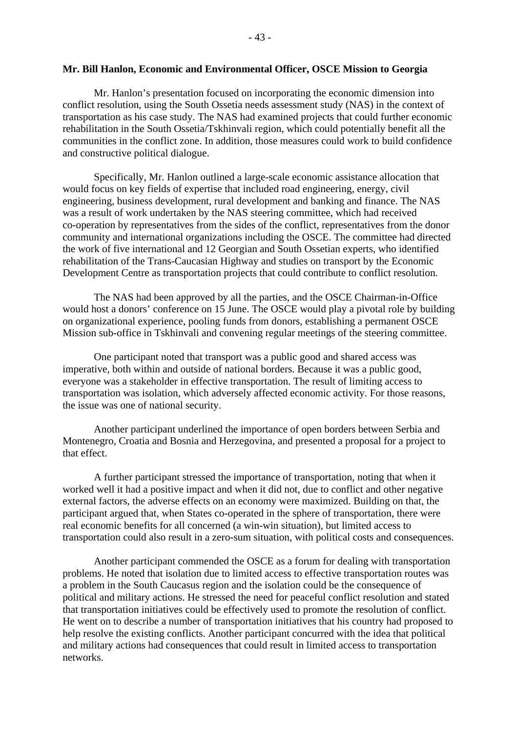**Mr. Bill Hanlon, Economic and Environmental Officer, OSCE Mission to Georgia**

Mr. Hanlon's presentation focused on incorporating the economic dimension into conflict resolution, using the South Ossetia needs assessment study (NAS) in the context of transportation as his case study. The NAS had examined projects that could further economic rehabilitation in the South Ossetia/Tskhinvali region, which could potentially benefit all the communities in the conflict zone. In addition, those measures could work to build confidence and constructive political dialogue.

Specifically, Mr. Hanlon outlined a large-scale economic assistance allocation that would focus on key fields of expertise that included road engineering, energy, civil engineering, business development, rural development and banking and finance. The NAS was a result of work undertaken by the NAS steering committee, which had received co-operation by representatives from the sides of the conflict, representatives from the donor community and international organizations including the OSCE. The committee had directed the work of five international and 12 Georgian and South Ossetian experts, who identified rehabilitation of the Trans-Caucasian Highway and studies on transport by the Economic Development Centre as transportation projects that could contribute to conflict resolution.

The NAS had been approved by all the parties, and the OSCE Chairman-in-Office would host a donors' conference on 15 June. The OSCE would play a pivotal role by building on organizational experience, pooling funds from donors, establishing a permanent OSCE Mission sub-office in Tskhinvali and convening regular meetings of the steering committee.

One participant noted that transport was a public good and shared access was imperative, both within and outside of national borders. Because it was a public good, everyone was a stakeholder in effective transportation. The result of limiting access to transportation was isolation, which adversely affected economic activity. For those reasons, the issue was one of national security.

Another participant underlined the importance of open borders between Serbia and Montenegro, Croatia and Bosnia and Herzegovina, and presented a proposal for a project to that effect.

A further participant stressed the importance of transportation, noting that when it worked well it had a positive impact and when it did not, due to conflict and other negative external factors, the adverse effects on an economy were maximized. Building on that, the participant argued that, when States co-operated in the sphere of transportation, there were real economic benefits for all concerned (a win-win situation), but limited access to transportation could also result in a zero-sum situation, with political costs and consequences.

Another participant commended the OSCE as a forum for dealing with transportation problems. He noted that isolation due to limited access to effective transportation routes was a problem in the South Caucasus region and the isolation could be the consequence of political and military actions. He stressed the need for peaceful conflict resolution and stated that transportation initiatives could be effectively used to promote the resolution of conflict. He went on to describe a number of transportation initiatives that his country had proposed to help resolve the existing conflicts. Another participant concurred with the idea that political and military actions had consequences that could result in limited access to transportation networks.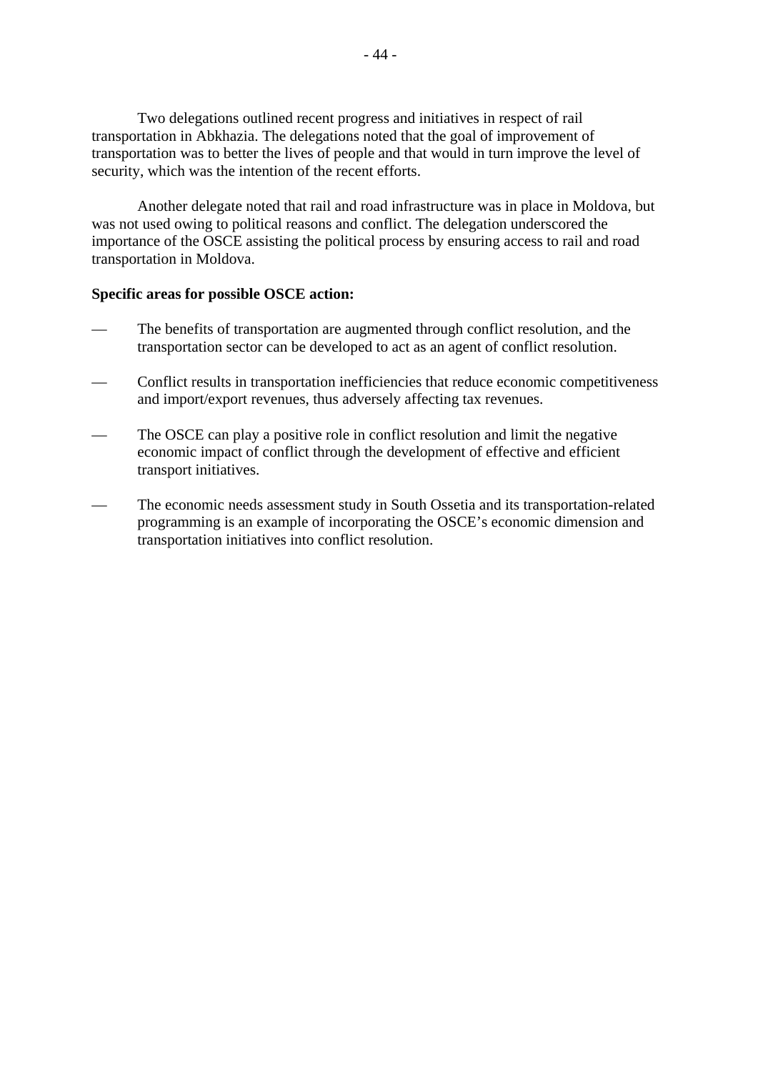Two delegations outlined recent progress and initiatives in respect of rail transportation in Abkhazia. The delegations noted that the goal of improvement of transportation was to better the lives of people and that would in turn improve the level of security, which was the intention of the recent efforts.

Another delegate noted that rail and road infrastructure was in place in Moldova, but was not used owing to political reasons and conflict. The delegation underscored the importance of the OSCE assisting the political process by ensuring access to rail and road transportation in Moldova.

**Specific areas for possible OSCE action:**

— The benefits of transportation are augmented through conflict resolution, and the transportation sector can be developed to act as an agent of conflict resolution.

— Conflict results in transportation inefficiencies that reduce economic competitiveness and import/export revenues, thus adversely affecting tax revenues.

— The OSCE can play a positive role in conflict resolution and limit the negative economic impact of conflict through the development of effective and efficient transport initiatives.

— The economic needs assessment study in South Ossetia and its transportation-related programming is an example of incorporating the OSCE's economic dimension and transportation initiatives into conflict resolution.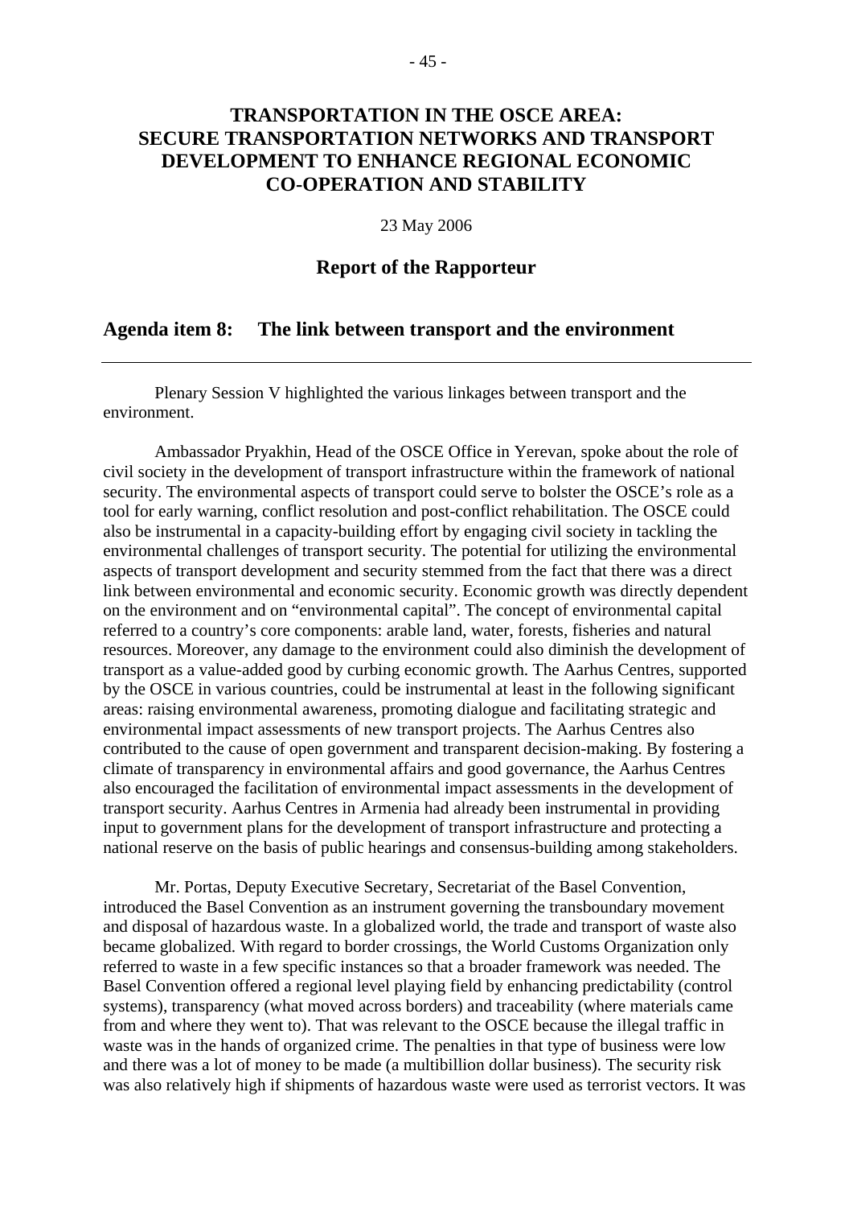# TRANSPORTATION IN THE OSCE AREA: SECURE TRANSPORTATION NETWORKS AND TRANSPORT DEVELOPMENT TO ENHANCE REGIONAL ECONOMIC CO-OPERATION AND STABILITY

23 May 2006

## Report of the Rapporteur

## Agenda item 8: The link between transport and the environment

---

Plenary Session V highlighted the various linkages between transport and the environment.

Ambassador Pryakhin, Head of the OSCE Office in Yerevan, spoke about the role of civil society in the development of transport infrastructure within the framework of national security. The environmental aspects of transport could serve to bolster the OSCE's role as a tool for early warning, conflict resolution and post-conflict rehabilitation. The OSCE could also be instrumental in a capacity-building effort by engaging civil society in tackling the environmental challenges of transport security. The potential for utilizing the environmental aspects of transport development and security stemmed from the fact that there was a direct link between environmental and economic security. Economic growth was directly dependent on the environment and on "environmental capital". The concept of environmental capital referred to a country's core components: arable land, water, forests, fisheries and natural resources. Moreover, any damage to the environment could also diminish the development of transport as a value-added good by curbing economic growth. The Aarhus Centres, supported by the OSCE in various countries, could be instrumental at least in the following significant areas: raising environmental awareness, promoting dialogue and facilitating strategic and environmental impact assessments of new transport projects. The Aarhus Centres also contributed to the cause of open government and transparent decision-making. By fostering a climate of transparency in environmental affairs and good governance, the Aarhus Centres also encouraged the facilitation of environmental impact assessments in the development of transport security. Aarhus Centres in Armenia had already been instrumental in providing input to government plans for the development of transport infrastructure and protecting a national reserve on the basis of public hearings and consensus-building among stakeholders.

Mr. Portas, Deputy Executive Secretary, Secretariat of the Basel Convention, introduced the Basel Convention as an instrument governing the transboundary movement and disposal of hazardous waste. In a globalized world, the trade and transport of waste also became globalized. With regard to border crossings, the World Customs Organization only referred to waste in a few specific instances so that a broader framework was needed. The Basel Convention offered a regional level playing field by enhancing predictability (control systems), transparency (what moved across borders) and traceability (where materials came from and where they went to). That was relevant to the OSCE because the illegal traffic in waste was in the hands of organized crime. The penalties in that type of business were low and there was a lot of money to be made (a multibillion dollar business). The security risk was also relatively high if shipments of hazardous waste were used as terrorist vectors. It was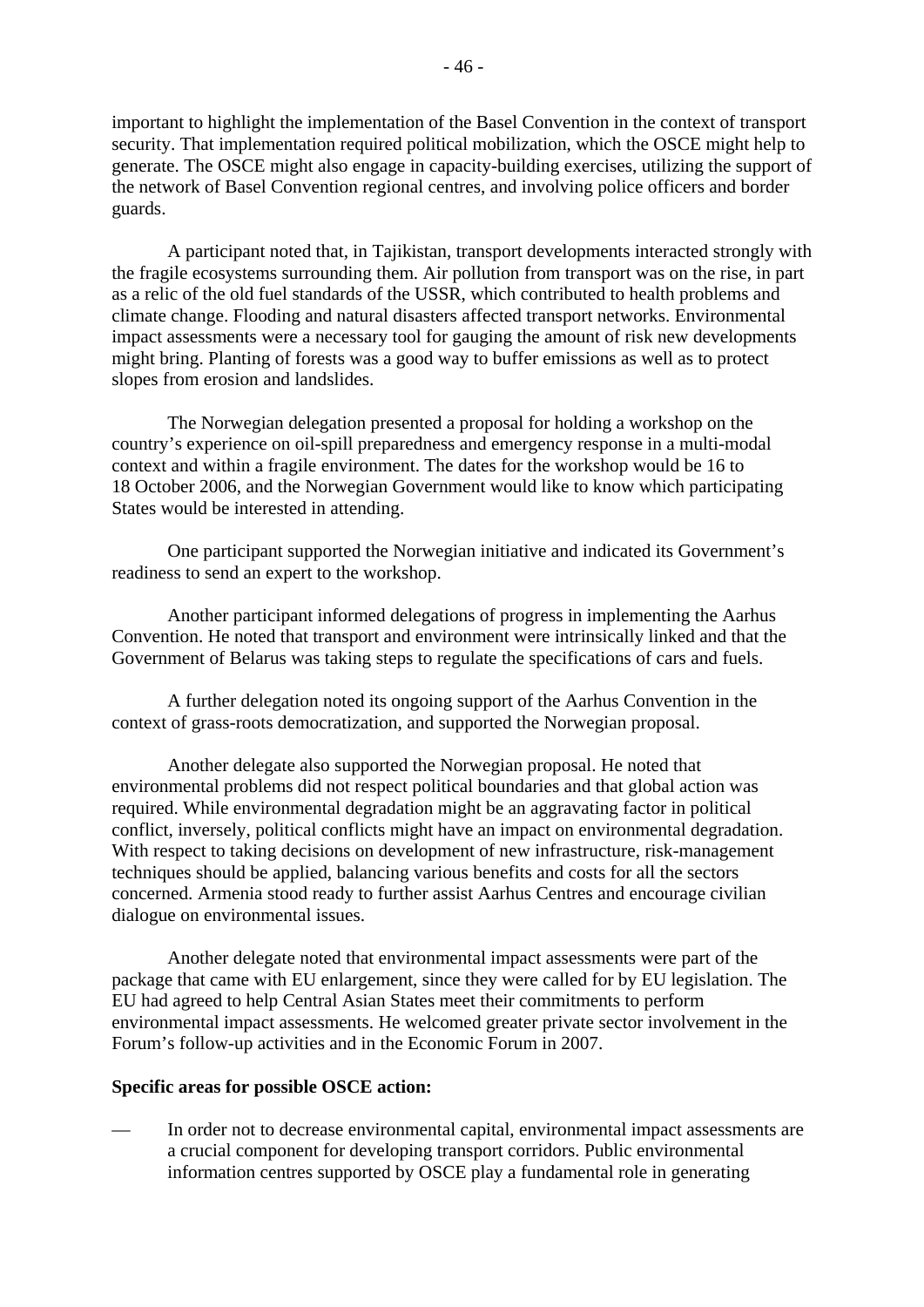important to highlight the implementation of the Basel Convention in the context of transport security. That implementation required political mobilization, which the OSCE might help to generate. The OSCE might also engage in capacity-building exercises, utilizing the support of the network of Basel Convention regional centres, and involving police officers and border guards.

A participant noted that, in Tajikistan, transport developments interacted strongly with the fragile ecosystems surrounding them. Air pollution from transport was on the rise, in part as a relic of the old fuel standards of the USSR, which contributed to health problems and climate change. Flooding and natural disasters affected transport networks. Environmental impact assessments were a necessary tool for gauging the amount of risk new developments might bring. Planting of forests was a good way to buffer emissions as well as to protect slopes from erosion and landslides.

The Norwegian delegation presented a proposal for holding a workshop on the country's experience on oil-spill preparedness and emergency response in a multi-modal context and within a fragile environment. The dates for the workshop would be 16 to 18 October 2006, and the Norwegian Government would like to know which participating States would be interested in attending.

One participant supported the Norwegian initiative and indicated its Government's readiness to send an expert to the workshop.

Another participant informed delegations of progress in implementing the Aarhus Convention. He noted that transport and environment were intrinsically linked and that the Government of Belarus was taking steps to regulate the specifications of cars and fuels.

A further delegation noted its ongoing support of the Aarhus Convention in the context of grass-roots democratization, and supported the Norwegian proposal.

Another delegate also supported the Norwegian proposal. He noted that environmental problems did not respect political boundaries and that global action was required. While environmental degradation might be an aggravating factor in political conflict, inversely, political conflicts might have an impact on environmental degradation. With respect to taking decisions on development of new infrastructure, risk-management techniques should be applied, balancing various benefits and costs for all the sectors concerned. Armenia stood ready to further assist Aarhus Centres and encourage civilian dialogue on environmental issues.

Another delegate noted that environmental impact assessments were part of the package that came with EU enlargement, since they were called for by EU legislation. The EU had agreed to help Central Asian States meet their commitments to perform environmental impact assessments. He welcomed greater private sector involvement in the Forum's follow-up activities and in the Economic Forum in 2007.

**Specific areas for possible OSCE action:**

— In order not to decrease environmental capital, environmental impact assessments are a crucial component for developing transport corridors. Public environmental information centres supported by OSCE play a fundamental role in generating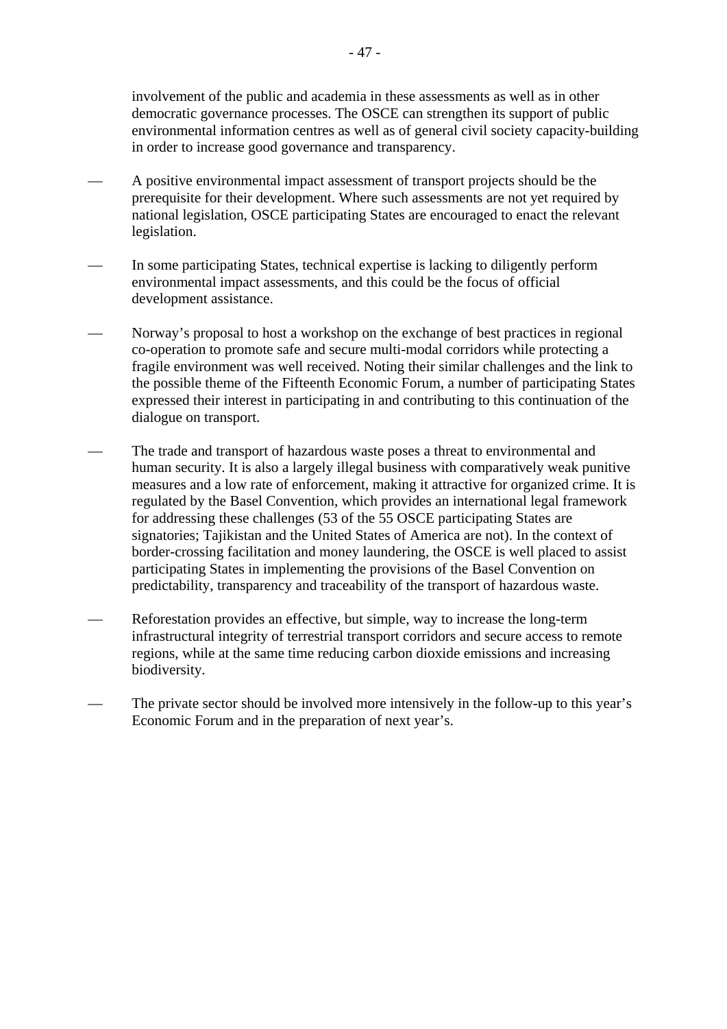involvement of the public and academia in these assessments as well as in other democratic governance processes. The OSCE can strengthen its support of public environmental information centres as well as of general civil society capacity-building in order to increase good governance and transparency.

— A positive environmental impact assessment of transport projects should be the prerequisite for their development. Where such assessments are not yet required by national legislation, OSCE participating States are encouraged to enact the relevant legislation.

— In some participating States, technical expertise is lacking to diligently perform environmental impact assessments, and this could be the focus of official development assistance.

— Norway's proposal to host a workshop on the exchange of best practices in regional co-operation to promote safe and secure multi-modal corridors while protecting a fragile environment was well received. Noting their similar challenges and the link to the possible theme of the Fifteenth Economic Forum, a number of participating States expressed their interest in participating in and contributing to this continuation of the dialogue on transport.

— The trade and transport of hazardous waste poses a threat to environmental and human security. It is also a largely illegal business with comparatively weak punitive measures and a low rate of enforcement, making it attractive for organized crime. It is regulated by the Basel Convention, which provides an international legal framework for addressing these challenges (53 of the 55 OSCE participating States are signatories; Tajikistan and the United States of America are not). In the context of border-crossing facilitation and money laundering, the OSCE is well placed to assist participating States in implementing the provisions of the Basel Convention on predictability, transparency and traceability of the transport of hazardous waste.

— Reforestation provides an effective, but simple, way to increase the long-term infrastructural integrity of terrestrial transport corridors and secure access to remote regions, while at the same time reducing carbon dioxide emissions and increasing biodiversity.

— The private sector should be involved more intensively in the follow-up to this year's Economic Forum and in the preparation of next year's.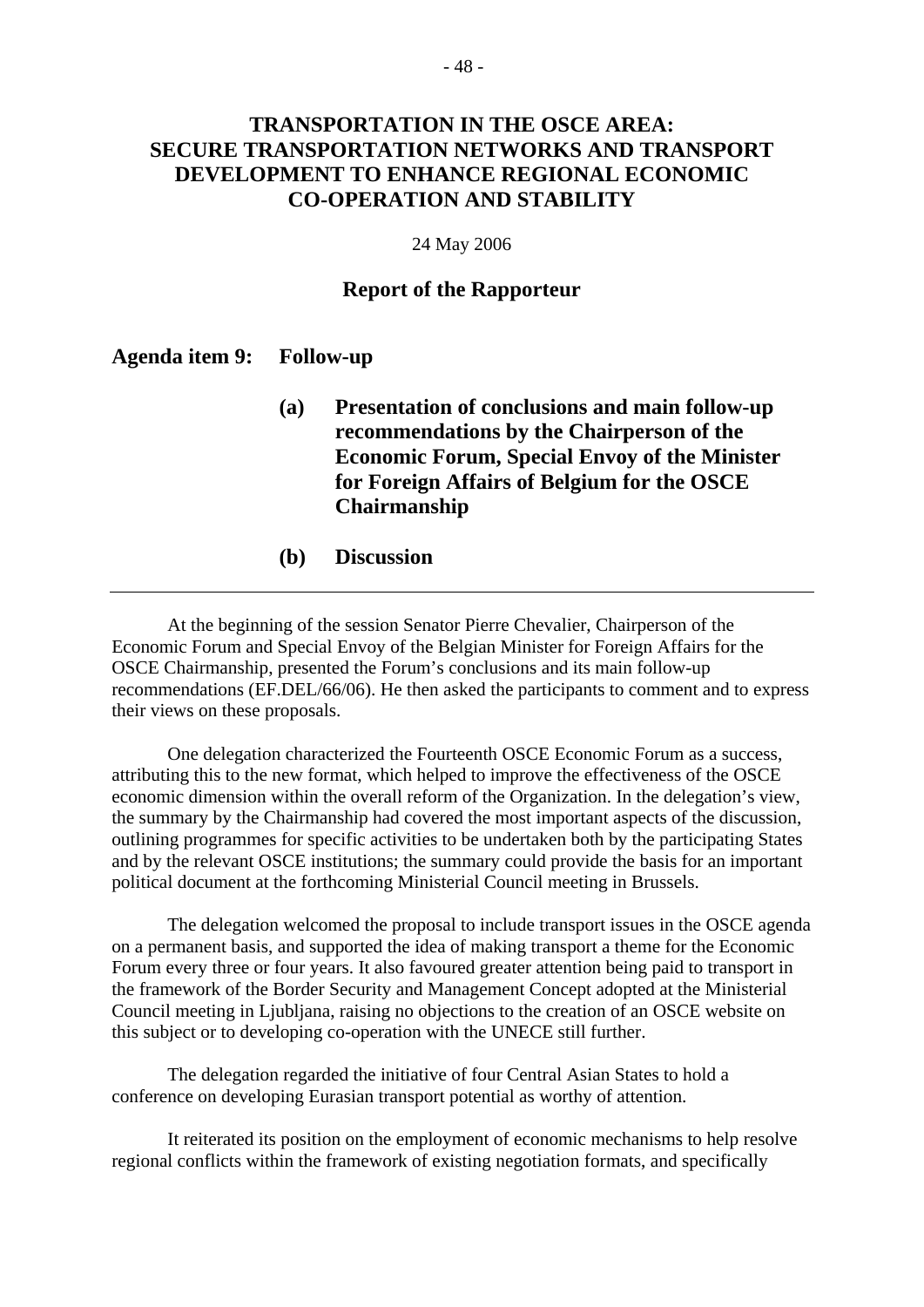# TRANSPORTATION IN THE OSCE AREA: SECURE TRANSPORTATION NETWORKS AND TRANSPORT DEVELOPMENT TO ENHANCE REGIONAL ECONOMIC CO-OPERATION AND STABILITY

24 May 2006

## Report of the Rapporteur

**Agenda item 9: Follow-up**

**(a) Presentation of conclusions and main follow-up recommendations by the Chairperson of the Economic Forum, Special Envoy of the Minister for Foreign Affairs of Belgium for the OSCE Chairmanship**

**(b) Discussion**

---

At the beginning of the session Senator Pierre Chevalier, Chairperson of the Economic Forum and Special Envoy of the Belgian Minister for Foreign Affairs for the OSCE Chairmanship, presented the Forum's conclusions and its main follow-up recommendations (EF.DEL/66/06). He then asked the participants to comment and to express their views on these proposals.

One delegation characterized the Fourteenth OSCE Economic Forum as a success, attributing this to the new format, which helped to improve the effectiveness of the OSCE economic dimension within the overall reform of the Organization. In the delegation's view, the summary by the Chairmanship had covered the most important aspects of the discussion, outlining programmes for specific activities to be undertaken both by the participating States and by the relevant OSCE institutions; the summary could provide the basis for an important political document at the forthcoming Ministerial Council meeting in Brussels.

The delegation welcomed the proposal to include transport issues in the OSCE agenda on a permanent basis, and supported the idea of making transport a theme for the Economic Forum every three or four years. It also favoured greater attention being paid to transport in the framework of the Border Security and Management Concept adopted at the Ministerial Council meeting in Ljubljana, raising no objections to the creation of an OSCE website on this subject or to developing co-operation with the UNECE still further.

The delegation regarded the initiative of four Central Asian States to hold a conference on developing Eurasian transport potential as worthy of attention.

It reiterated its position on the employment of economic mechanisms to help resolve regional conflicts within the framework of existing negotiation formats, and specifically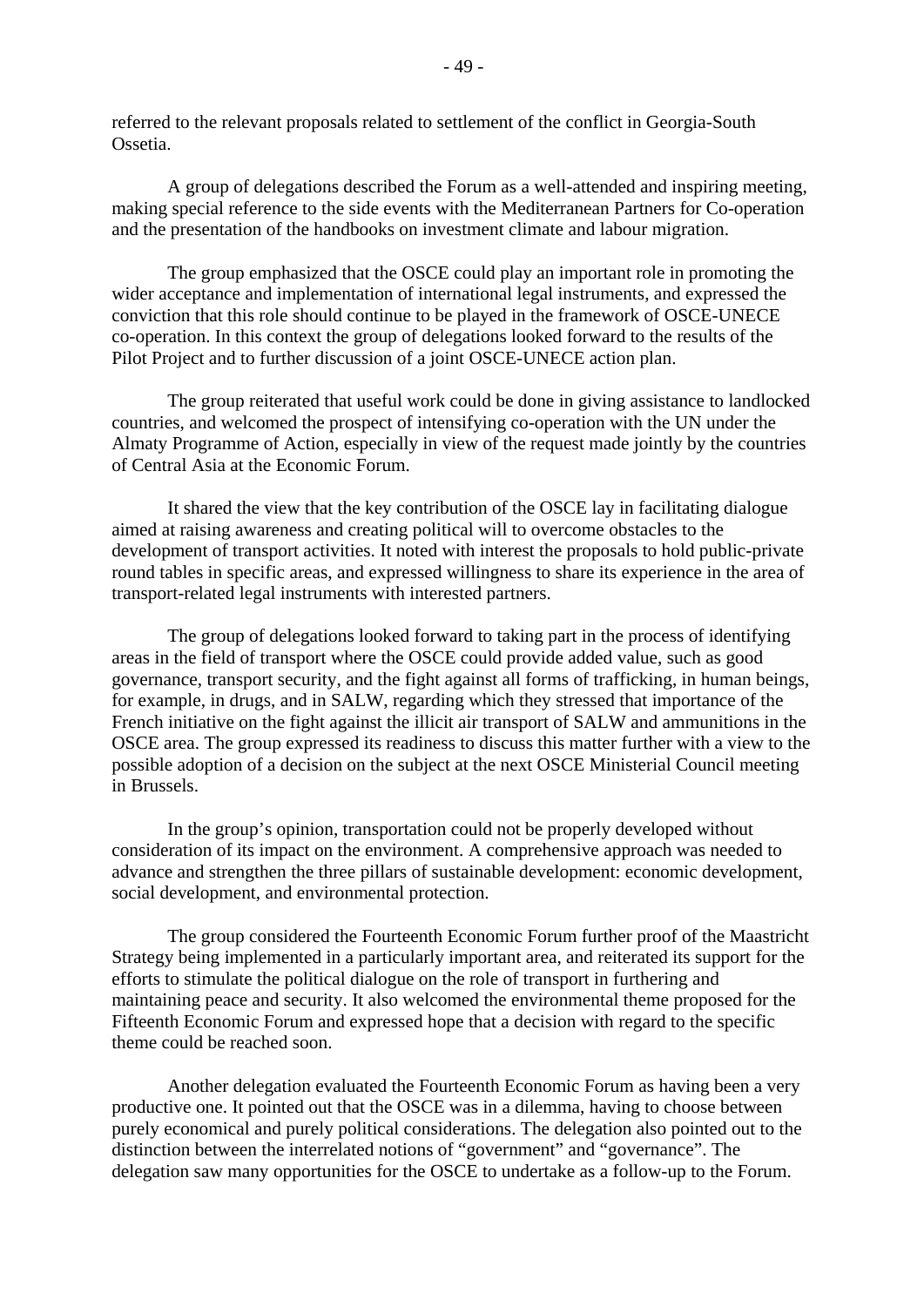referred to the relevant proposals related to settlement of the conflict in Georgia-South Ossetia.

A group of delegations described the Forum as a well-attended and inspiring meeting, making special reference to the side events with the Mediterranean Partners for Co-operation and the presentation of the handbooks on investment climate and labour migration.

The group emphasized that the OSCE could play an important role in promoting the wider acceptance and implementation of international legal instruments, and expressed the conviction that this role should continue to be played in the framework of OSCE-UNECE co-operation. In this context the group of delegations looked forward to the results of the Pilot Project and to further discussion of a joint OSCE-UNECE action plan.

The group reiterated that useful work could be done in giving assistance to landlocked countries, and welcomed the prospect of intensifying co-operation with the UN under the Almaty Programme of Action, especially in view of the request made jointly by the countries of Central Asia at the Economic Forum.

It shared the view that the key contribution of the OSCE lay in facilitating dialogue aimed at raising awareness and creating political will to overcome obstacles to the development of transport activities. It noted with interest the proposals to hold public-private round tables in specific areas, and expressed willingness to share its experience in the area of transport-related legal instruments with interested partners.

The group of delegations looked forward to taking part in the process of identifying areas in the field of transport where the OSCE could provide added value, such as good governance, transport security, and the fight against all forms of trafficking, in human beings, for example, in drugs, and in SALW, regarding which they stressed that importance of the French initiative on the fight against the illicit air transport of SALW and ammunitions in the OSCE area. The group expressed its readiness to discuss this matter further with a view to the possible adoption of a decision on the subject at the next OSCE Ministerial Council meeting in Brussels.

In the group's opinion, transportation could not be properly developed without consideration of its impact on the environment. A comprehensive approach was needed to advance and strengthen the three pillars of sustainable development: economic development, social development, and environmental protection.

The group considered the Fourteenth Economic Forum further proof of the Maastricht Strategy being implemented in a particularly important area, and reiterated its support for the efforts to stimulate the political dialogue on the role of transport in furthering and maintaining peace and security. It also welcomed the environmental theme proposed for the Fifteenth Economic Forum and expressed hope that a decision with regard to the specific theme could be reached soon.

Another delegation evaluated the Fourteenth Economic Forum as having been a very productive one. It pointed out that the OSCE was in a dilemma, having to choose between purely economical and purely political considerations. The delegation also pointed out to the distinction between the interrelated notions of "government" and "governance". The delegation saw many opportunities for the OSCE to undertake as a follow-up to the Forum.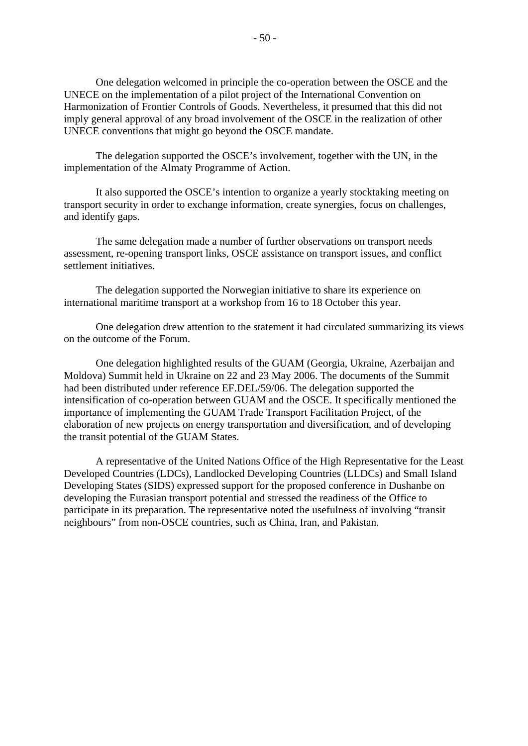One delegation welcomed in principle the co-operation between the OSCE and the UNECE on the implementation of a pilot project of the International Convention on Harmonization of Frontier Controls of Goods. Nevertheless, it presumed that this did not imply general approval of any broad involvement of the OSCE in the realization of other UNECE conventions that might go beyond the OSCE mandate.

The delegation supported the OSCE's involvement, together with the UN, in the implementation of the Almaty Programme of Action.

It also supported the OSCE's intention to organize a yearly stocktaking meeting on transport security in order to exchange information, create synergies, focus on challenges, and identify gaps.

The same delegation made a number of further observations on transport needs assessment, re-opening transport links, OSCE assistance on transport issues, and conflict settlement initiatives.

The delegation supported the Norwegian initiative to share its experience on international maritime transport at a workshop from 16 to 18 October this year.

One delegation drew attention to the statement it had circulated summarizing its views on the outcome of the Forum.

One delegation highlighted results of the GUAM (Georgia, Ukraine, Azerbaijan and Moldova) Summit held in Ukraine on 22 and 23 May 2006. The documents of the Summit had been distributed under reference EF.DEL/59/06. The delegation supported the intensification of co-operation between GUAM and the OSCE. It specifically mentioned the importance of implementing the GUAM Trade Transport Facilitation Project, of the elaboration of new projects on energy transportation and diversification, and of developing the transit potential of the GUAM States.

A representative of the United Nations Office of the High Representative for the Least Developed Countries (LDCs), Landlocked Developing Countries (LLDCs) and Small Island Developing States (SIDS) expressed support for the proposed conference in Dushanbe on developing the Eurasian transport potential and stressed the readiness of the Office to participate in its preparation. The representative noted the usefulness of involving "transit neighbours" from non-OSCE countries, such as China, Iran, and Pakistan.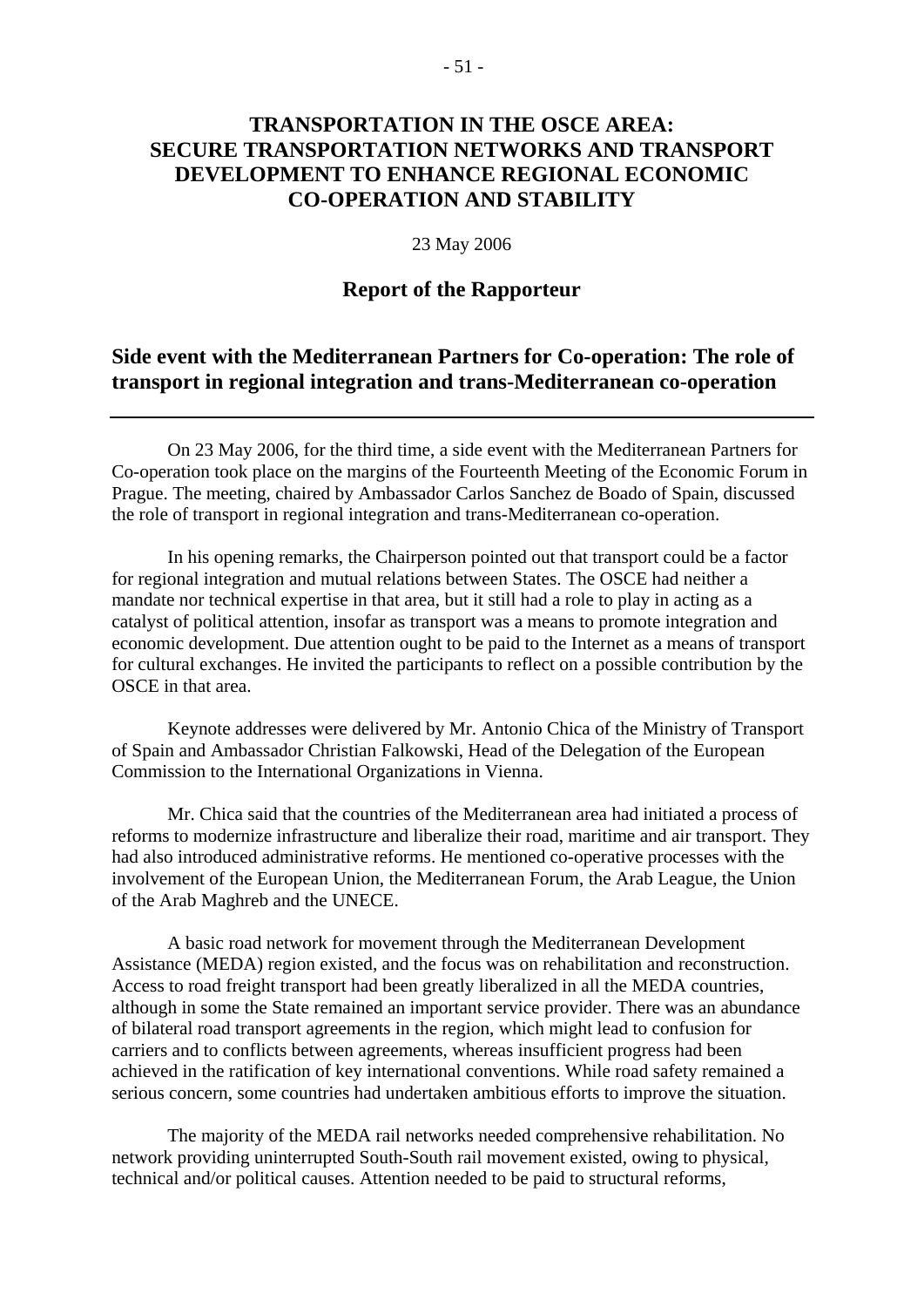# TRANSPORTATION IN THE OSCE AREA: SECURE TRANSPORTATION NETWORKS AND TRANSPORT DEVELOPMENT TO ENHANCE REGIONAL ECONOMIC CO-OPERATION AND STABILITY

23 May 2006

## Report of the Rapporteur

## Side event with the Mediterranean Partners for Co-operation: The role of transport in regional integration and trans-Mediterranean co-operation

---

On 23 May 2006, for the third time, a side event with the Mediterranean Partners for Co-operation took place on the margins of the Fourteenth Meeting of the Economic Forum in Prague. The meeting, chaired by Ambassador Carlos Sanchez de Boado of Spain, discussed the role of transport in regional integration and trans-Mediterranean co-operation.

In his opening remarks, the Chairperson pointed out that transport could be a factor for regional integration and mutual relations between States. The OSCE had neither a mandate nor technical expertise in that area, but it still had a role to play in acting as a catalyst of political attention, insofar as transport was a means to promote integration and economic development. Due attention ought to be paid to the Internet as a means of transport for cultural exchanges. He invited the participants to reflect on a possible contribution by the OSCE in that area.

Keynote addresses were delivered by Mr. Antonio Chica of the Ministry of Transport of Spain and Ambassador Christian Falkowski, Head of the Delegation of the European Commission to the International Organizations in Vienna.

Mr. Chica said that the countries of the Mediterranean area had initiated a process of reforms to modernize infrastructure and liberalize their road, maritime and air transport. They had also introduced administrative reforms. He mentioned co-operative processes with the involvement of the European Union, the Mediterranean Forum, the Arab League, the Union of the Arab Maghreb and the UNECE.

A basic road network for movement through the Mediterranean Development Assistance (MEDA) region existed, and the focus was on rehabilitation and reconstruction. Access to road freight transport had been greatly liberalized in all the MEDA countries, although in some the State remained an important service provider. There was an abundance of bilateral road transport agreements in the region, which might lead to confusion for carriers and to conflicts between agreements, whereas insufficient progress had been achieved in the ratification of key international conventions. While road safety remained a serious concern, some countries had undertaken ambitious efforts to improve the situation.

The majority of the MEDA rail networks needed comprehensive rehabilitation. No network providing uninterrupted South-South rail movement existed, owing to physical, technical and/or political causes. Attention needed to be paid to structural reforms,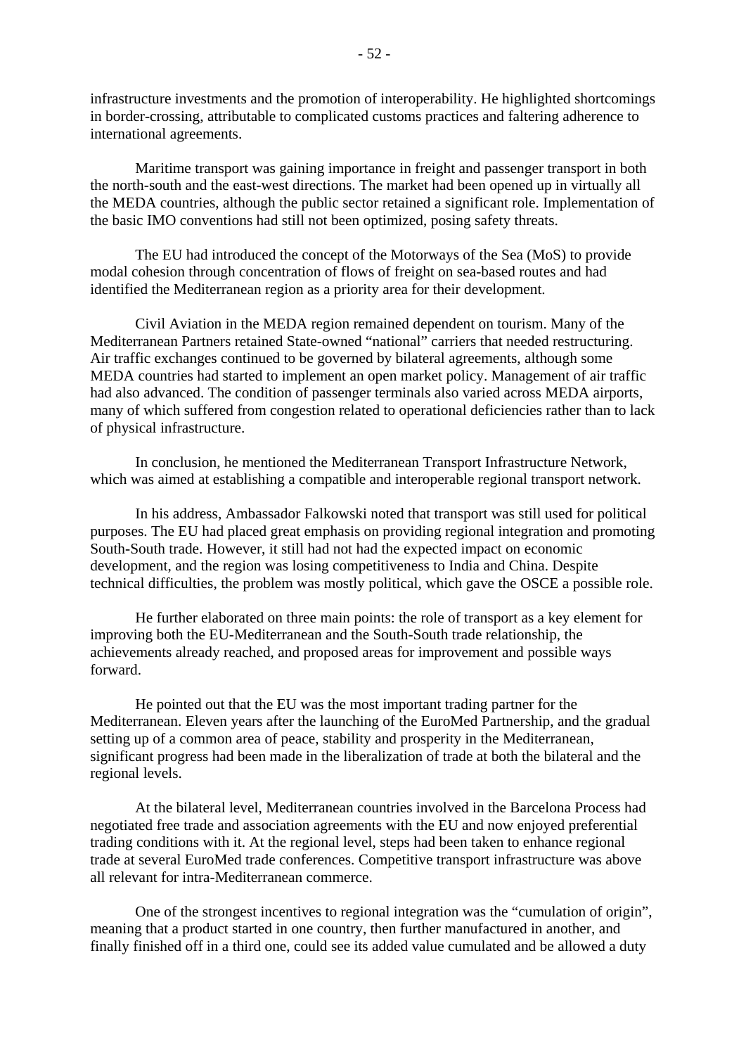infrastructure investments and the promotion of interoperability. He highlighted shortcomings in border-crossing, attributable to complicated customs practices and faltering adherence to international agreements.

Maritime transport was gaining importance in freight and passenger transport in both the north-south and the east-west directions. The market had been opened up in virtually all the MEDA countries, although the public sector retained a significant role. Implementation of the basic IMO conventions had still not been optimized, posing safety threats.

The EU had introduced the concept of the Motorways of the Sea (MoS) to provide modal cohesion through concentration of flows of freight on sea-based routes and had identified the Mediterranean region as a priority area for their development.

Civil Aviation in the MEDA region remained dependent on tourism. Many of the Mediterranean Partners retained State-owned "national" carriers that needed restructuring. Air traffic exchanges continued to be governed by bilateral agreements, although some MEDA countries had started to implement an open market policy. Management of air traffic had also advanced. The condition of passenger terminals also varied across MEDA airports, many of which suffered from congestion related to operational deficiencies rather than to lack of physical infrastructure.

In conclusion, he mentioned the Mediterranean Transport Infrastructure Network, which was aimed at establishing a compatible and interoperable regional transport network.

In his address, Ambassador Falkowski noted that transport was still used for political purposes. The EU had placed great emphasis on providing regional integration and promoting South-South trade. However, it still had not had the expected impact on economic development, and the region was losing competitiveness to India and China. Despite technical difficulties, the problem was mostly political, which gave the OSCE a possible role.

He further elaborated on three main points: the role of transport as a key element for improving both the EU-Mediterranean and the South-South trade relationship, the achievements already reached, and proposed areas for improvement and possible ways forward.

He pointed out that the EU was the most important trading partner for the Mediterranean. Eleven years after the launching of the EuroMed Partnership, and the gradual setting up of a common area of peace, stability and prosperity in the Mediterranean, significant progress had been made in the liberalization of trade at both the bilateral and the regional levels.

At the bilateral level, Mediterranean countries involved in the Barcelona Process had negotiated free trade and association agreements with the EU and now enjoyed preferential trading conditions with it. At the regional level, steps had been taken to enhance regional trade at several EuroMed trade conferences. Competitive transport infrastructure was above all relevant for intra-Mediterranean commerce.

One of the strongest incentives to regional integration was the "cumulation of origin", meaning that a product started in one country, then further manufactured in another, and finally finished off in a third one, could see its added value cumulated and be allowed a duty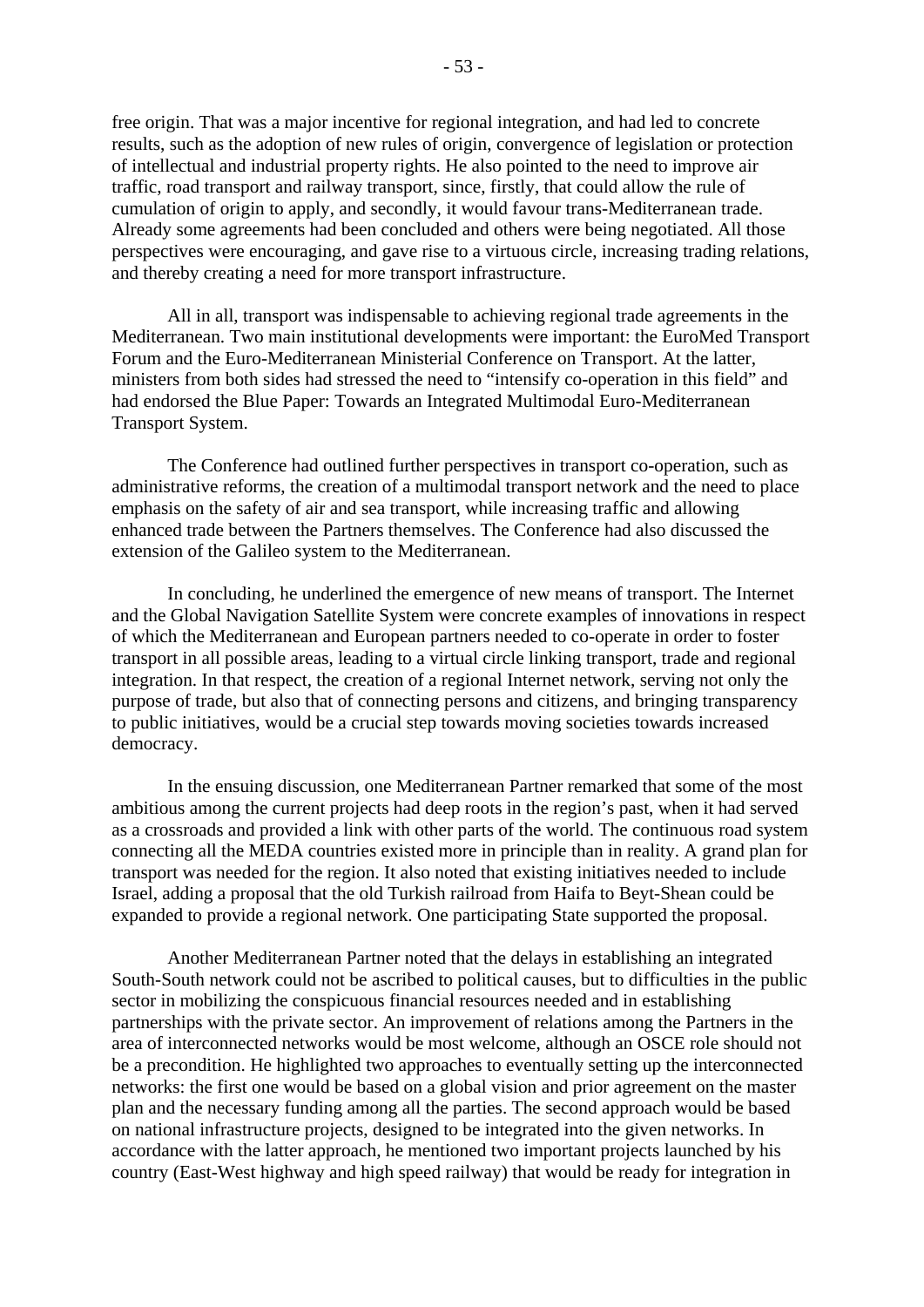free origin. That was a major incentive for regional integration, and had led to concrete results, such as the adoption of new rules of origin, convergence of legislation or protection of intellectual and industrial property rights. He also pointed to the need to improve air traffic, road transport and railway transport, since, firstly, that could allow the rule of cumulation of origin to apply, and secondly, it would favour trans-Mediterranean trade. Already some agreements had been concluded and others were being negotiated. All those perspectives were encouraging, and gave rise to a virtuous circle, increasing trading relations, and thereby creating a need for more transport infrastructure.

All in all, transport was indispensable to achieving regional trade agreements in the Mediterranean. Two main institutional developments were important: the EuroMed Transport Forum and the Euro-Mediterranean Ministerial Conference on Transport. At the latter, ministers from both sides had stressed the need to "intensify co-operation in this field" and had endorsed the Blue Paper: Towards an Integrated Multimodal Euro-Mediterranean Transport System.

The Conference had outlined further perspectives in transport co-operation, such as administrative reforms, the creation of a multimodal transport network and the need to place emphasis on the safety of air and sea transport, while increasing traffic and allowing enhanced trade between the Partners themselves. The Conference had also discussed the extension of the Galileo system to the Mediterranean.

In concluding, he underlined the emergence of new means of transport. The Internet and the Global Navigation Satellite System were concrete examples of innovations in respect of which the Mediterranean and European partners needed to co-operate in order to foster transport in all possible areas, leading to a virtual circle linking transport, trade and regional integration. In that respect, the creation of a regional Internet network, serving not only the purpose of trade, but also that of connecting persons and citizens, and bringing transparency to public initiatives, would be a crucial step towards moving societies towards increased democracy.

In the ensuing discussion, one Mediterranean Partner remarked that some of the most ambitious among the current projects had deep roots in the region's past, when it had served as a crossroads and provided a link with other parts of the world. The continuous road system connecting all the MEDA countries existed more in principle than in reality. A grand plan for transport was needed for the region. It also noted that existing initiatives needed to include Israel, adding a proposal that the old Turkish railroad from Haifa to Beyt-Shean could be expanded to provide a regional network. One participating State supported the proposal.

Another Mediterranean Partner noted that the delays in establishing an integrated South-South network could not be ascribed to political causes, but to difficulties in the public sector in mobilizing the conspicuous financial resources needed and in establishing partnerships with the private sector. An improvement of relations among the Partners in the area of interconnected networks would be most welcome, although an OSCE role should not be a precondition. He highlighted two approaches to eventually setting up the interconnected networks: the first one would be based on a global vision and prior agreement on the master plan and the necessary funding among all the parties. The second approach would be based on national infrastructure projects, designed to be integrated into the given networks. In accordance with the latter approach, he mentioned two important projects launched by his country (East-West highway and high speed railway) that would be ready for integration in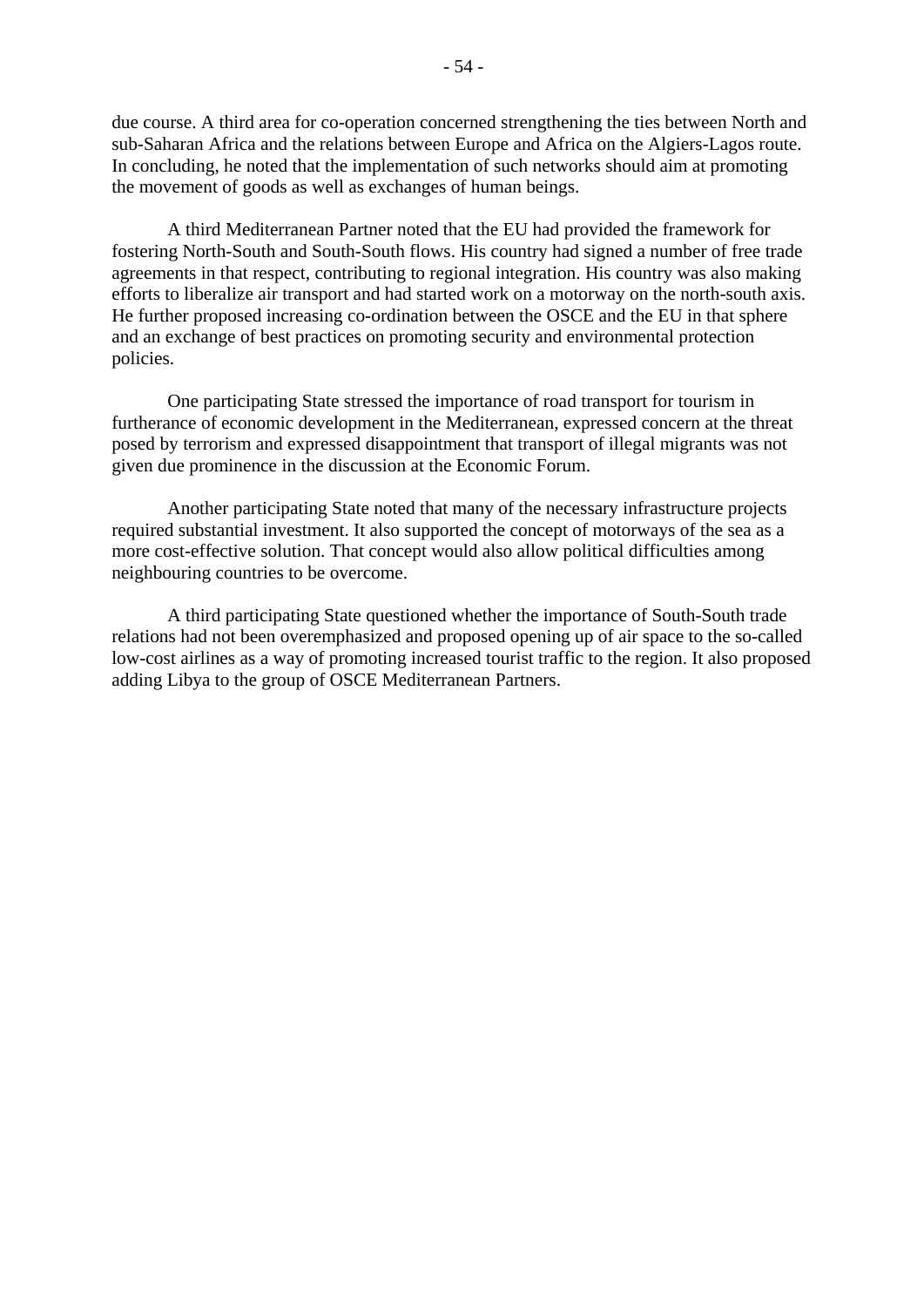due course. A third area for co-operation concerned strengthening the ties between North and sub-Saharan Africa and the relations between Europe and Africa on the Algiers-Lagos route. In concluding, he noted that the implementation of such networks should aim at promoting the movement of goods as well as exchanges of human beings.

A third Mediterranean Partner noted that the EU had provided the framework for fostering North-South and South-South flows. His country had signed a number of free trade agreements in that respect, contributing to regional integration. His country was also making efforts to liberalize air transport and had started work on a motorway on the north-south axis. He further proposed increasing co-ordination between the OSCE and the EU in that sphere and an exchange of best practices on promoting security and environmental protection policies.

One participating State stressed the importance of road transport for tourism in furtherance of economic development in the Mediterranean, expressed concern at the threat posed by terrorism and expressed disappointment that transport of illegal migrants was not given due prominence in the discussion at the Economic Forum.

Another participating State noted that many of the necessary infrastructure projects required substantial investment. It also supported the concept of motorways of the sea as a more cost-effective solution. That concept would also allow political difficulties among neighbouring countries to be overcome.

A third participating State questioned whether the importance of South-South trade relations had not been overemphasized and proposed opening up of air space to the so-called low-cost airlines as a way of promoting increased tourist traffic to the region. It also proposed adding Libya to the group of OSCE Mediterranean Partners.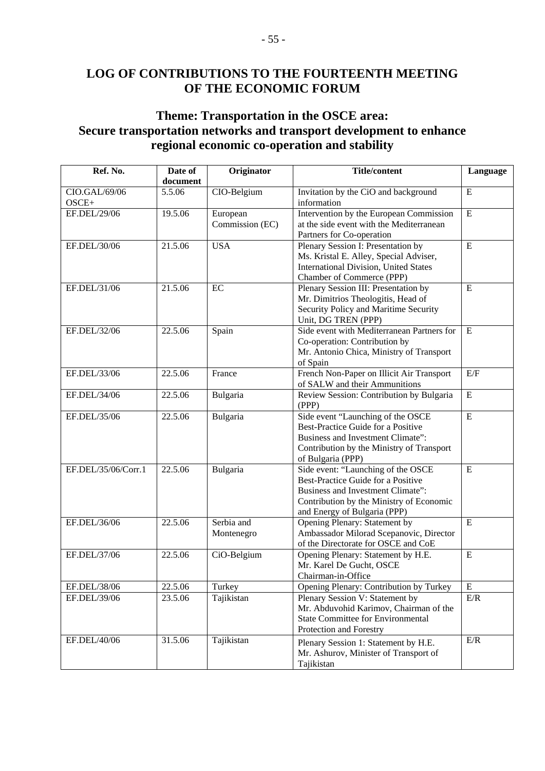# LOG OF CONTRIBUTIONS TO THE FOURTEENTH MEETING OF THE ECONOMIC FORUM

## Theme: Transportation in the OSCE area: Secure transportation networks and transport development to enhance regional economic co-operation and stability

| Ref. No. | Date of document | Originator | Title/content | Language |
|---|---|---|---|---|
| CIO.GAL/69/06 OSCE+ | 5.5.06 | CIO-Belgium | Invitation by the CiO and background information | E |
| EF.DEL/29/06 | 19.5.06 | European Commission (EC) | Intervention by the European Commission at the side event with the Mediterranean Partners for Co-operation | E |
| EF.DEL/30/06 | 21.5.06 | USA | Plenary Session I: Presentation by Ms. Kristal E. Alley, Special Adviser, International Division, United States Chamber of Commerce (PPP) | E |
| EF.DEL/31/06 | 21.5.06 | EC | Plenary Session III: Presentation by Mr. Dimitrios Theologitis, Head of Security Policy and Maritime Security Unit, DG TREN (PPP) | E |
| EF.DEL/32/06 | 22.5.06 | Spain | Side event with Mediterranean Partners for Co-operation: Contribution by Mr. Antonio Chica, Ministry of Transport of Spain | E |
| EF.DEL/33/06 | 22.5.06 | France | French Non-Paper on Illicit Air Transport of SALW and their Ammunitions | E/F |
| EF.DEL/34/06 | 22.5.06 | Bulgaria | Review Session: Contribution by Bulgaria (PPP) | E |
| EF.DEL/35/06 | 22.5.06 | Bulgaria | Side event "Launching of the OSCE Best-Practice Guide for a Positive Business and Investment Climate": Contribution by the Ministry of Transport of Bulgaria (PPP) | E |
| EF.DEL/35/06/Corr.1 | 22.5.06 | Bulgaria | Side event: "Launching of the OSCE Best-Practice Guide for a Positive Business and Investment Climate": Contribution by the Ministry of Economic and Energy of Bulgaria (PPP) | E |
| EF.DEL/36/06 | 22.5.06 | Serbia and Montenegro | Opening Plenary: Statement by Ambassador Milorad Scepanovic, Director of the Directorate for OSCE and CoE | E |
| EF.DEL/37/06 | 22.5.06 | CiO-Belgium | Opening Plenary: Statement by H.E. Mr. Karel De Gucht, OSCE Chairman-in-Office | E |
| EF.DEL/38/06 | 22.5.06 | Turkey | Opening Plenary: Contribution by Turkey | E |
| EF.DEL/39/06 | 23.5.06 | Tajikistan | Plenary Session V: Statement by Mr. Abduvohid Karimov, Chairman of the State Committee for Environmental Protection and Forestry | E/R |
| EF.DEL/40/06 | 31.5.06 | Tajikistan | Plenary Session 1: Statement by H.E. Mr. Ashurov, Minister of Transport of Tajikistan | E/R |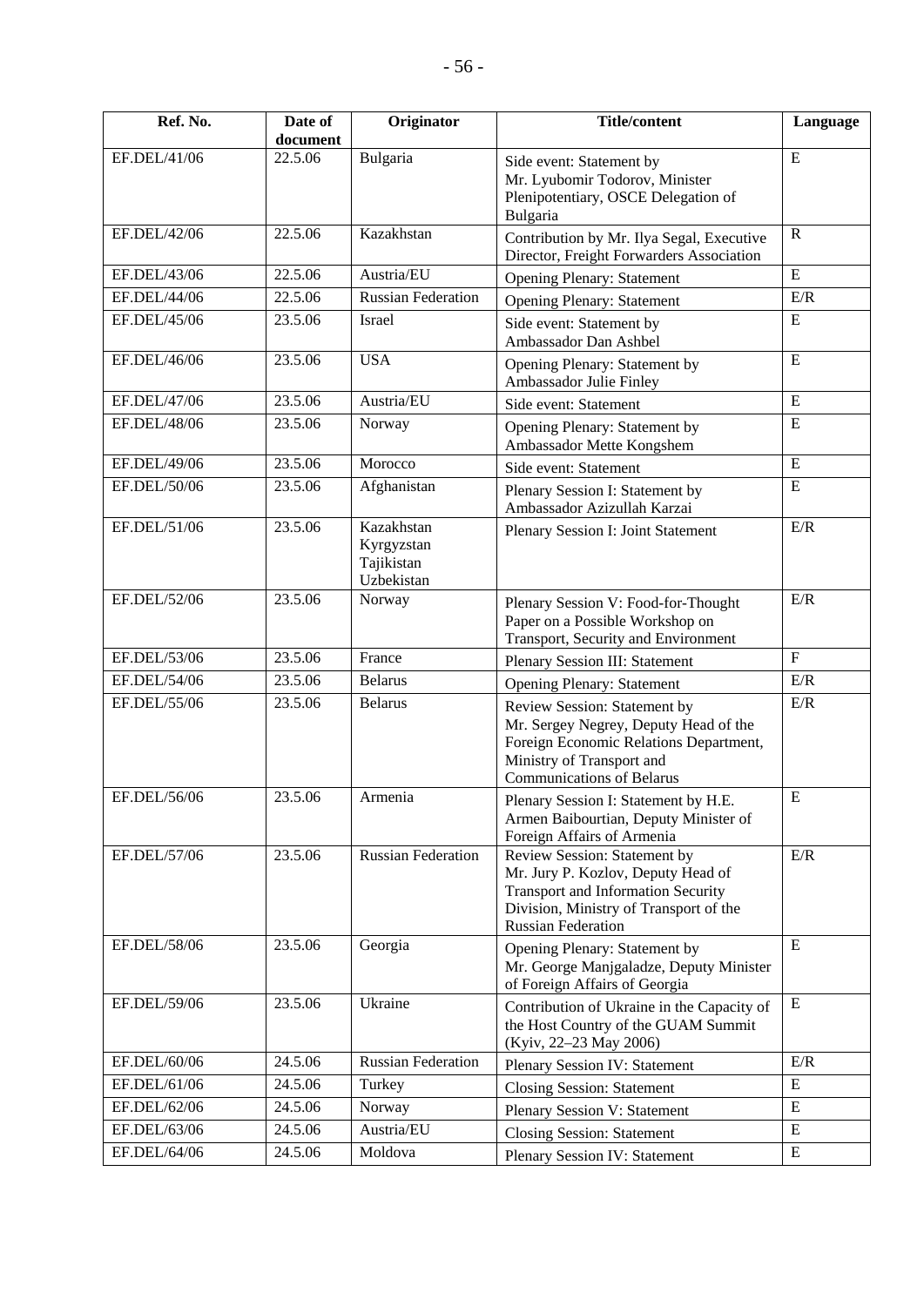| Ref. No. | Date of document | Originator | Title/content | Language |
|---|---|---|---|---|
| EF.DEL/41/06 | 22.5.06 | Bulgaria | Side event: Statement by Mr. Lyubomir Todorov, Minister Plenipotentiary, OSCE Delegation of Bulgaria | E |
| EF.DEL/42/06 | 22.5.06 | Kazakhstan | Contribution by Mr. Ilya Segal, Executive Director, Freight Forwarders Association | R |
| EF.DEL/43/06 | 22.5.06 | Austria/EU | Opening Plenary: Statement | E |
| EF.DEL/44/06 | 22.5.06 | Russian Federation | Opening Plenary: Statement | E/R |
| EF.DEL/45/06 | 23.5.06 | Israel | Side event: Statement by Ambassador Dan Ashbel | E |
| EF.DEL/46/06 | 23.5.06 | USA | Opening Plenary: Statement by Ambassador Julie Finley | E |
| EF.DEL/47/06 | 23.5.06 | Austria/EU | Side event: Statement | E |
| EF.DEL/48/06 | 23.5.06 | Norway | Opening Plenary: Statement by Ambassador Mette Kongshem | E |
| EF.DEL/49/06 | 23.5.06 | Morocco | Side event: Statement | E |
| EF.DEL/50/06 | 23.5.06 | Afghanistan | Plenary Session I: Statement by Ambassador Azizullah Karzai | E |
| EF.DEL/51/06 | 23.5.06 | Kazakhstan Kyrgyzstan Tajikistan Uzbekistan | Plenary Session I: Joint Statement | E/R |
| EF.DEL/52/06 | 23.5.06 | Norway | Plenary Session V: Food-for-Thought Paper on a Possible Workshop on Transport, Security and Environment | E/R |
| EF.DEL/53/06 | 23.5.06 | France | Plenary Session III: Statement | F |
| EF.DEL/54/06 | 23.5.06 | Belarus | Opening Plenary: Statement | E/R |
| EF.DEL/55/06 | 23.5.06 | Belarus | Review Session: Statement by Mr. Sergey Negrey, Deputy Head of the Foreign Economic Relations Department, Ministry of Transport and Communications of Belarus | E/R |
| EF.DEL/56/06 | 23.5.06 | Armenia | Plenary Session I: Statement by H.E. Armen Baibourtian, Deputy Minister of Foreign Affairs of Armenia | E |
| EF.DEL/57/06 | 23.5.06 | Russian Federation | Review Session: Statement by Mr. Jury P. Kozlov, Deputy Head of Transport and Information Security Division, Ministry of Transport of the Russian Federation | E/R |
| EF.DEL/58/06 | 23.5.06 | Georgia | Opening Plenary: Statement by Mr. George Manjgaladze, Deputy Minister of Foreign Affairs of Georgia | E |
| EF.DEL/59/06 | 23.5.06 | Ukraine | Contribution of Ukraine in the Capacity of the Host Country of the GUAM Summit (Kyiv, 22–23 May 2006) | E |
| EF.DEL/60/06 | 24.5.06 | Russian Federation | Plenary Session IV: Statement | E/R |
| EF.DEL/61/06 | 24.5.06 | Turkey | Closing Session: Statement | E |
| EF.DEL/62/06 | 24.5.06 | Norway | Plenary Session V: Statement | E |
| EF.DEL/63/06 | 24.5.06 | Austria/EU | Closing Session: Statement | E |
| EF.DEL/64/06 | 24.5.06 | Moldova | Plenary Session IV: Statement | E |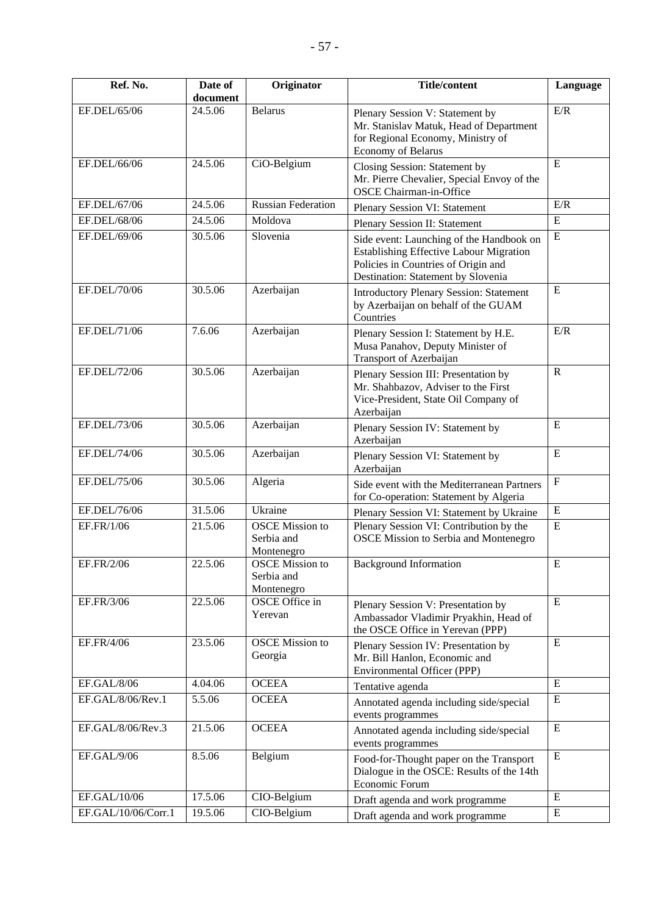| Ref. No. | Date of document | Originator | Title/content | Language |
|---|---|---|---|---|
| EF.DEL/65/06 | 24.5.06 | Belarus | Plenary Session V: Statement by Mr. Stanislav Matuk, Head of Department for Regional Economy, Ministry of Economy of Belarus | E/R |
| EF.DEL/66/06 | 24.5.06 | CiO-Belgium | Closing Session: Statement by Mr. Pierre Chevalier, Special Envoy of the OSCE Chairman-in-Office | E |
| EF.DEL/67/06 | 24.5.06 | Russian Federation | Plenary Session VI: Statement | E/R |
| EF.DEL/68/06 | 24.5.06 | Moldova | Plenary Session II: Statement | E |
| EF.DEL/69/06 | 30.5.06 | Slovenia | Side event: Launching of the Handbook on Establishing Effective Labour Migration Policies in Countries of Origin and Destination: Statement by Slovenia | E |
| EF.DEL/70/06 | 30.5.06 | Azerbaijan | Introductory Plenary Session: Statement by Azerbaijan on behalf of the GUAM Countries | E |
| EF.DEL/71/06 | 7.6.06 | Azerbaijan | Plenary Session I: Statement by H.E. Musa Panahov, Deputy Minister of Transport of Azerbaijan | E/R |
| EF.DEL/72/06 | 30.5.06 | Azerbaijan | Plenary Session III: Presentation by Mr. Shahbazov, Adviser to the First Vice-President, State Oil Company of Azerbaijan | R |
| EF.DEL/73/06 | 30.5.06 | Azerbaijan | Plenary Session IV: Statement by Azerbaijan | E |
| EF.DEL/74/06 | 30.5.06 | Azerbaijan | Plenary Session VI: Statement by Azerbaijan | E |
| EF.DEL/75/06 | 30.5.06 | Algeria | Side event with the Mediterranean Partners for Co-operation: Statement by Algeria | F |
| EF.DEL/76/06 | 31.5.06 | Ukraine | Plenary Session VI: Statement by Ukraine | E |
| EF.FR/1/06 | 21.5.06 | OSCE Mission to Serbia and Montenegro | Plenary Session VI: Contribution by the OSCE Mission to Serbia and Montenegro | E |
| EF.FR/2/06 | 22.5.06 | OSCE Mission to Serbia and Montenegro | Background Information | E |
| EF.FR/3/06 | 22.5.06 | OSCE Office in Yerevan | Plenary Session V: Presentation by Ambassador Vladimir Pryakhin, Head of the OSCE Office in Yerevan (PPP) | E |
| EF.FR/4/06 | 23.5.06 | OSCE Mission to Georgia | Plenary Session IV: Presentation by Mr. Bill Hanlon, Economic and Environmental Officer (PPP) | E |
| EF.GAL/8/06 | 4.04.06 | OCEEA | Tentative agenda | E |
| EF.GAL/8/06/Rev.1 | 5.5.06 | OCEEA | Annotated agenda including side/special events programmes | E |
| EF.GAL/8/06/Rev.3 | 21.5.06 | OCEEA | Annotated agenda including side/special events programmes | E |
| EF.GAL/9/06 | 8.5.06 | Belgium | Food-for-Thought paper on the Transport Dialogue in the OSCE: Results of the 14th Economic Forum | E |
| EF.GAL/10/06 | 17.5.06 | CIO-Belgium | Draft agenda and work programme | E |
| EF.GAL/10/06/Corr.1 | 19.5.06 | CIO-Belgium | Draft agenda and work programme | E |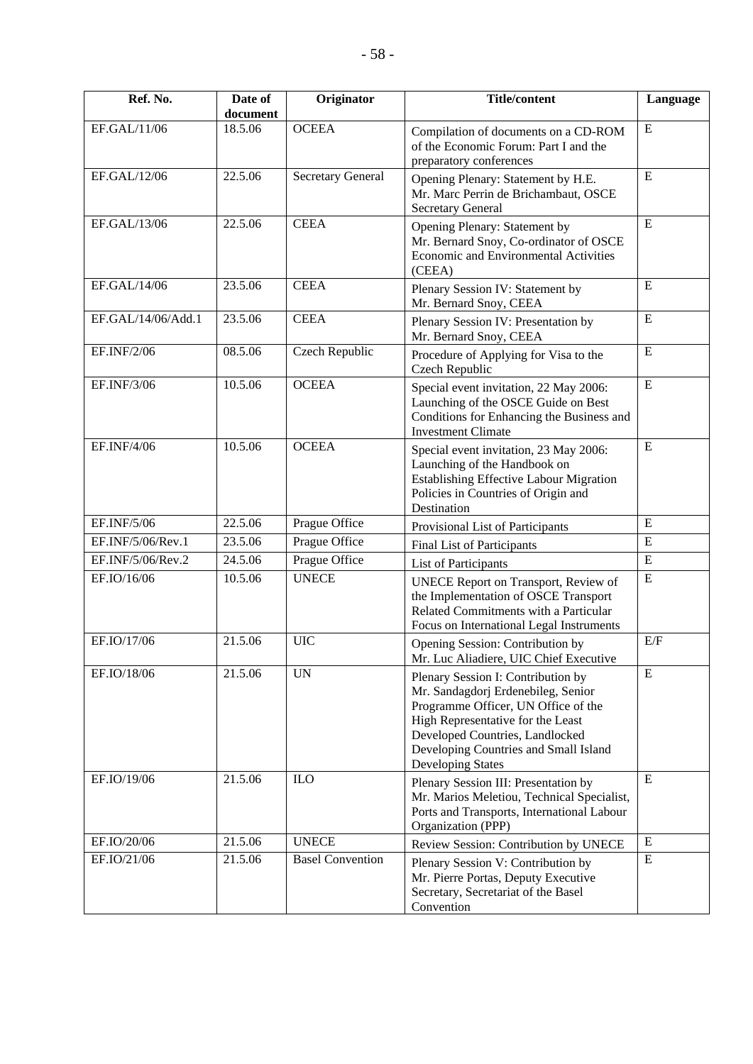| Ref. No. | Date of document | Originator | Title/content | Language |
|---|---|---|---|---|
| EF.GAL/11/06 | 18.5.06 | OCEEA | Compilation of documents on a CD-ROM of the Economic Forum: Part I and the preparatory conferences | E |
| EF.GAL/12/06 | 22.5.06 | Secretary General | Opening Plenary: Statement by H.E. Mr. Marc Perrin de Brichambaut, OSCE Secretary General | E |
| EF.GAL/13/06 | 22.5.06 | CEEA | Opening Plenary: Statement by Mr. Bernard Snoy, Co-ordinator of OSCE Economic and Environmental Activities (CEEA) | E |
| EF.GAL/14/06 | 23.5.06 | CEEA | Plenary Session IV: Statement by Mr. Bernard Snoy, CEEA | E |
| EF.GAL/14/06/Add.1 | 23.5.06 | CEEA | Plenary Session IV: Presentation by Mr. Bernard Snoy, CEEA | E |
| EF.INF/2/06 | 08.5.06 | Czech Republic | Procedure of Applying for Visa to the Czech Republic | E |
| EF.INF/3/06 | 10.5.06 | OCEEA | Special event invitation, 22 May 2006: Launching of the OSCE Guide on Best Conditions for Enhancing the Business and Investment Climate | E |
| EF.INF/4/06 | 10.5.06 | OCEEA | Special event invitation, 23 May 2006: Launching of the Handbook on Establishing Effective Labour Migration Policies in Countries of Origin and Destination | E |
| EF.INF/5/06 | 22.5.06 | Prague Office | Provisional List of Participants | E |
| EF.INF/5/06/Rev.1 | 23.5.06 | Prague Office | Final List of Participants | E |
| EF.INF/5/06/Rev.2 | 24.5.06 | Prague Office | List of Participants | E |
| EF.IO/16/06 | 10.5.06 | UNECE | UNECE Report on Transport, Review of the Implementation of OSCE Transport Related Commitments with a Particular Focus on International Legal Instruments | E |
| EF.IO/17/06 | 21.5.06 | UIC | Opening Session: Contribution by Mr. Luc Aliadiere, UIC Chief Executive | E/F |
| EF.IO/18/06 | 21.5.06 | UN | Plenary Session I: Contribution by Mr. Sandagdorj Erdenebileg, Senior Programme Officer, UN Office of the High Representative for the Least Developed Countries, Landlocked Developing Countries and Small Island Developing States | E |
| EF.IO/19/06 | 21.5.06 | ILO | Plenary Session III: Presentation by Mr. Marios Meletiou, Technical Specialist, Ports and Transports, International Labour Organization (PPP) | E |
| EF.IO/20/06 | 21.5.06 | UNECE | Review Session: Contribution by UNECE | E |
| EF.IO/21/06 | 21.5.06 | Basel Convention | Plenary Session V: Contribution by Mr. Pierre Portas, Deputy Executive Secretary, Secretariat of the Basel Convention | E |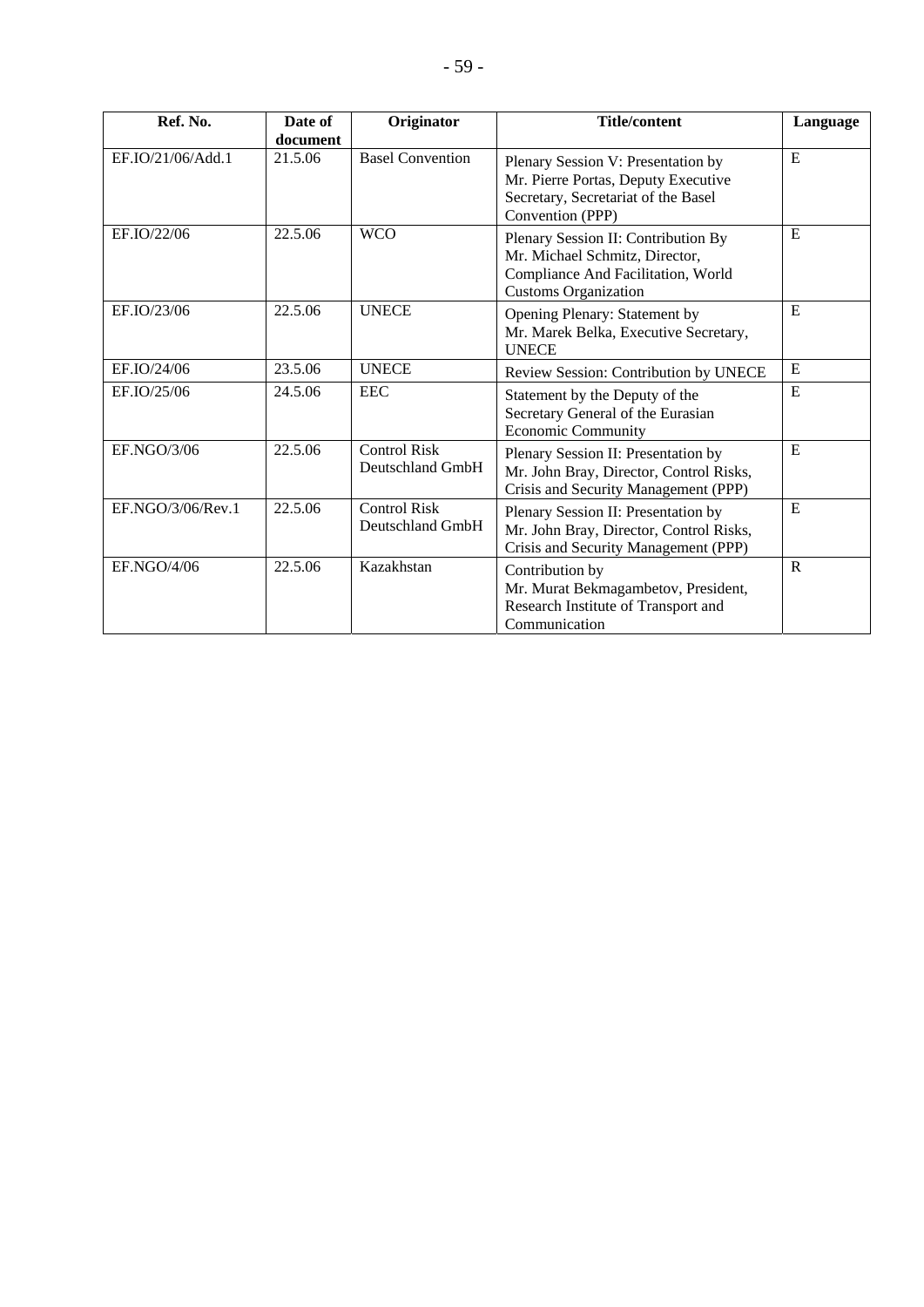| Ref. No. | Date of document | Originator | Title/content | Language |
|---|---|---|---|---|
| EF.IO/21/06/Add.1 | 21.5.06 | Basel Convention | Plenary Session V: Presentation by Mr. Pierre Portas, Deputy Executive Secretary, Secretariat of the Basel Convention (PPP) | E |
| EF.IO/22/06 | 22.5.06 | WCO | Plenary Session II: Contribution By Mr. Michael Schmitz, Director, Compliance And Facilitation, World Customs Organization | E |
| EF.IO/23/06 | 22.5.06 | UNECE | Opening Plenary: Statement by Mr. Marek Belka, Executive Secretary, UNECE | E |
| EF.IO/24/06 | 23.5.06 | UNECE | Review Session: Contribution by UNECE | E |
| EF.IO/25/06 | 24.5.06 | EEC | Statement by the Deputy of the Secretary General of the Eurasian Economic Community | E |
| EF.NGO/3/06 | 22.5.06 | Control Risk Deutschland GmbH | Plenary Session II: Presentation by Mr. John Bray, Director, Control Risks, Crisis and Security Management (PPP) | E |
| EF.NGO/3/06/Rev.1 | 22.5.06 | Control Risk Deutschland GmbH | Plenary Session II: Presentation by Mr. John Bray, Director, Control Risks, Crisis and Security Management (PPP) | E |
| EF.NGO/4/06 | 22.5.06 | Kazakhstan | Contribution by Mr. Murat Bekmagambetov, President, Research Institute of Transport and Communication | R |